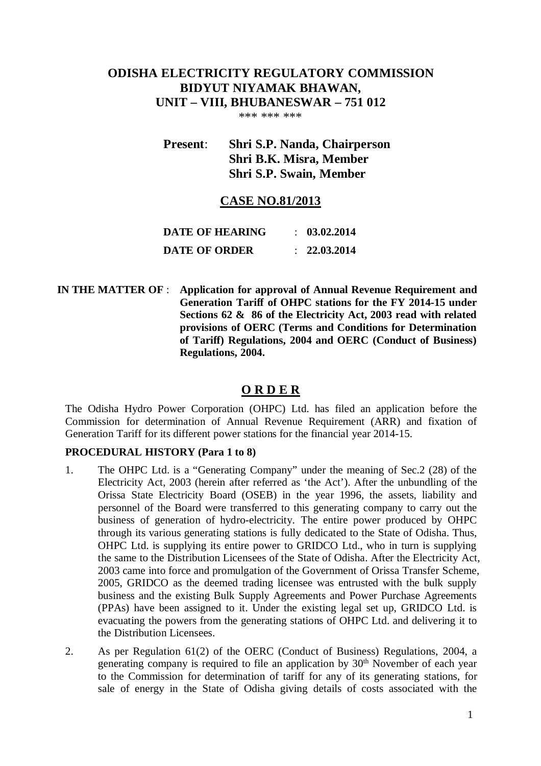# ODISHA ELECTRICITY REGULATORY COMMISSION
# BIDYUT NIYAMAK BHAWAN,
# UNIT – VIII, BHUBANESWAR – 751 012

\*\*\* \*\*\* \*\*\*

**Present**: **Shri S.P. Nanda, Chairperson**
**Shri B.K. Misra, Member**
**Shri S.P. Swain, Member**

## CASE NO.81/2013

| | | |
|---|---|---|
| **DATE OF HEARING** | : | **03.02.2014** |
| **DATE OF ORDER** | : | **22.03.2014** |

**IN THE MATTER OF** : **Application for approval of Annual Revenue Requirement and Generation Tariff of OHPC stations for the FY 2014-15 under Sections 62 & 86 of the Electricity Act, 2003 read with related provisions of OERC (Terms and Conditions for Determination of Tariff) Regulations, 2004 and OERC (Conduct of Business) Regulations, 2004.**

## O R D E R

The Odisha Hydro Power Corporation (OHPC) Ltd. has filed an application before the Commission for determination of Annual Revenue Requirement (ARR) and fixation of Generation Tariff for its different power stations for the financial year 2014-15.

### PROCEDURAL HISTORY (Para 1 to 8)

1. The OHPC Ltd. is a "Generating Company" under the meaning of Sec.2 (28) of the Electricity Act, 2003 (herein after referred as 'the Act'). After the unbundling of the Orissa State Electricity Board (OSEB) in the year 1996, the assets, liability and personnel of the Board were transferred to this generating company to carry out the business of generation of hydro-electricity. The entire power produced by OHPC through its various generating stations is fully dedicated to the State of Odisha. Thus, OHPC Ltd. is supplying its entire power to GRIDCO Ltd., who in turn is supplying the same to the Distribution Licensees of the State of Odisha. After the Electricity Act, 2003 came into force and promulgation of the Government of Orissa Transfer Scheme, 2005, GRIDCO as the deemed trading licensee was entrusted with the bulk supply business and the existing Bulk Supply Agreements and Power Purchase Agreements (PPAs) have been assigned to it. Under the existing legal set up, GRIDCO Ltd. is evacuating the powers from the generating stations of OHPC Ltd. and delivering it to the Distribution Licensees.

2. As per Regulation 61(2) of the OERC (Conduct of Business) Regulations, 2004, a generating company is required to file an application by 30th November of each year to the Commission for determination of tariff for any of its generating stations, for sale of energy in the State of Odisha giving details of costs associated with the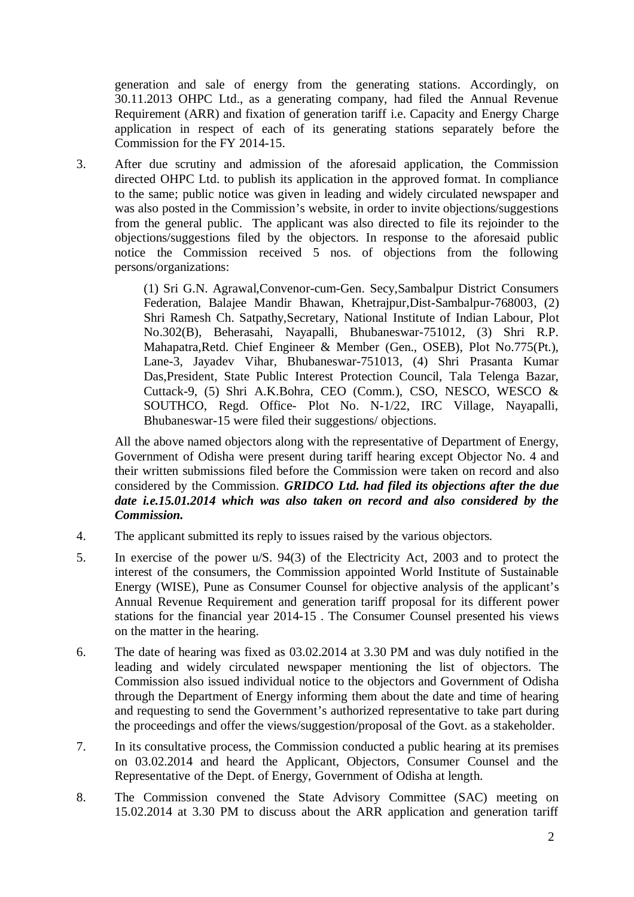generation and sale of energy from the generating stations. Accordingly, on 30.11.2013 OHPC Ltd., as a generating company, had filed the Annual Revenue Requirement (ARR) and fixation of generation tariff i.e. Capacity and Energy Charge application in respect of each of its generating stations separately before the Commission for the FY 2014-15.

3. After due scrutiny and admission of the aforesaid application, the Commission directed OHPC Ltd. to publish its application in the approved format. In compliance to the same; public notice was given in leading and widely circulated newspaper and was also posted in the Commission's website, in order to invite objections/suggestions from the general public. The applicant was also directed to file its rejoinder to the objections/suggestions filed by the objectors. In response to the aforesaid public notice the Commission received 5 nos. of objections from the following persons/organizations:

   (1) Sri G.N. Agrawal,Convenor-cum-Gen. Secy,Sambalpur District Consumers Federation, Balajee Mandir Bhawan, Khetrajpur,Dist-Sambalpur-768003, (2) Shri Ramesh Ch. Satpathy,Secretary, National Institute of Indian Labour, Plot No.302(B), Beherasahi, Nayapalli, Bhubaneswar-751012, (3) Shri R.P. Mahapatra,Retd. Chief Engineer & Member (Gen., OSEB), Plot No.775(Pt.), Lane-3, Jayadev Vihar, Bhubaneswar-751013, (4) Shri Prasanta Kumar Das,President, State Public Interest Protection Council, Tala Telenga Bazar, Cuttack-9, (5) Shri A.K.Bohra, CEO (Comm.), CSO, NESCO, WESCO & SOUTHCO, Regd. Office- Plot No. N-1/22, IRC Village, Nayapalli, Bhubaneswar-15 were filed their suggestions/ objections.

   All the above named objectors along with the representative of Department of Energy, Government of Odisha were present during tariff hearing except Objector No. 4 and their written submissions filed before the Commission were taken on record and also considered by the Commission. ***GRIDCO Ltd. had filed its objections after the due date i.e.15.01.2014 which was also taken on record and also considered by the Commission.***

4. The applicant submitted its reply to issues raised by the various objectors.

5. In exercise of the power u/S. 94(3) of the Electricity Act, 2003 and to protect the interest of the consumers, the Commission appointed World Institute of Sustainable Energy (WISE), Pune as Consumer Counsel for objective analysis of the applicant's Annual Revenue Requirement and generation tariff proposal for its different power stations for the financial year 2014-15 . The Consumer Counsel presented his views on the matter in the hearing.

6. The date of hearing was fixed as 03.02.2014 at 3.30 PM and was duly notified in the leading and widely circulated newspaper mentioning the list of objectors. The Commission also issued individual notice to the objectors and Government of Odisha through the Department of Energy informing them about the date and time of hearing and requesting to send the Government's authorized representative to take part during the proceedings and offer the views/suggestion/proposal of the Govt. as a stakeholder.

7. In its consultative process, the Commission conducted a public hearing at its premises on 03.02.2014 and heard the Applicant, Objectors, Consumer Counsel and the Representative of the Dept. of Energy, Government of Odisha at length.

8. The Commission convened the State Advisory Committee (SAC) meeting on 15.02.2014 at 3.30 PM to discuss about the ARR application and generation tariff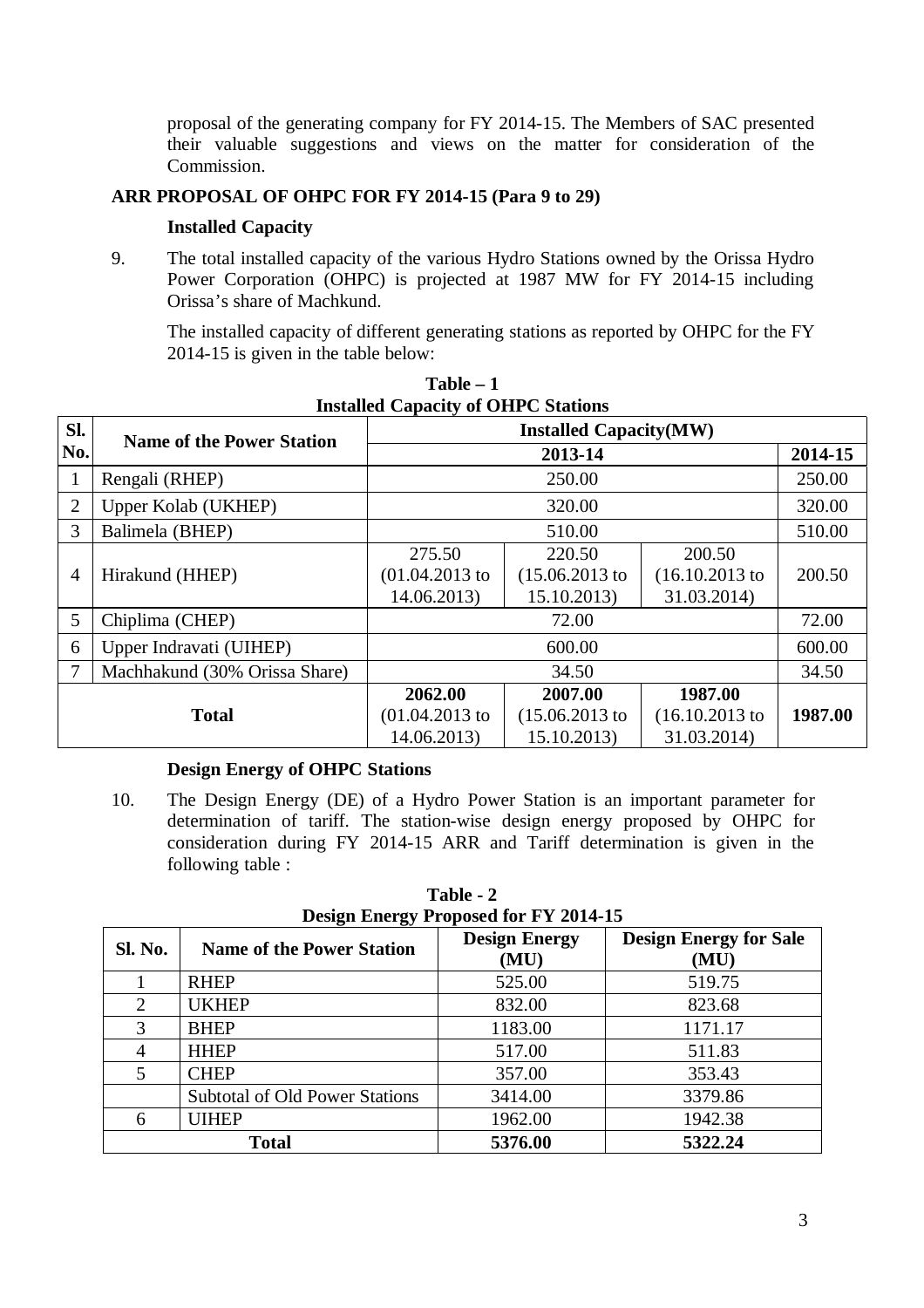proposal of the generating company for FY 2014-15. The Members of SAC presented their valuable suggestions and views on the matter for consideration of the Commission.

**ARR PROPOSAL OF OHPC FOR FY 2014-15 (Para 9 to 29)**

**Installed Capacity**

9. The total installed capacity of the various Hydro Stations owned by the Orissa Hydro Power Corporation (OHPC) is projected at 1987 MW for FY 2014-15 including Orissa's share of Machkund.

The installed capacity of different generating stations as reported by OHPC for the FY 2014-15 is given in the table below:

**Table – 1**
**Installed Capacity of OHPC Stations**

| Sl. No. | Name of the Power Station | Installed Capacity(MW) | | | |
|---|---|---|---|---|---|
| | | 2013-14 | | | 2014-15 |
| 1 | Rengali (RHEP) | 250.00 | | | 250.00 |
| 2 | Upper Kolab (UKHEP) | 320.00 | | | 320.00 |
| 3 | Balimela (BHEP) | 510.00 | | | 510.00 |
| 4 | Hirakund (HHEP) | 275.50 (01.04.2013 to 14.06.2013) | 220.50 (15.06.2013 to 15.10.2013) | 200.50 (16.10.2013 to 31.03.2014) | 200.50 |
| 5 | Chiplima (CHEP) | 72.00 | | | 72.00 |
| 6 | Upper Indravati (UIHEP) | 600.00 | | | 600.00 |
| 7 | Machhakund (30% Orissa Share) | 34.50 | | | 34.50 |
| **Total** | | **2062.00** (01.04.2013 to 14.06.2013) | **2007.00** (15.06.2013 to 15.10.2013) | **1987.00** (16.10.2013 to 31.03.2014) | **1987.00** |

**Design Energy of OHPC Stations**

10. The Design Energy (DE) of a Hydro Power Station is an important parameter for determination of tariff. The station-wise design energy proposed by OHPC for consideration during FY 2014-15 ARR and Tariff determination is given in the following table :

**Table - 2**
**Design Energy Proposed for FY 2014-15**

| Sl. No. | Name of the Power Station | Design Energy (MU) | Design Energy for Sale (MU) |
|---|---|---|---|
| 1 | RHEP | 525.00 | 519.75 |
| 2 | UKHEP | 832.00 | 823.68 |
| 3 | BHEP | 1183.00 | 1171.17 |
| 4 | HHEP | 517.00 | 511.83 |
| 5 | CHEP | 357.00 | 353.43 |
| | Subtotal of Old Power Stations | 3414.00 | 3379.86 |
| 6 | UIHEP | 1962.00 | 1942.38 |
| **Total** | | **5376.00** | **5322.24** |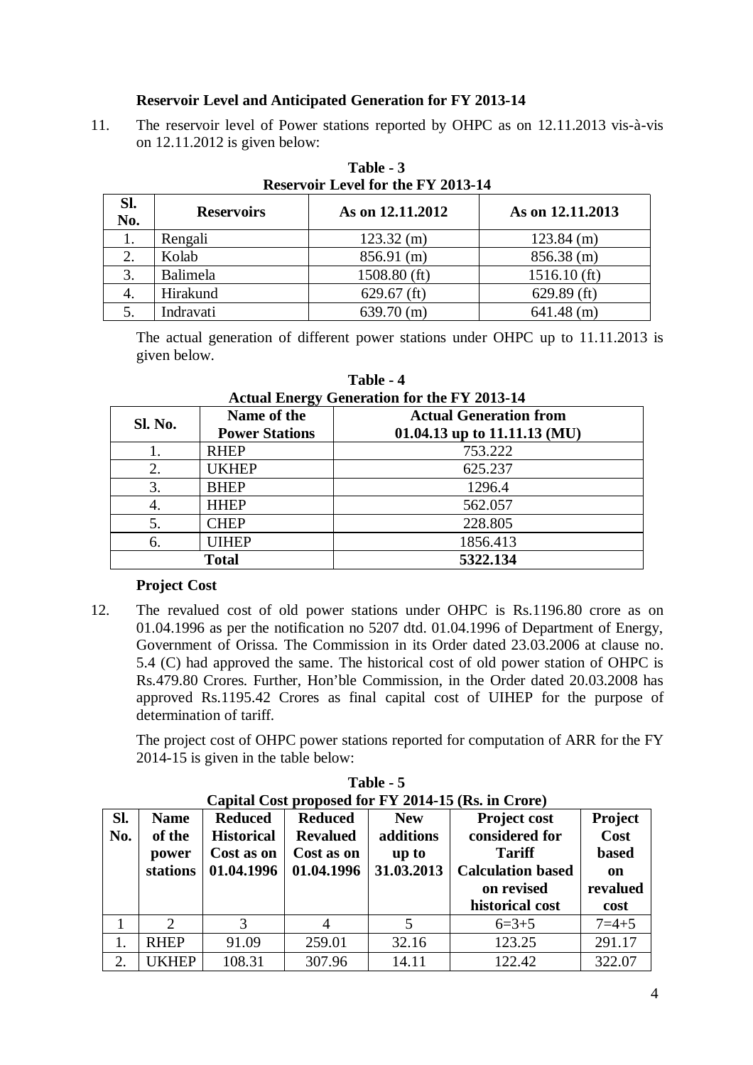### Reservoir Level and Anticipated Generation for FY 2013-14

11. The reservoir level of Power stations reported by OHPC as on 12.11.2013 vis-à-vis on 12.11.2012 is given below:

**Table - 3**
**Reservoir Level for the FY 2013-14**

| Sl. No. | Reservoirs | As on 12.11.2012 | As on 12.11.2013 |
|---|---|---|---|
| 1. | Rengali | 123.32 (m) | 123.84 (m) |
| 2. | Kolab | 856.91 (m) | 856.38 (m) |
| 3. | Balimela | 1508.80 (ft) | 1516.10 (ft) |
| 4. | Hirakund | 629.67 (ft) | 629.89 (ft) |
| 5. | Indravati | 639.70 (m) | 641.48 (m) |

The actual generation of different power stations under OHPC up to 11.11.2013 is given below.

**Table - 4**
**Actual Energy Generation for the FY 2013-14**

| Sl. No. | Name of the Power Stations | Actual Generation from 01.04.13 up to 11.11.13 (MU) |
|---|---|---|
| 1. | RHEP | 753.222 |
| 2. | UKHEP | 625.237 |
| 3. | BHEP | 1296.4 |
| 4. | HHEP | 562.057 |
| 5. | CHEP | 228.805 |
| 6. | UIHEP | 1856.413 |
| **Total** | | **5322.134** |

### Project Cost

12. The revalued cost of old power stations under OHPC is Rs.1196.80 crore as on 01.04.1996 as per the notification no 5207 dtd. 01.04.1996 of Department of Energy, Government of Orissa. The Commission in its Order dated 23.03.2006 at clause no. 5.4 (C) had approved the same. The historical cost of old power station of OHPC is Rs.479.80 Crores. Further, Hon'ble Commission, in the Order dated 20.03.2008 has approved Rs.1195.42 Crores as final capital cost of UIHEP for the purpose of determination of tariff.

The project cost of OHPC power stations reported for computation of ARR for the FY 2014-15 is given in the table below:

**Table - 5**
**Capital Cost proposed for FY 2014-15 (Rs. in Crore)**

| Sl. No. | Name of the power stations | Reduced Historical Cost as on 01.04.1996 | Reduced Revalued Cost as on 01.04.1996 | New additions up to 31.03.2013 | Project cost considered for Tariff Calculation based on revised historical cost | Project Cost based on revalued cost |
|---|---|---|---|---|---|---|
| 1 | 2 | 3 | 4 | 5 | 6=3+5 | 7=4+5 |
| 1. | RHEP | 91.09 | 259.01 | 32.16 | 123.25 | 291.17 |
| 2. | UKHEP | 108.31 | 307.96 | 14.11 | 122.42 | 322.07 |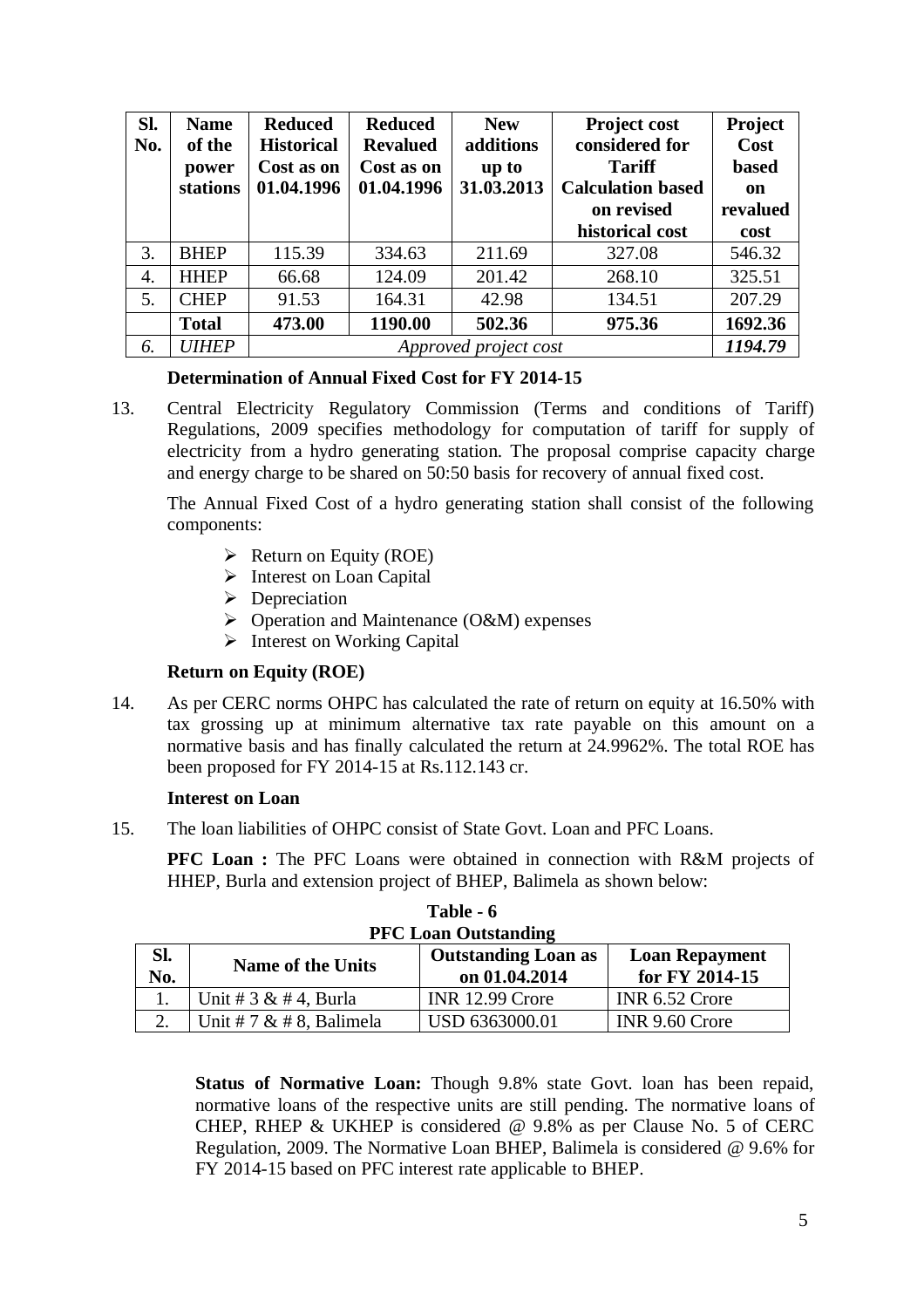| Sl. No. | Name of the power stations | Reduced Historical Cost as on 01.04.1996 | Reduced Revalued Cost as on 01.04.1996 | New additions up to 31.03.2013 | Project cost considered for Tariff Calculation based on revised historical cost | Project Cost based on revalued cost |
|---|---|---|---|---|---|---|
| 3. | BHEP | 115.39 | 334.63 | 211.69 | 327.08 | 546.32 |
| 4. | HHEP | 66.68 | 124.09 | 201.42 | 268.10 | 325.51 |
| 5. | CHEP | 91.53 | 164.31 | 42.98 | 134.51 | 207.29 |
| | **Total** | **473.00** | **1190.00** | **502.36** | **975.36** | **1692.36** |
| *6.* | *UIHEP* | *Approved project cost* | | | | *1194.79* |

**Determination of Annual Fixed Cost for FY 2014-15**

13. Central Electricity Regulatory Commission (Terms and conditions of Tariff) Regulations, 2009 specifies methodology for computation of tariff for supply of electricity from a hydro generating station. The proposal comprise capacity charge and energy charge to be shared on 50:50 basis for recovery of annual fixed cost.

    The Annual Fixed Cost of a hydro generating station shall consist of the following components:

    - Return on Equity (ROE)
    - Interest on Loan Capital
    - Depreciation
    - Operation and Maintenance (O&M) expenses
    - Interest on Working Capital

**Return on Equity (ROE)**

14. As per CERC norms OHPC has calculated the rate of return on equity at 16.50% with tax grossing up at minimum alternative tax rate payable on this amount on a normative basis and has finally calculated the return at 24.9962%. The total ROE has been proposed for FY 2014-15 at Rs.112.143 cr.

**Interest on Loan**

15. The loan liabilities of OHPC consist of State Govt. Loan and PFC Loans.

    **PFC Loan :** The PFC Loans were obtained in connection with R&M projects of HHEP, Burla and extension project of BHEP, Balimela as shown below:

**Table - 6**
**PFC Loan Outstanding**

| Sl. No. | Name of the Units | Outstanding Loan as on 01.04.2014 | Loan Repayment for FY 2014-15 |
|---|---|---|---|
| 1. | Unit # 3 & # 4, Burla | INR 12.99 Crore | INR 6.52 Crore |
| 2. | Unit # 7 & # 8, Balimela | USD 6363000.01 | INR 9.60 Crore |

**Status of Normative Loan:** Though 9.8% state Govt. loan has been repaid, normative loans of the respective units are still pending. The normative loans of CHEP, RHEP & UKHEP is considered @ 9.8% as per Clause No. 5 of CERC Regulation, 2009. The Normative Loan BHEP, Balimela is considered @ 9.6% for FY 2014-15 based on PFC interest rate applicable to BHEP.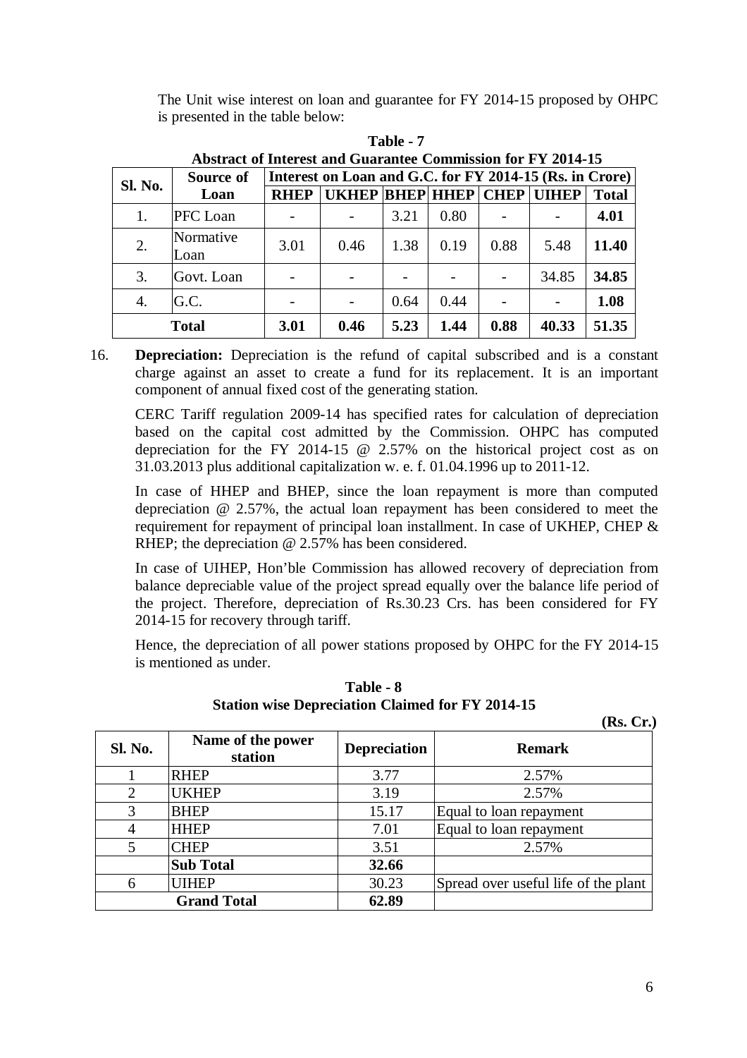The Unit wise interest on loan and guarantee for FY 2014-15 proposed by OHPC is presented in the table below:

**Table - 7**
**Abstract of Interest and Guarantee Commission for FY 2014-15**

| Sl. No. | Source of Loan | Interest on Loan and G.C. for FY 2014-15 (Rs. in Crore) | | | | | | |
|---|---|---|---|---|---|---|---|---|
| | | RHEP | UKHEP | BHEP | HHEP | CHEP | UIHEP | Total |
| 1. | PFC Loan | - | - | 3.21 | 0.80 | - | - | **4.01** |
| 2. | Normative Loan | 3.01 | 0.46 | 1.38 | 0.19 | 0.88 | 5.48 | **11.40** |
| 3. | Govt. Loan | - | - | - | - | - | 34.85 | **34.85** |
| 4. | G.C. | - | - | 0.64 | 0.44 | - | - | **1.08** |
| **Total** | | **3.01** | **0.46** | **5.23** | **1.44** | **0.88** | **40.33** | **51.35** |

16. **Depreciation:** Depreciation is the refund of capital subscribed and is a constant charge against an asset to create a fund for its replacement. It is an important component of annual fixed cost of the generating station.

    CERC Tariff regulation 2009-14 has specified rates for calculation of depreciation based on the capital cost admitted by the Commission. OHPC has computed depreciation for the FY 2014-15 @ 2.57% on the historical project cost as on 31.03.2013 plus additional capitalization w. e. f. 01.04.1996 up to 2011-12.

    In case of HHEP and BHEP, since the loan repayment is more than computed depreciation @ 2.57%, the actual loan repayment has been considered to meet the requirement for repayment of principal loan installment. In case of UKHEP, CHEP & RHEP; the depreciation @ 2.57% has been considered.

    In case of UIHEP, Hon'ble Commission has allowed recovery of depreciation from balance depreciable value of the project spread equally over the balance life period of the project. Therefore, depreciation of Rs.30.23 Crs. has been considered for FY 2014-15 for recovery through tariff.

    Hence, the depreciation of all power stations proposed by OHPC for the FY 2014-15 is mentioned as under.

**Table - 8**
**Station wise Depreciation Claimed for FY 2014-15**

**(Rs. Cr.)**

| Sl. No. | Name of the power station | Depreciation | Remark |
|---|---|---|---|
| 1 | RHEP | 3.77 | 2.57% |
| 2 | UKHEP | 3.19 | 2.57% |
| 3 | BHEP | 15.17 | Equal to loan repayment |
| 4 | HHEP | 7.01 | Equal to loan repayment |
| 5 | CHEP | 3.51 | 2.57% |
| | **Sub Total** | **32.66** | |
| 6 | UIHEP | 30.23 | Spread over useful life of the plant |
| **Grand Total** | | **62.89** | |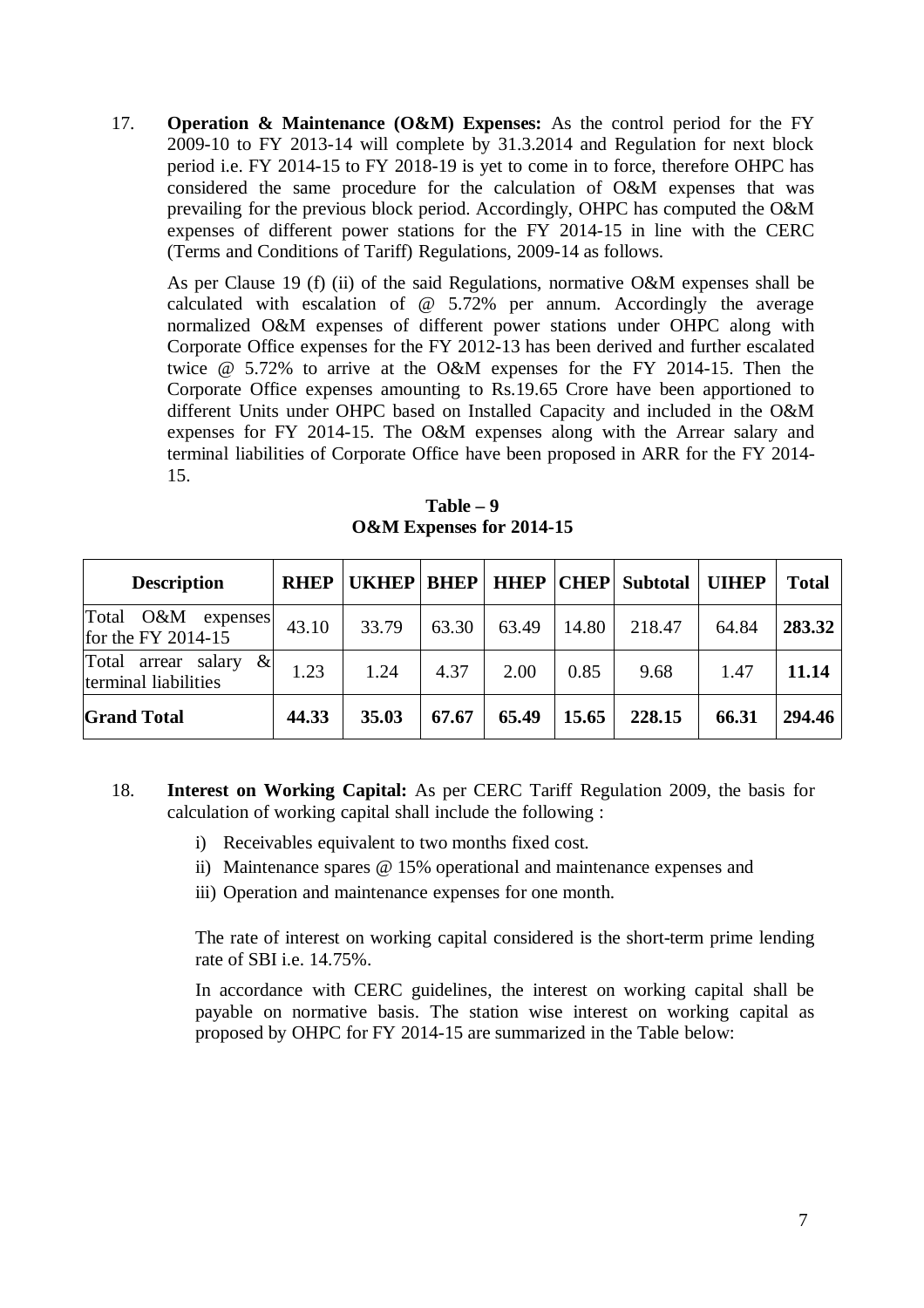17. **Operation & Maintenance (O&M) Expenses:** As the control period for the FY 2009-10 to FY 2013-14 will complete by 31.3.2014 and Regulation for next block period i.e. FY 2014-15 to FY 2018-19 is yet to come in to force, therefore OHPC has considered the same procedure for the calculation of O&M expenses that was prevailing for the previous block period. Accordingly, OHPC has computed the O&M expenses of different power stations for the FY 2014-15 in line with the CERC (Terms and Conditions of Tariff) Regulations, 2009-14 as follows.

    As per Clause 19 (f) (ii) of the said Regulations, normative O&M expenses shall be calculated with escalation of @ 5.72% per annum. Accordingly the average normalized O&M expenses of different power stations under OHPC along with Corporate Office expenses for the FY 2012-13 has been derived and further escalated twice @ 5.72% to arrive at the O&M expenses for the FY 2014-15. Then the Corporate Office expenses amounting to Rs.19.65 Crore have been apportioned to different Units under OHPC based on Installed Capacity and included in the O&M expenses for FY 2014-15. The O&M expenses along with the Arrear salary and terminal liabilities of Corporate Office have been proposed in ARR for the FY 2014-15.

**Table – 9**
**O&M Expenses for 2014-15**

| Description | RHEP | UKHEP | BHEP | HHEP | CHEP | Subtotal | UIHEP | Total |
|---|---|---|---|---|---|---|---|---|
| Total O&M expenses for the FY 2014-15 | 43.10 | 33.79 | 63.30 | 63.49 | 14.80 | 218.47 | 64.84 | **283.32** |
| Total arrear salary & terminal liabilities | 1.23 | 1.24 | 4.37 | 2.00 | 0.85 | 9.68 | 1.47 | **11.14** |
| **Grand Total** | **44.33** | **35.03** | **67.67** | **65.49** | **15.65** | **228.15** | **66.31** | **294.46** |

18. **Interest on Working Capital:** As per CERC Tariff Regulation 2009, the basis for calculation of working capital shall include the following :

    i) Receivables equivalent to two months fixed cost.
    ii) Maintenance spares @ 15% operational and maintenance expenses and
    iii) Operation and maintenance expenses for one month.

    The rate of interest on working capital considered is the short-term prime lending rate of SBI i.e. 14.75%.

    In accordance with CERC guidelines, the interest on working capital shall be payable on normative basis. The station wise interest on working capital as proposed by OHPC for FY 2014-15 are summarized in the Table below: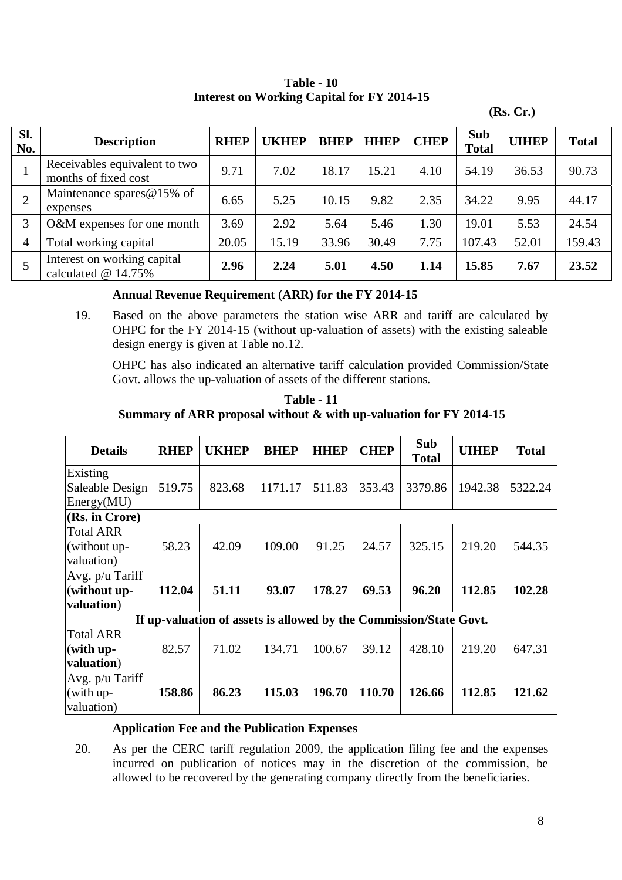**Table - 10**
**Interest on Working Capital for FY 2014-15**

**(Rs. Cr.)**

| Sl. No. | Description | RHEP | UKHEP | BHEP | HHEP | CHEP | Sub Total | UIHEP | Total |
|---|---|---|---|---|---|---|---|---|---|
| 1 | Receivables equivalent to two months of fixed cost | 9.71 | 7.02 | 18.17 | 15.21 | 4.10 | 54.19 | 36.53 | 90.73 |
| 2 | Maintenance spares@15% of expenses | 6.65 | 5.25 | 10.15 | 9.82 | 2.35 | 34.22 | 9.95 | 44.17 |
| 3 | O&M expenses for one month | 3.69 | 2.92 | 5.64 | 5.46 | 1.30 | 19.01 | 5.53 | 24.54 |
| 4 | Total working capital | 20.05 | 15.19 | 33.96 | 30.49 | 7.75 | 107.43 | 52.01 | 159.43 |
| 5 | Interest on working capital calculated @ 14.75% | **2.96** | **2.24** | **5.01** | **4.50** | **1.14** | **15.85** | **7.67** | **23.52** |

**Annual Revenue Requirement (ARR) for the FY 2014-15**

19. Based on the above parameters the station wise ARR and tariff are calculated by OHPC for the FY 2014-15 (without up-valuation of assets) with the existing saleable design energy is given at Table no.12.

    OHPC has also indicated an alternative tariff calculation provided Commission/State Govt. allows the up-valuation of assets of the different stations.

**Table - 11**
**Summary of ARR proposal without & with up-valuation for FY 2014-15**

| Details | RHEP | UKHEP | BHEP | HHEP | CHEP | Sub Total | UIHEP | Total |
|---|---|---|---|---|---|---|---|---|
| Existing Saleable Design Energy(MU) | 519.75 | 823.68 | 1171.17 | 511.83 | 353.43 | 3379.86 | 1942.38 | 5322.24 |
| **(Rs. in Crore)** | | | | | | | | |
| Total ARR (without up-valuation) | 58.23 | 42.09 | 109.00 | 91.25 | 24.57 | 325.15 | 219.20 | 544.35 |
| Avg. p/u Tariff (**without up-valuation**) | **112.04** | **51.11** | **93.07** | **178.27** | **69.53** | **96.20** | **112.85** | **102.28** |
| **If up-valuation of assets is allowed by the Commission/State Govt.** | | | | | | | | |
| Total ARR (**with up-valuation**) | 82.57 | 71.02 | 134.71 | 100.67 | 39.12 | 428.10 | 219.20 | 647.31 |
| Avg. p/u Tariff (with up-valuation) | **158.86** | **86.23** | **115.03** | **196.70** | **110.70** | **126.66** | **112.85** | **121.62** |

**Application Fee and the Publication Expenses**

20. As per the CERC tariff regulation 2009, the application filing fee and the expenses incurred on publication of notices may in the discretion of the commission, be allowed to be recovered by the generating company directly from the beneficiaries.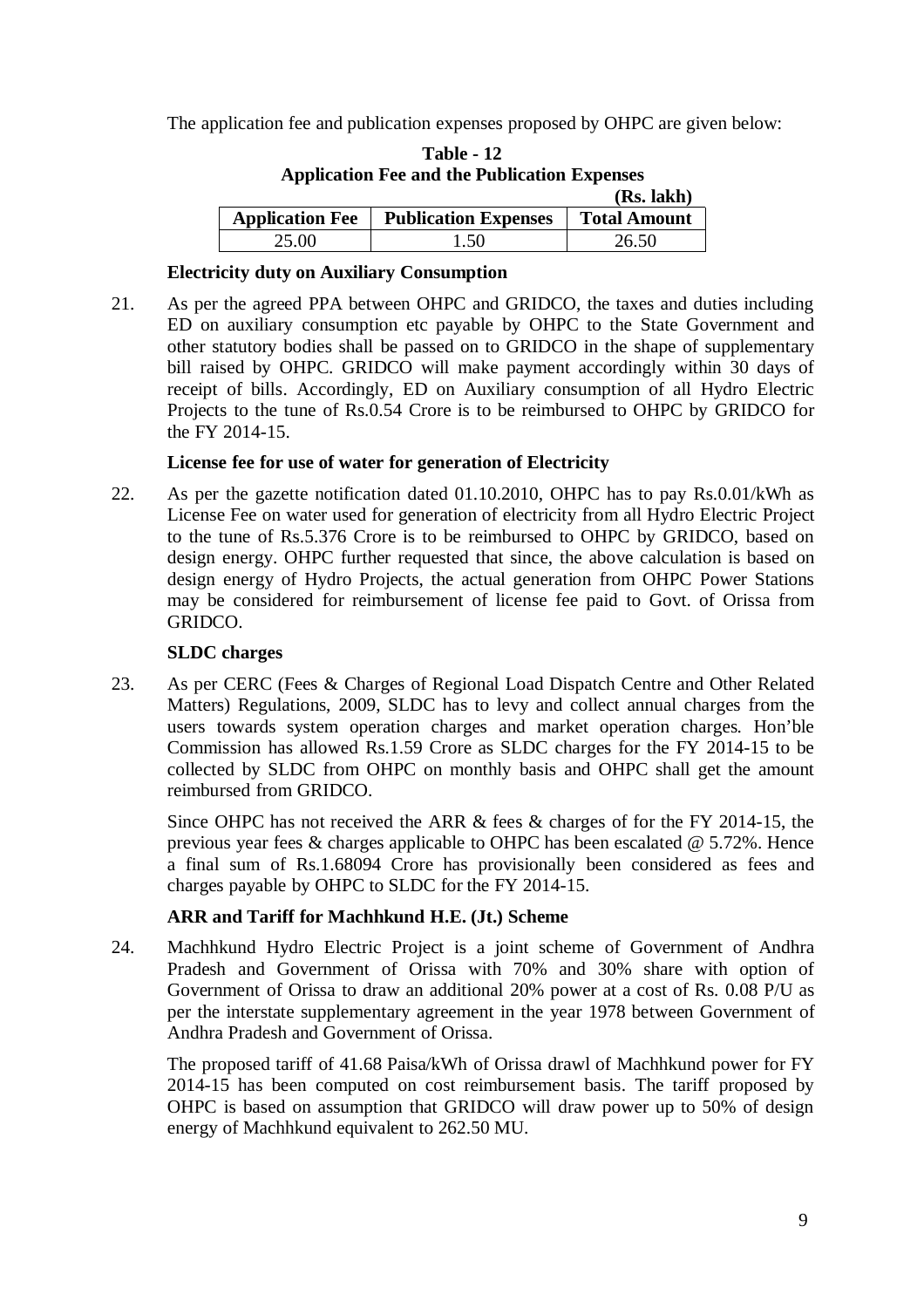The application fee and publication expenses proposed by OHPC are given below:

**Table - 12**
**Application Fee and the Publication Expenses**

**(Rs. lakh)**

| Application Fee | Publication Expenses | Total Amount |
|---|---|---|
| 25.00 | 1.50 | 26.50 |

**Electricity duty on Auxiliary Consumption**

21. As per the agreed PPA between OHPC and GRIDCO, the taxes and duties including ED on auxiliary consumption etc payable by OHPC to the State Government and other statutory bodies shall be passed on to GRIDCO in the shape of supplementary bill raised by OHPC. GRIDCO will make payment accordingly within 30 days of receipt of bills. Accordingly, ED on Auxiliary consumption of all Hydro Electric Projects to the tune of Rs.0.54 Crore is to be reimbursed to OHPC by GRIDCO for the FY 2014-15.

**License fee for use of water for generation of Electricity**

22. As per the gazette notification dated 01.10.2010, OHPC has to pay Rs.0.01/kWh as License Fee on water used for generation of electricity from all Hydro Electric Project to the tune of Rs.5.376 Crore is to be reimbursed to OHPC by GRIDCO, based on design energy. OHPC further requested that since, the above calculation is based on design energy of Hydro Projects, the actual generation from OHPC Power Stations may be considered for reimbursement of license fee paid to Govt. of Orissa from GRIDCO.

**SLDC charges**

23. As per CERC (Fees & Charges of Regional Load Dispatch Centre and Other Related Matters) Regulations, 2009, SLDC has to levy and collect annual charges from the users towards system operation charges and market operation charges. Hon'ble Commission has allowed Rs.1.59 Crore as SLDC charges for the FY 2014-15 to be collected by SLDC from OHPC on monthly basis and OHPC shall get the amount reimbursed from GRIDCO.

    Since OHPC has not received the ARR & fees & charges of for the FY 2014-15, the previous year fees & charges applicable to OHPC has been escalated @ 5.72%. Hence a final sum of Rs.1.68094 Crore has provisionally been considered as fees and charges payable by OHPC to SLDC for the FY 2014-15.

**ARR and Tariff for Machhkund H.E. (Jt.) Scheme**

24. Machhkund Hydro Electric Project is a joint scheme of Government of Andhra Pradesh and Government of Orissa with 70% and 30% share with option of Government of Orissa to draw an additional 20% power at a cost of Rs. 0.08 P/U as per the interstate supplementary agreement in the year 1978 between Government of Andhra Pradesh and Government of Orissa.

    The proposed tariff of 41.68 Paisa/kWh of Orissa drawl of Machhkund power for FY 2014-15 has been computed on cost reimbursement basis. The tariff proposed by OHPC is based on assumption that GRIDCO will draw power up to 50% of design energy of Machhkund equivalent to 262.50 MU.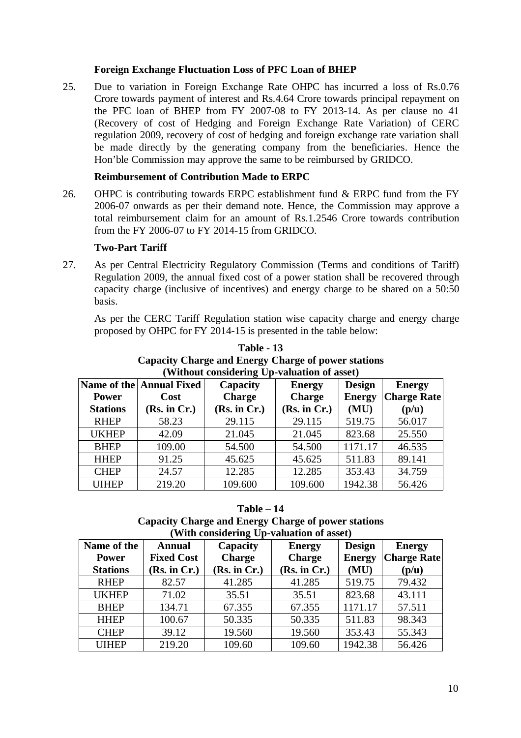### Foreign Exchange Fluctuation Loss of PFC Loan of BHEP

25. Due to variation in Foreign Exchange Rate OHPC has incurred a loss of Rs.0.76 Crore towards payment of interest and Rs.4.64 Crore towards principal repayment on the PFC loan of BHEP from FY 2007-08 to FY 2013-14. As per clause no 41 (Recovery of cost of Hedging and Foreign Exchange Rate Variation) of CERC regulation 2009, recovery of cost of hedging and foreign exchange rate variation shall be made directly by the generating company from the beneficiaries. Hence the Hon'ble Commission may approve the same to be reimbursed by GRIDCO.

### Reimbursement of Contribution Made to ERPC

26. OHPC is contributing towards ERPC establishment fund & ERPC fund from the FY 2006-07 onwards as per their demand note. Hence, the Commission may approve a total reimbursement claim for an amount of Rs.1.2546 Crore towards contribution from the FY 2006-07 to FY 2014-15 from GRIDCO.

### Two-Part Tariff

27. As per Central Electricity Regulatory Commission (Terms and conditions of Tariff) Regulation 2009, the annual fixed cost of a power station shall be recovered through capacity charge (inclusive of incentives) and energy charge to be shared on a 50:50 basis.

    As per the CERC Tariff Regulation station wise capacity charge and energy charge proposed by OHPC for FY 2014-15 is presented in the table below:

**Table - 13**
**Capacity Charge and Energy Charge of power stations (Without considering Up-valuation of asset)**

| Name of the Power Stations | Annual Fixed Cost (Rs. in Cr.) | Capacity Charge (Rs. in Cr.) | Energy Charge (Rs. in Cr.) | Design Energy (MU) | Energy Charge Rate (p/u) |
|---|---|---|---|---|---|
| RHEP | 58.23 | 29.115 | 29.115 | 519.75 | 56.017 |
| UKHEP | 42.09 | 21.045 | 21.045 | 823.68 | 25.550 |
| BHEP | 109.00 | 54.500 | 54.500 | 1171.17 | 46.535 |
| HHEP | 91.25 | 45.625 | 45.625 | 511.83 | 89.141 |
| CHEP | 24.57 | 12.285 | 12.285 | 353.43 | 34.759 |
| UIHEP | 219.20 | 109.600 | 109.600 | 1942.38 | 56.426 |

**Table – 14**
**Capacity Charge and Energy Charge of power stations (With considering Up-valuation of asset)**

| Name of the Power Stations | Annual Fixed Cost (Rs. in Cr.) | Capacity Charge (Rs. in Cr.) | Energy Charge (Rs. in Cr.) | Design Energy (MU) | Energy Charge Rate (p/u) |
|---|---|---|---|---|---|
| RHEP | 82.57 | 41.285 | 41.285 | 519.75 | 79.432 |
| UKHEP | 71.02 | 35.51 | 35.51 | 823.68 | 43.111 |
| BHEP | 134.71 | 67.355 | 67.355 | 1171.17 | 57.511 |
| HHEP | 100.67 | 50.335 | 50.335 | 511.83 | 98.343 |
| CHEP | 39.12 | 19.560 | 19.560 | 353.43 | 55.343 |
| UIHEP | 219.20 | 109.60 | 109.60 | 1942.38 | 56.426 |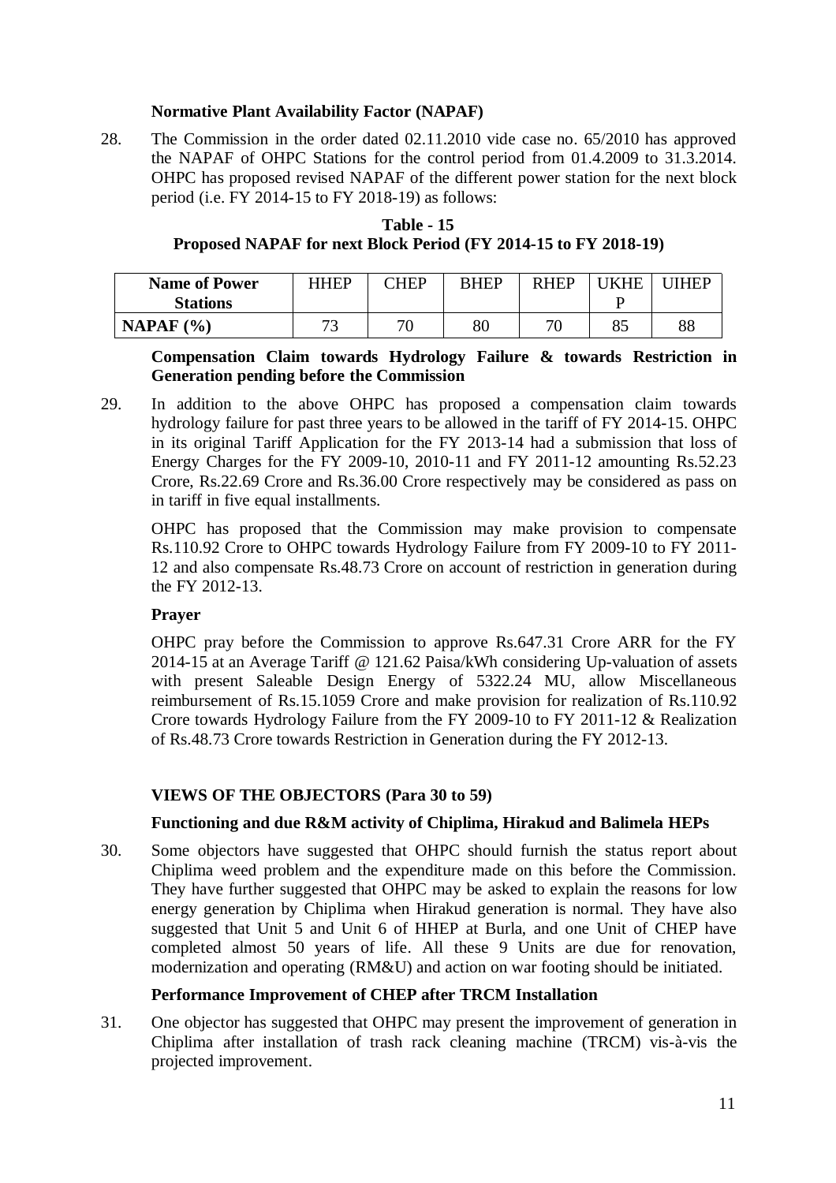**Normative Plant Availability Factor (NAPAF)**

28. The Commission in the order dated 02.11.2010 vide case no. 65/2010 has approved the NAPAF of OHPC Stations for the control period from 01.4.2009 to 31.3.2014. OHPC has proposed revised NAPAF of the different power station for the next block period (i.e. FY 2014-15 to FY 2018-19) as follows:

**Table - 15**
**Proposed NAPAF for next Block Period (FY 2014-15 to FY 2018-19)**

| Name of Power Stations | HHEP | CHEP | BHEP | RHEP | UKHEP | UIHEP |
|---|---|---|---|---|---|---|
| NAPAF (%) | 73 | 70 | 80 | 70 | 85 | 88 |

**Compensation Claim towards Hydrology Failure & towards Restriction in Generation pending before the Commission**

29. In addition to the above OHPC has proposed a compensation claim towards hydrology failure for past three years to be allowed in the tariff of FY 2014-15. OHPC in its original Tariff Application for the FY 2013-14 had a submission that loss of Energy Charges for the FY 2009-10, 2010-11 and FY 2011-12 amounting Rs.52.23 Crore, Rs.22.69 Crore and Rs.36.00 Crore respectively may be considered as pass on in tariff in five equal installments.

OHPC has proposed that the Commission may make provision to compensate Rs.110.92 Crore to OHPC towards Hydrology Failure from FY 2009-10 to FY 2011-12 and also compensate Rs.48.73 Crore on account of restriction in generation during the FY 2012-13.

**Prayer**

OHPC pray before the Commission to approve Rs.647.31 Crore ARR for the FY 2014-15 at an Average Tariff @ 121.62 Paisa/kWh considering Up-valuation of assets with present Saleable Design Energy of 5322.24 MU, allow Miscellaneous reimbursement of Rs.15.1059 Crore and make provision for realization of Rs.110.92 Crore towards Hydrology Failure from the FY 2009-10 to FY 2011-12 & Realization of Rs.48.73 Crore towards Restriction in Generation during the FY 2012-13.

**VIEWS OF THE OBJECTORS (Para 30 to 59)**

**Functioning and due R&M activity of Chiplima, Hirakud and Balimela HEPs**

30. Some objectors have suggested that OHPC should furnish the status report about Chiplima weed problem and the expenditure made on this before the Commission. They have further suggested that OHPC may be asked to explain the reasons for low energy generation by Chiplima when Hirakud generation is normal. They have also suggested that Unit 5 and Unit 6 of HHEP at Burla, and one Unit of CHEP have completed almost 50 years of life. All these 9 Units are due for renovation, modernization and operating (RM&U) and action on war footing should be initiated.

**Performance Improvement of CHEP after TRCM Installation**

31. One objector has suggested that OHPC may present the improvement of generation in Chiplima after installation of trash rack cleaning machine (TRCM) vis-à-vis the projected improvement.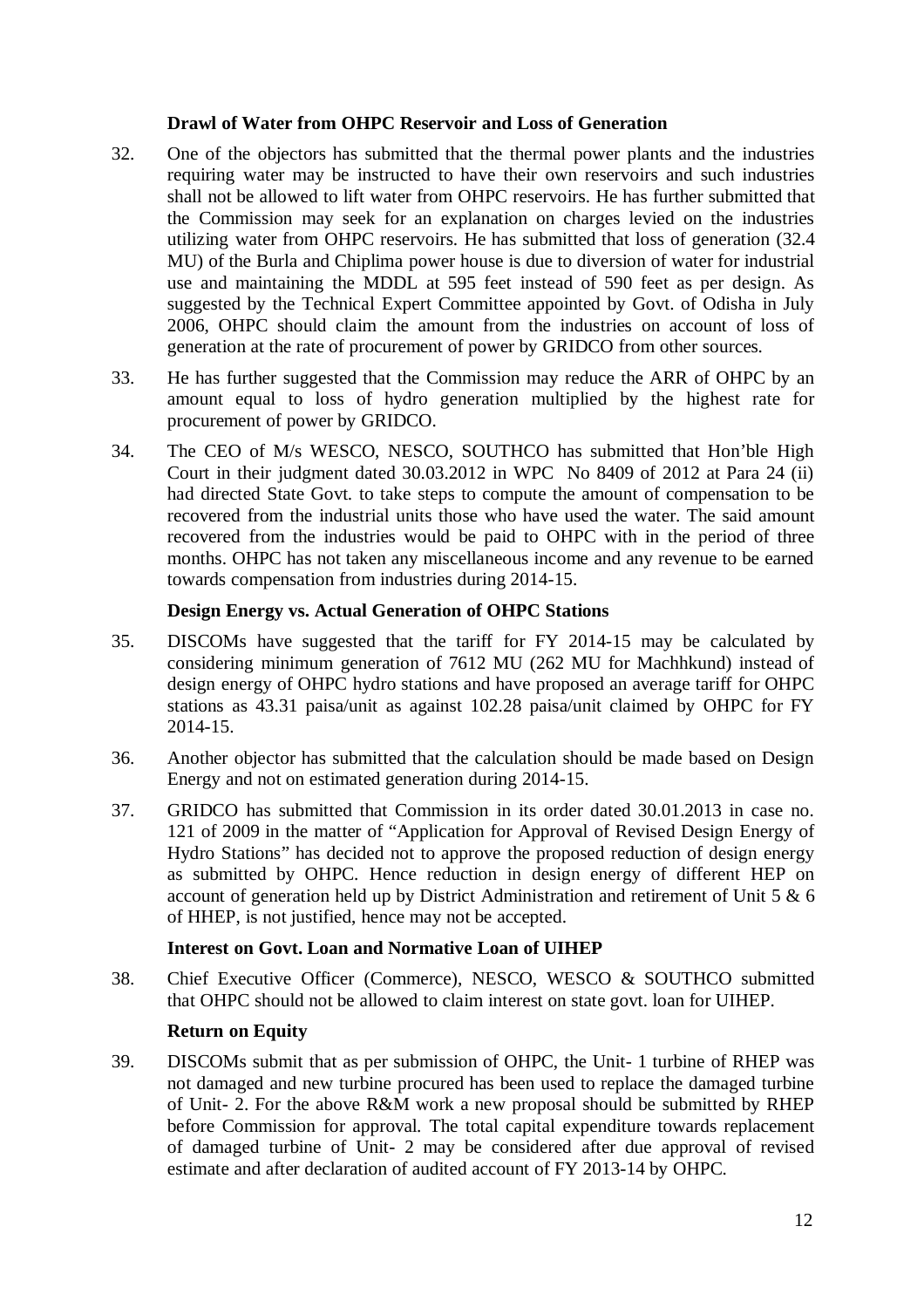### Drawl of Water from OHPC Reservoir and Loss of Generation

32. One of the objectors has submitted that the thermal power plants and the industries requiring water may be instructed to have their own reservoirs and such industries shall not be allowed to lift water from OHPC reservoirs. He has further submitted that the Commission may seek for an explanation on charges levied on the industries utilizing water from OHPC reservoirs. He has submitted that loss of generation (32.4 MU) of the Burla and Chiplima power house is due to diversion of water for industrial use and maintaining the MDDL at 595 feet instead of 590 feet as per design. As suggested by the Technical Expert Committee appointed by Govt. of Odisha in July 2006, OHPC should claim the amount from the industries on account of loss of generation at the rate of procurement of power by GRIDCO from other sources.

33. He has further suggested that the Commission may reduce the ARR of OHPC by an amount equal to loss of hydro generation multiplied by the highest rate for procurement of power by GRIDCO.

34. The CEO of M/s WESCO, NESCO, SOUTHCO has submitted that Hon'ble High Court in their judgment dated 30.03.2012 in WPC No 8409 of 2012 at Para 24 (ii) had directed State Govt. to take steps to compute the amount of compensation to be recovered from the industrial units those who have used the water. The said amount recovered from the industries would be paid to OHPC with in the period of three months. OHPC has not taken any miscellaneous income and any revenue to be earned towards compensation from industries during 2014-15.

### Design Energy vs. Actual Generation of OHPC Stations

35. DISCOMs have suggested that the tariff for FY 2014-15 may be calculated by considering minimum generation of 7612 MU (262 MU for Machhkund) instead of design energy of OHPC hydro stations and have proposed an average tariff for OHPC stations as 43.31 paisa/unit as against 102.28 paisa/unit claimed by OHPC for FY 2014-15.

36. Another objector has submitted that the calculation should be made based on Design Energy and not on estimated generation during 2014-15.

37. GRIDCO has submitted that Commission in its order dated 30.01.2013 in case no. 121 of 2009 in the matter of "Application for Approval of Revised Design Energy of Hydro Stations" has decided not to approve the proposed reduction of design energy as submitted by OHPC. Hence reduction in design energy of different HEP on account of generation held up by District Administration and retirement of Unit 5 & 6 of HHEP, is not justified, hence may not be accepted.

### Interest on Govt. Loan and Normative Loan of UIHEP

38. Chief Executive Officer (Commerce), NESCO, WESCO & SOUTHCO submitted that OHPC should not be allowed to claim interest on state govt. loan for UIHEP.

### Return on Equity

39. DISCOMs submit that as per submission of OHPC, the Unit- 1 turbine of RHEP was not damaged and new turbine procured has been used to replace the damaged turbine of Unit- 2. For the above R&M work a new proposal should be submitted by RHEP before Commission for approval. The total capital expenditure towards replacement of damaged turbine of Unit- 2 may be considered after due approval of revised estimate and after declaration of audited account of FY 2013-14 by OHPC.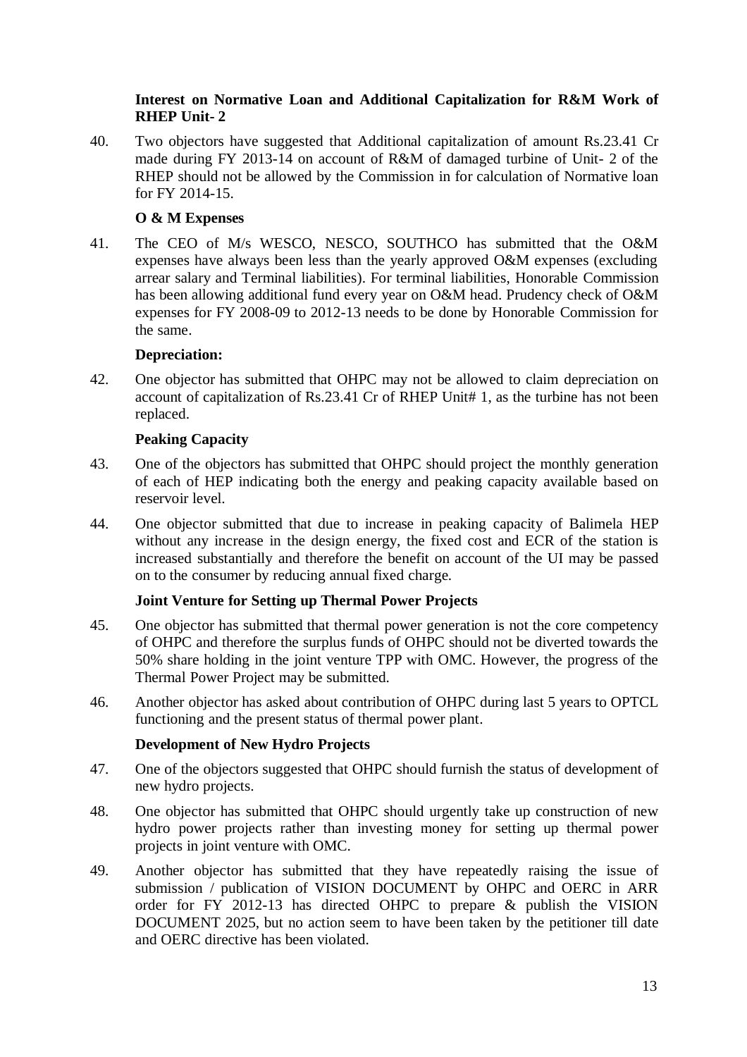**Interest on Normative Loan and Additional Capitalization for R&M Work of RHEP Unit- 2**

40. Two objectors have suggested that Additional capitalization of amount Rs.23.41 Cr made during FY 2013-14 on account of R&M of damaged turbine of Unit- 2 of the RHEP should not be allowed by the Commission in for calculation of Normative loan for FY 2014-15.

**O & M Expenses**

41. The CEO of M/s WESCO, NESCO, SOUTHCO has submitted that the O&M expenses have always been less than the yearly approved O&M expenses (excluding arrear salary and Terminal liabilities). For terminal liabilities, Honorable Commission has been allowing additional fund every year on O&M head. Prudency check of O&M expenses for FY 2008-09 to 2012-13 needs to be done by Honorable Commission for the same.

**Depreciation:**

42. One objector has submitted that OHPC may not be allowed to claim depreciation on account of capitalization of Rs.23.41 Cr of RHEP Unit# 1, as the turbine has not been replaced.

**Peaking Capacity**

43. One of the objectors has submitted that OHPC should project the monthly generation of each of HEP indicating both the energy and peaking capacity available based on reservoir level.

44. One objector submitted that due to increase in peaking capacity of Balimela HEP without any increase in the design energy, the fixed cost and ECR of the station is increased substantially and therefore the benefit on account of the UI may be passed on to the consumer by reducing annual fixed charge.

**Joint Venture for Setting up Thermal Power Projects**

45. One objector has submitted that thermal power generation is not the core competency of OHPC and therefore the surplus funds of OHPC should not be diverted towards the 50% share holding in the joint venture TPP with OMC. However, the progress of the Thermal Power Project may be submitted.

46. Another objector has asked about contribution of OHPC during last 5 years to OPTCL functioning and the present status of thermal power plant.

**Development of New Hydro Projects**

47. One of the objectors suggested that OHPC should furnish the status of development of new hydro projects.

48. One objector has submitted that OHPC should urgently take up construction of new hydro power projects rather than investing money for setting up thermal power projects in joint venture with OMC.

49. Another objector has submitted that they have repeatedly raising the issue of submission / publication of VISION DOCUMENT by OHPC and OERC in ARR order for FY 2012-13 has directed OHPC to prepare & publish the VISION DOCUMENT 2025, but no action seem to have been taken by the petitioner till date and OERC directive has been violated.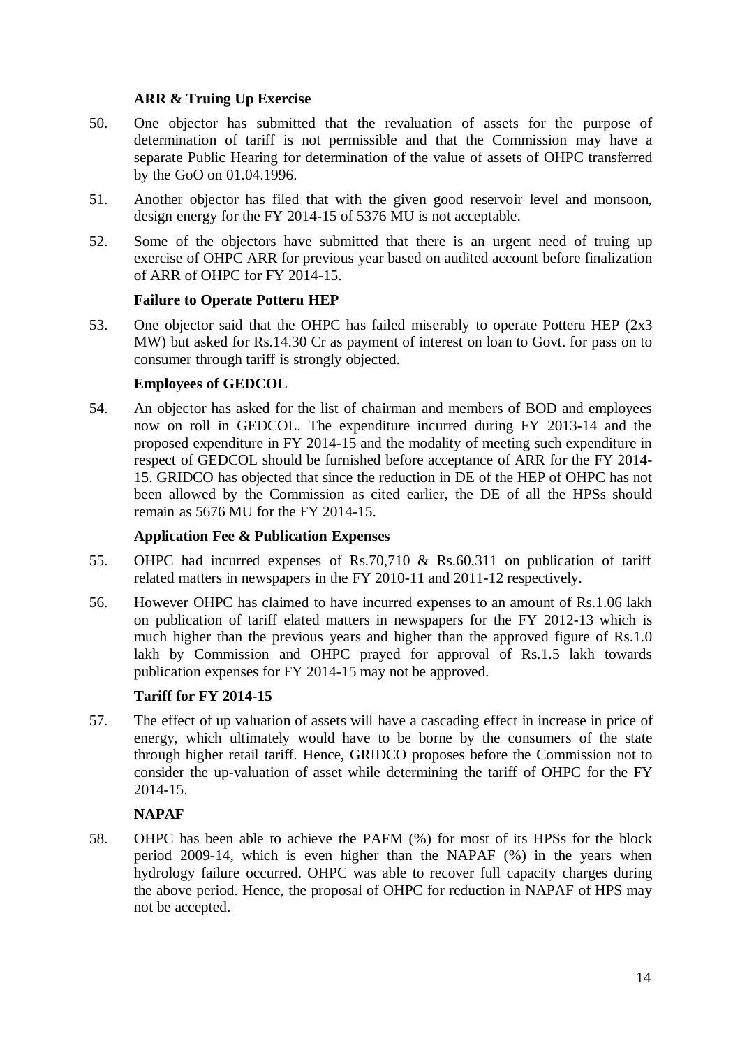**ARR & Truing Up Exercise**

50. One objector has submitted that the revaluation of assets for the purpose of determination of tariff is not permissible and that the Commission may have a separate Public Hearing for determination of the value of assets of OHPC transferred by the GoO on 01.04.1996.

51. Another objector has filed that with the given good reservoir level and monsoon, design energy for the FY 2014-15 of 5376 MU is not acceptable.

52. Some of the objectors have submitted that there is an urgent need of truing up exercise of OHPC ARR for previous year based on audited account before finalization of ARR of OHPC for FY 2014-15.

**Failure to Operate Potteru HEP**

53. One objector said that the OHPC has failed miserably to operate Potteru HEP (2x3 MW) but asked for Rs.14.30 Cr as payment of interest on loan to Govt. for pass on to consumer through tariff is strongly objected.

**Employees of GEDCOL**

54. An objector has asked for the list of chairman and members of BOD and employees now on roll in GEDCOL. The expenditure incurred during FY 2013-14 and the proposed expenditure in FY 2014-15 and the modality of meeting such expenditure in respect of GEDCOL should be furnished before acceptance of ARR for the FY 2014-15. GRIDCO has objected that since the reduction in DE of the HEP of OHPC has not been allowed by the Commission as cited earlier, the DE of all the HPSs should remain as 5676 MU for the FY 2014-15.

**Application Fee & Publication Expenses**

55. OHPC had incurred expenses of Rs.70,710 & Rs.60,311 on publication of tariff related matters in newspapers in the FY 2010-11 and 2011-12 respectively.

56. However OHPC has claimed to have incurred expenses to an amount of Rs.1.06 lakh on publication of tariff elated matters in newspapers for the FY 2012-13 which is much higher than the previous years and higher than the approved figure of Rs.1.0 lakh by Commission and OHPC prayed for approval of Rs.1.5 lakh towards publication expenses for FY 2014-15 may not be approved.

**Tariff for FY 2014-15**

57. The effect of up valuation of assets will have a cascading effect in increase in price of energy, which ultimately would have to be borne by the consumers of the state through higher retail tariff. Hence, GRIDCO proposes before the Commission not to consider the up-valuation of asset while determining the tariff of OHPC for the FY 2014-15.

**NAPAF**

58. OHPC has been able to achieve the PAFM (%) for most of its HPSs for the block period 2009-14, which is even higher than the NAPAF (%) in the years when hydrology failure occurred. OHPC was able to recover full capacity charges during the above period. Hence, the proposal of OHPC for reduction in NAPAF of HPS may not be accepted.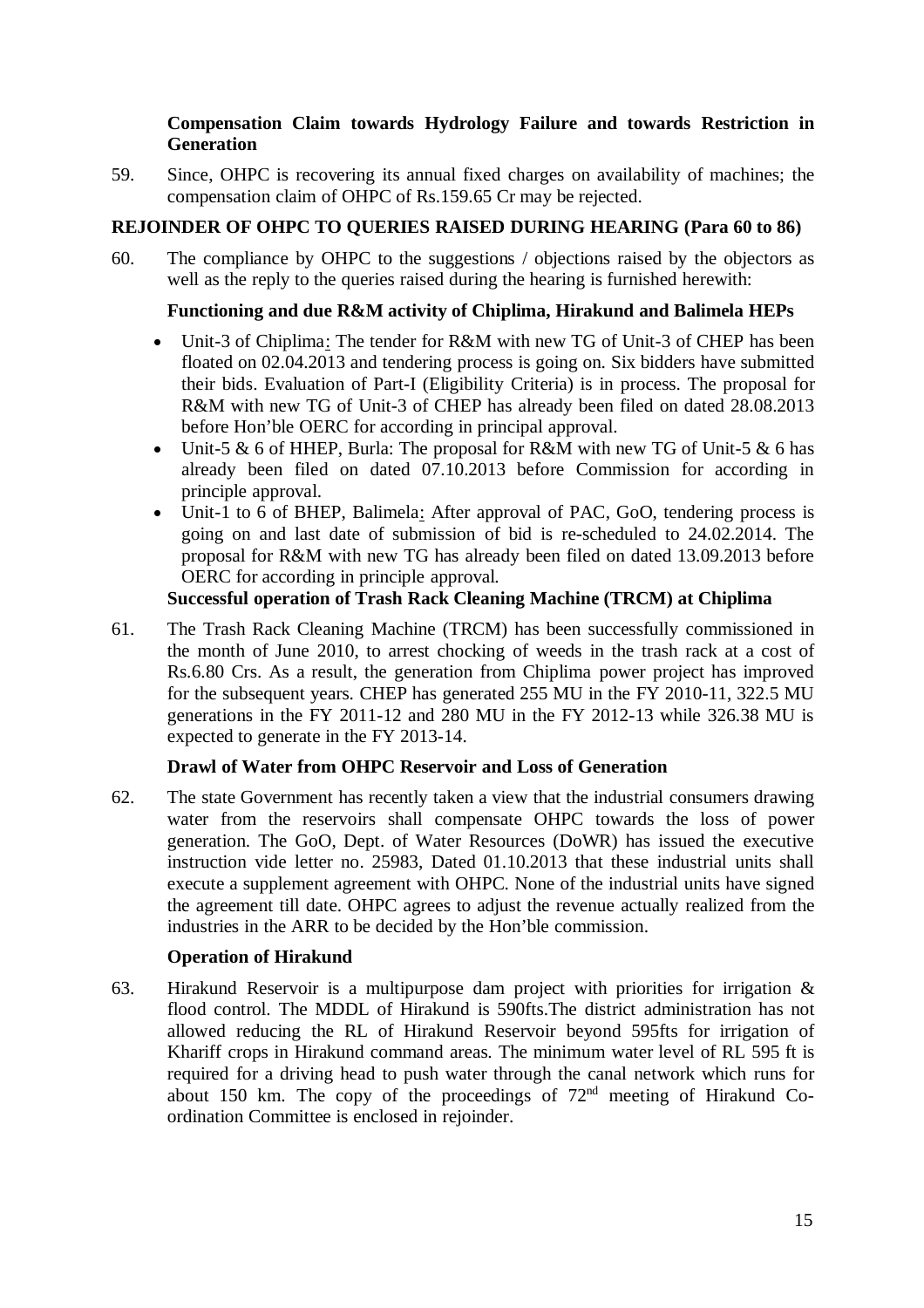**Compensation Claim towards Hydrology Failure and towards Restriction in Generation**

59. Since, OHPC is recovering its annual fixed charges on availability of machines; the compensation claim of OHPC of Rs.159.65 Cr may be rejected.

**REJOINDER OF OHPC TO QUERIES RAISED DURING HEARING (Para 60 to 86)**

60. The compliance by OHPC to the suggestions / objections raised by the objectors as well as the reply to the queries raised during the hearing is furnished herewith:

**Functioning and due R&M activity of Chiplima, Hirakund and Balimela HEPs**

- Unit-3 of Chiplima: The tender for R&M with new TG of Unit-3 of CHEP has been floated on 02.04.2013 and tendering process is going on. Six bidders have submitted their bids. Evaluation of Part-I (Eligibility Criteria) is in process. The proposal for R&M with new TG of Unit-3 of CHEP has already been filed on dated 28.08.2013 before Hon'ble OERC for according in principal approval.
- Unit-5 & 6 of HHEP, Burla: The proposal for R&M with new TG of Unit-5 & 6 has already been filed on dated 07.10.2013 before Commission for according in principle approval.
- Unit-1 to 6 of BHEP, Balimela: After approval of PAC, GoO, tendering process is going on and last date of submission of bid is re-scheduled to 24.02.2014. The proposal for R&M with new TG has already been filed on dated 13.09.2013 before OERC for according in principle approval.

**Successful operation of Trash Rack Cleaning Machine (TRCM) at Chiplima**

61. The Trash Rack Cleaning Machine (TRCM) has been successfully commissioned in the month of June 2010, to arrest chocking of weeds in the trash rack at a cost of Rs.6.80 Crs. As a result, the generation from Chiplima power project has improved for the subsequent years. CHEP has generated 255 MU in the FY 2010-11, 322.5 MU generations in the FY 2011-12 and 280 MU in the FY 2012-13 while 326.38 MU is expected to generate in the FY 2013-14.

**Drawl of Water from OHPC Reservoir and Loss of Generation**

62. The state Government has recently taken a view that the industrial consumers drawing water from the reservoirs shall compensate OHPC towards the loss of power generation. The GoO, Dept. of Water Resources (DoWR) has issued the executive instruction vide letter no. 25983, Dated 01.10.2013 that these industrial units shall execute a supplement agreement with OHPC. None of the industrial units have signed the agreement till date. OHPC agrees to adjust the revenue actually realized from the industries in the ARR to be decided by the Hon'ble commission.

**Operation of Hirakund**

63. Hirakund Reservoir is a multipurpose dam project with priorities for irrigation & flood control. The MDDL of Hirakund is 590fts.The district administration has not allowed reducing the RL of Hirakund Reservoir beyond 595fts for irrigation of Khariff crops in Hirakund command areas. The minimum water level of RL 595 ft is required for a driving head to push water through the canal network which runs for about 150 km. The copy of the proceedings of 72nd meeting of Hirakund Co-ordination Committee is enclosed in rejoinder.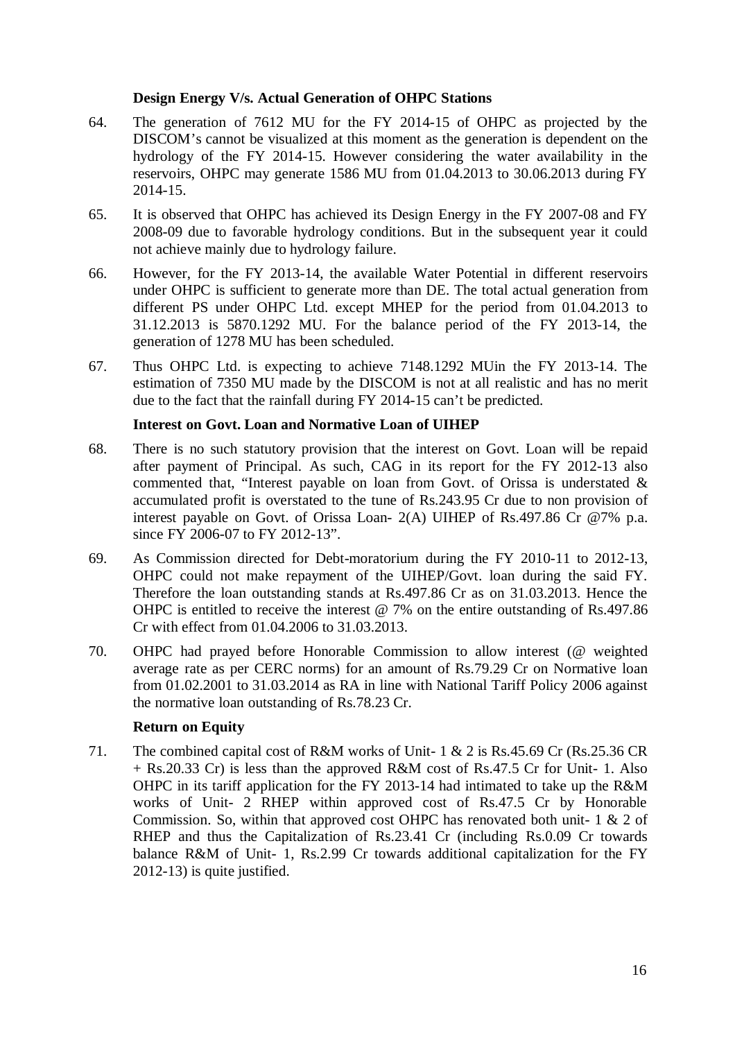**Design Energy V/s. Actual Generation of OHPC Stations**

64. The generation of 7612 MU for the FY 2014-15 of OHPC as projected by the DISCOM's cannot be visualized at this moment as the generation is dependent on the hydrology of the FY 2014-15. However considering the water availability in the reservoirs, OHPC may generate 1586 MU from 01.04.2013 to 30.06.2013 during FY 2014-15.

65. It is observed that OHPC has achieved its Design Energy in the FY 2007-08 and FY 2008-09 due to favorable hydrology conditions. But in the subsequent year it could not achieve mainly due to hydrology failure.

66. However, for the FY 2013-14, the available Water Potential in different reservoirs under OHPC is sufficient to generate more than DE. The total actual generation from different PS under OHPC Ltd. except MHEP for the period from 01.04.2013 to 31.12.2013 is 5870.1292 MU. For the balance period of the FY 2013-14, the generation of 1278 MU has been scheduled.

67. Thus OHPC Ltd. is expecting to achieve 7148.1292 MUin the FY 2013-14. The estimation of 7350 MU made by the DISCOM is not at all realistic and has no merit due to the fact that the rainfall during FY 2014-15 can't be predicted.

**Interest on Govt. Loan and Normative Loan of UIHEP**

68. There is no such statutory provision that the interest on Govt. Loan will be repaid after payment of Principal. As such, CAG in its report for the FY 2012-13 also commented that, "Interest payable on loan from Govt. of Orissa is understated & accumulated profit is overstated to the tune of Rs.243.95 Cr due to non provision of interest payable on Govt. of Orissa Loan- 2(A) UIHEP of Rs.497.86 Cr @7% p.a. since FY 2006-07 to FY 2012-13".

69. As Commission directed for Debt-moratorium during the FY 2010-11 to 2012-13, OHPC could not make repayment of the UIHEP/Govt. loan during the said FY. Therefore the loan outstanding stands at Rs.497.86 Cr as on 31.03.2013. Hence the OHPC is entitled to receive the interest @ 7% on the entire outstanding of Rs.497.86 Cr with effect from 01.04.2006 to 31.03.2013.

70. OHPC had prayed before Honorable Commission to allow interest (@ weighted average rate as per CERC norms) for an amount of Rs.79.29 Cr on Normative loan from 01.02.2001 to 31.03.2014 as RA in line with National Tariff Policy 2006 against the normative loan outstanding of Rs.78.23 Cr.

**Return on Equity**

71. The combined capital cost of R&M works of Unit- 1 & 2 is Rs.45.69 Cr (Rs.25.36 CR + Rs.20.33 Cr) is less than the approved R&M cost of Rs.47.5 Cr for Unit- 1. Also OHPC in its tariff application for the FY 2013-14 had intimated to take up the R&M works of Unit- 2 RHEP within approved cost of Rs.47.5 Cr by Honorable Commission. So, within that approved cost OHPC has renovated both unit- 1 & 2 of RHEP and thus the Capitalization of Rs.23.41 Cr (including Rs.0.09 Cr towards balance R&M of Unit- 1, Rs.2.99 Cr towards additional capitalization for the FY 2012-13) is quite justified.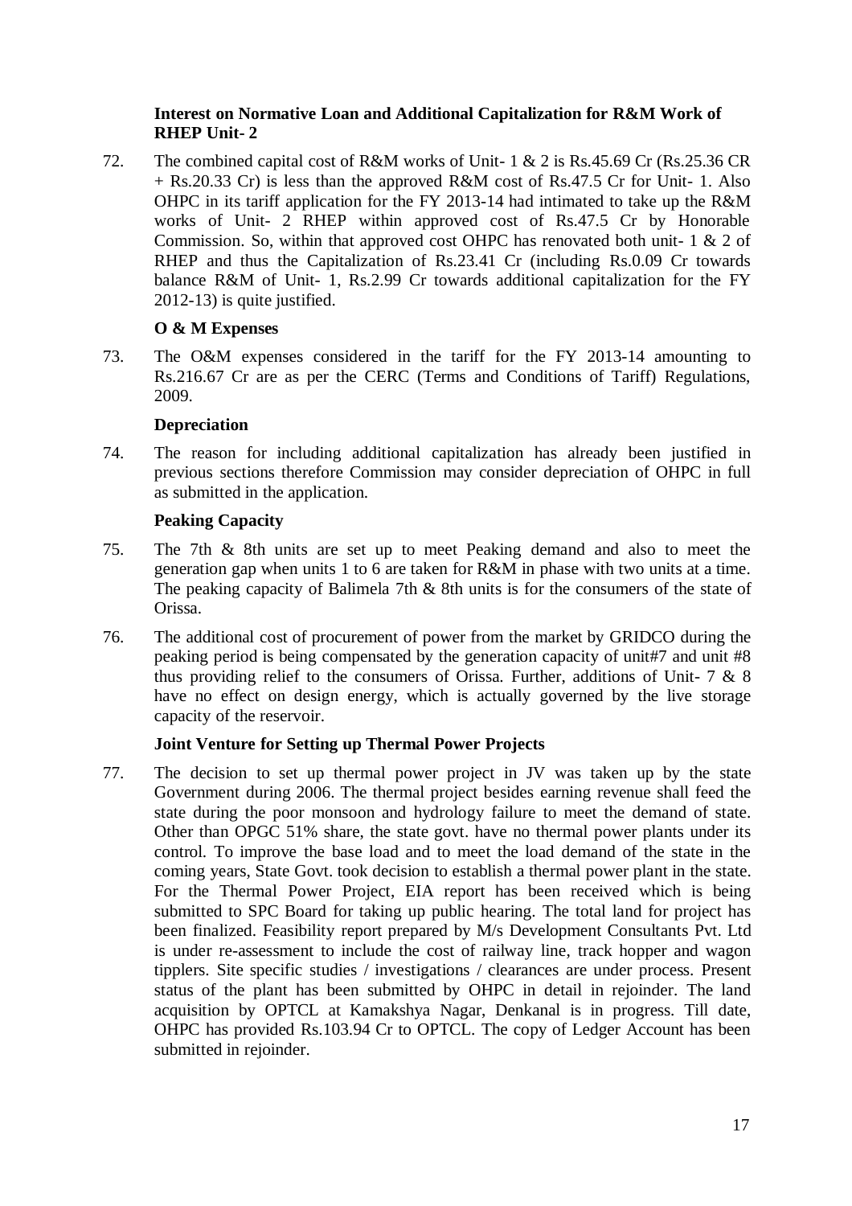**Interest on Normative Loan and Additional Capitalization for R&M Work of RHEP Unit- 2**

72. The combined capital cost of R&M works of Unit- 1 & 2 is Rs.45.69 Cr (Rs.25.36 CR + Rs.20.33 Cr) is less than the approved R&M cost of Rs.47.5 Cr for Unit- 1. Also OHPC in its tariff application for the FY 2013-14 had intimated to take up the R&M works of Unit- 2 RHEP within approved cost of Rs.47.5 Cr by Honorable Commission. So, within that approved cost OHPC has renovated both unit- 1 & 2 of RHEP and thus the Capitalization of Rs.23.41 Cr (including Rs.0.09 Cr towards balance R&M of Unit- 1, Rs.2.99 Cr towards additional capitalization for the FY 2012-13) is quite justified.

**O & M Expenses**

73. The O&M expenses considered in the tariff for the FY 2013-14 amounting to Rs.216.67 Cr are as per the CERC (Terms and Conditions of Tariff) Regulations, 2009.

**Depreciation**

74. The reason for including additional capitalization has already been justified in previous sections therefore Commission may consider depreciation of OHPC in full as submitted in the application.

**Peaking Capacity**

75. The 7th & 8th units are set up to meet Peaking demand and also to meet the generation gap when units 1 to 6 are taken for R&M in phase with two units at a time. The peaking capacity of Balimela 7th & 8th units is for the consumers of the state of Orissa.

76. The additional cost of procurement of power from the market by GRIDCO during the peaking period is being compensated by the generation capacity of unit#7 and unit #8 thus providing relief to the consumers of Orissa. Further, additions of Unit- 7 & 8 have no effect on design energy, which is actually governed by the live storage capacity of the reservoir.

**Joint Venture for Setting up Thermal Power Projects**

77. The decision to set up thermal power project in JV was taken up by the state Government during 2006. The thermal project besides earning revenue shall feed the state during the poor monsoon and hydrology failure to meet the demand of state. Other than OPGC 51% share, the state govt. have no thermal power plants under its control. To improve the base load and to meet the load demand of the state in the coming years, State Govt. took decision to establish a thermal power plant in the state. For the Thermal Power Project, EIA report has been received which is being submitted to SPC Board for taking up public hearing. The total land for project has been finalized. Feasibility report prepared by M/s Development Consultants Pvt. Ltd is under re-assessment to include the cost of railway line, track hopper and wagon tipplers. Site specific studies / investigations / clearances are under process. Present status of the plant has been submitted by OHPC in detail in rejoinder. The land acquisition by OPTCL at Kamakshya Nagar, Denkanal is in progress. Till date, OHPC has provided Rs.103.94 Cr to OPTCL. The copy of Ledger Account has been submitted in rejoinder.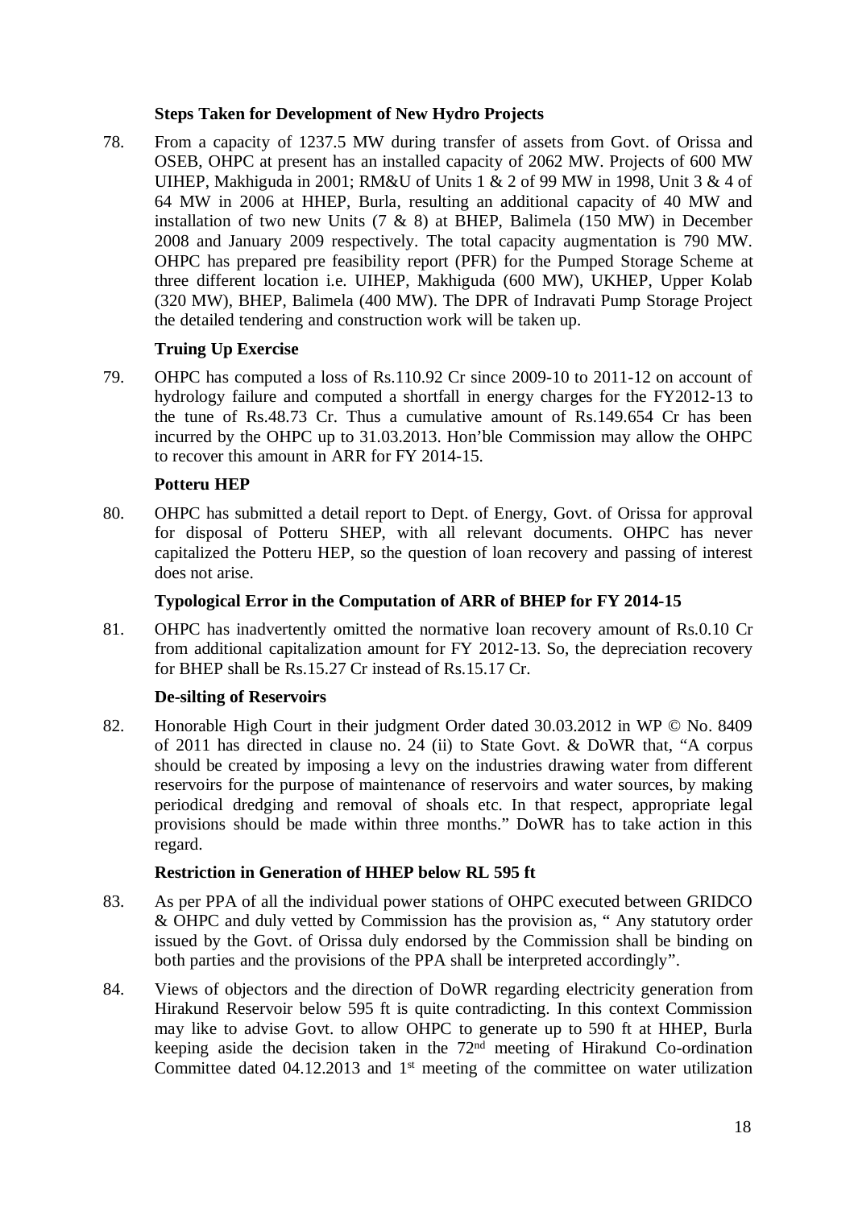### Steps Taken for Development of New Hydro Projects

78. From a capacity of 1237.5 MW during transfer of assets from Govt. of Orissa and OSEB, OHPC at present has an installed capacity of 2062 MW. Projects of 600 MW UIHEP, Makhiguda in 2001; RM&U of Units 1 & 2 of 99 MW in 1998, Unit 3 & 4 of 64 MW in 2006 at HHEP, Burla, resulting an additional capacity of 40 MW and installation of two new Units (7 & 8) at BHEP, Balimela (150 MW) in December 2008 and January 2009 respectively. The total capacity augmentation is 790 MW. OHPC has prepared pre feasibility report (PFR) for the Pumped Storage Scheme at three different location i.e. UIHEP, Makhiguda (600 MW), UKHEP, Upper Kolab (320 MW), BHEP, Balimela (400 MW). The DPR of Indravati Pump Storage Project the detailed tendering and construction work will be taken up.

### Truing Up Exercise

79. OHPC has computed a loss of Rs.110.92 Cr since 2009-10 to 2011-12 on account of hydrology failure and computed a shortfall in energy charges for the FY2012-13 to the tune of Rs.48.73 Cr. Thus a cumulative amount of Rs.149.654 Cr has been incurred by the OHPC up to 31.03.2013. Hon'ble Commission may allow the OHPC to recover this amount in ARR for FY 2014-15.

### Potteru HEP

80. OHPC has submitted a detail report to Dept. of Energy, Govt. of Orissa for approval for disposal of Potteru SHEP, with all relevant documents. OHPC has never capitalized the Potteru HEP, so the question of loan recovery and passing of interest does not arise.

### Typological Error in the Computation of ARR of BHEP for FY 2014-15

81. OHPC has inadvertently omitted the normative loan recovery amount of Rs.0.10 Cr from additional capitalization amount for FY 2012-13. So, the depreciation recovery for BHEP shall be Rs.15.27 Cr instead of Rs.15.17 Cr.

### De-silting of Reservoirs

82. Honorable High Court in their judgment Order dated 30.03.2012 in WP © No. 8409 of 2011 has directed in clause no. 24 (ii) to State Govt. & DoWR that, "A corpus should be created by imposing a levy on the industries drawing water from different reservoirs for the purpose of maintenance of reservoirs and water sources, by making periodical dredging and removal of shoals etc. In that respect, appropriate legal provisions should be made within three months." DoWR has to take action in this regard.

### Restriction in Generation of HHEP below RL 595 ft

83. As per PPA of all the individual power stations of OHPC executed between GRIDCO & OHPC and duly vetted by Commission has the provision as, " Any statutory order issued by the Govt. of Orissa duly endorsed by the Commission shall be binding on both parties and the provisions of the PPA shall be interpreted accordingly".

84. Views of objectors and the direction of DoWR regarding electricity generation from Hirakund Reservoir below 595 ft is quite contradicting. In this context Commission may like to advise Govt. to allow OHPC to generate up to 590 ft at HHEP, Burla keeping aside the decision taken in the 72nd meeting of Hirakund Co-ordination Committee dated 04.12.2013 and 1st meeting of the committee on water utilization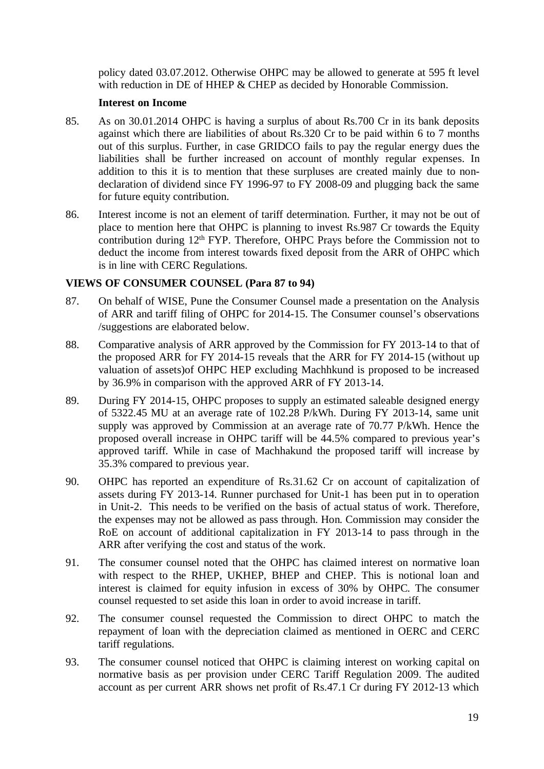policy dated 03.07.2012. Otherwise OHPC may be allowed to generate at 595 ft level with reduction in DE of HHEP & CHEP as decided by Honorable Commission.

**Interest on Income**

85. As on 30.01.2014 OHPC is having a surplus of about Rs.700 Cr in its bank deposits against which there are liabilities of about Rs.320 Cr to be paid within 6 to 7 months out of this surplus. Further, in case GRIDCO fails to pay the regular energy dues the liabilities shall be further increased on account of monthly regular expenses. In addition to this it is to mention that these surpluses are created mainly due to non-declaration of dividend since FY 1996-97 to FY 2008-09 and plugging back the same for future equity contribution.

86. Interest income is not an element of tariff determination. Further, it may not be out of place to mention here that OHPC is planning to invest Rs.987 Cr towards the Equity contribution during 12th FYP. Therefore, OHPC Prays before the Commission not to deduct the income from interest towards fixed deposit from the ARR of OHPC which is in line with CERC Regulations.

**VIEWS OF CONSUMER COUNSEL (Para 87 to 94)**

87. On behalf of WISE, Pune the Consumer Counsel made a presentation on the Analysis of ARR and tariff filing of OHPC for 2014-15. The Consumer counsel's observations /suggestions are elaborated below.

88. Comparative analysis of ARR approved by the Commission for FY 2013-14 to that of the proposed ARR for FY 2014-15 reveals that the ARR for FY 2014-15 (without up valuation of assets)of OHPC HEP excluding Machhkund is proposed to be increased by 36.9% in comparison with the approved ARR of FY 2013-14.

89. During FY 2014-15, OHPC proposes to supply an estimated saleable designed energy of 5322.45 MU at an average rate of 102.28 P/kWh. During FY 2013-14, same unit supply was approved by Commission at an average rate of 70.77 P/kWh. Hence the proposed overall increase in OHPC tariff will be 44.5% compared to previous year's approved tariff. While in case of Machhakund the proposed tariff will increase by 35.3% compared to previous year.

90. OHPC has reported an expenditure of Rs.31.62 Cr on account of capitalization of assets during FY 2013-14. Runner purchased for Unit-1 has been put in to operation in Unit-2. This needs to be verified on the basis of actual status of work. Therefore, the expenses may not be allowed as pass through. Hon. Commission may consider the RoE on account of additional capitalization in FY 2013-14 to pass through in the ARR after verifying the cost and status of the work.

91. The consumer counsel noted that the OHPC has claimed interest on normative loan with respect to the RHEP, UKHEP, BHEP and CHEP. This is notional loan and interest is claimed for equity infusion in excess of 30% by OHPC. The consumer counsel requested to set aside this loan in order to avoid increase in tariff.

92. The consumer counsel requested the Commission to direct OHPC to match the repayment of loan with the depreciation claimed as mentioned in OERC and CERC tariff regulations.

93. The consumer counsel noticed that OHPC is claiming interest on working capital on normative basis as per provision under CERC Tariff Regulation 2009. The audited account as per current ARR shows net profit of Rs.47.1 Cr during FY 2012-13 which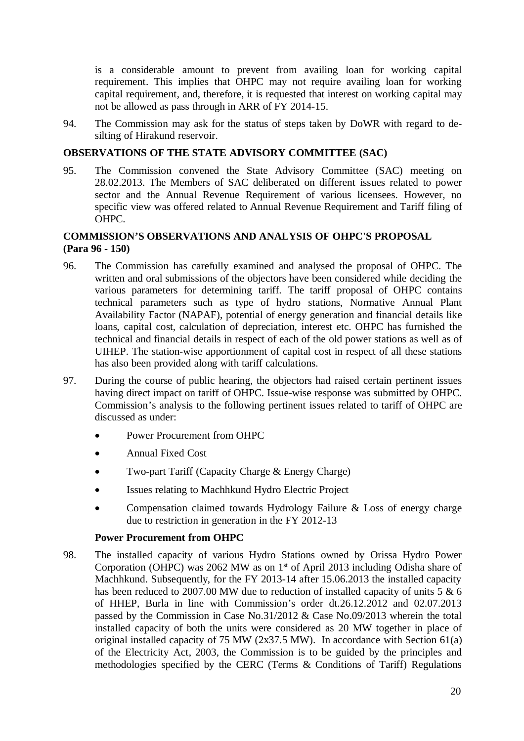is a considerable amount to prevent from availing loan for working capital requirement. This implies that OHPC may not require availing loan for working capital requirement, and, therefore, it is requested that interest on working capital may not be allowed as pass through in ARR of FY 2014-15.

94. The Commission may ask for the status of steps taken by DoWR with regard to de-silting of Hirakund reservoir.

**OBSERVATIONS OF THE STATE ADVISORY COMMITTEE (SAC)**

95. The Commission convened the State Advisory Committee (SAC) meeting on 28.02.2013. The Members of SAC deliberated on different issues related to power sector and the Annual Revenue Requirement of various licensees. However, no specific view was offered related to Annual Revenue Requirement and Tariff filing of OHPC.

**COMMISSION'S OBSERVATIONS AND ANALYSIS OF OHPC'S PROPOSAL (Para 96 - 150)**

96. The Commission has carefully examined and analysed the proposal of OHPC. The written and oral submissions of the objectors have been considered while deciding the various parameters for determining tariff. The tariff proposal of OHPC contains technical parameters such as type of hydro stations, Normative Annual Plant Availability Factor (NAPAF), potential of energy generation and financial details like loans, capital cost, calculation of depreciation, interest etc. OHPC has furnished the technical and financial details in respect of each of the old power stations as well as of UIHEP. The station-wise apportionment of capital cost in respect of all these stations has also been provided along with tariff calculations.

97. During the course of public hearing, the objectors had raised certain pertinent issues having direct impact on tariff of OHPC. Issue-wise response was submitted by OHPC. Commission's analysis to the following pertinent issues related to tariff of OHPC are discussed as under:

- Power Procurement from OHPC
- Annual Fixed Cost
- Two-part Tariff (Capacity Charge & Energy Charge)
- Issues relating to Machhkund Hydro Electric Project
- Compensation claimed towards Hydrology Failure & Loss of energy charge due to restriction in generation in the FY 2012-13

**Power Procurement from OHPC**

98. The installed capacity of various Hydro Stations owned by Orissa Hydro Power Corporation (OHPC) was 2062 MW as on 1st of April 2013 including Odisha share of Machhkund. Subsequently, for the FY 2013-14 after 15.06.2013 the installed capacity has been reduced to 2007.00 MW due to reduction of installed capacity of units 5 & 6 of HHEP, Burla in line with Commission's order dt.26.12.2012 and 02.07.2013 passed by the Commission in Case No.31/2012 & Case No.09/2013 wherein the total installed capacity of both the units were considered as 20 MW together in place of original installed capacity of 75 MW (2x37.5 MW). In accordance with Section 61(a) of the Electricity Act, 2003, the Commission is to be guided by the principles and methodologies specified by the CERC (Terms & Conditions of Tariff) Regulations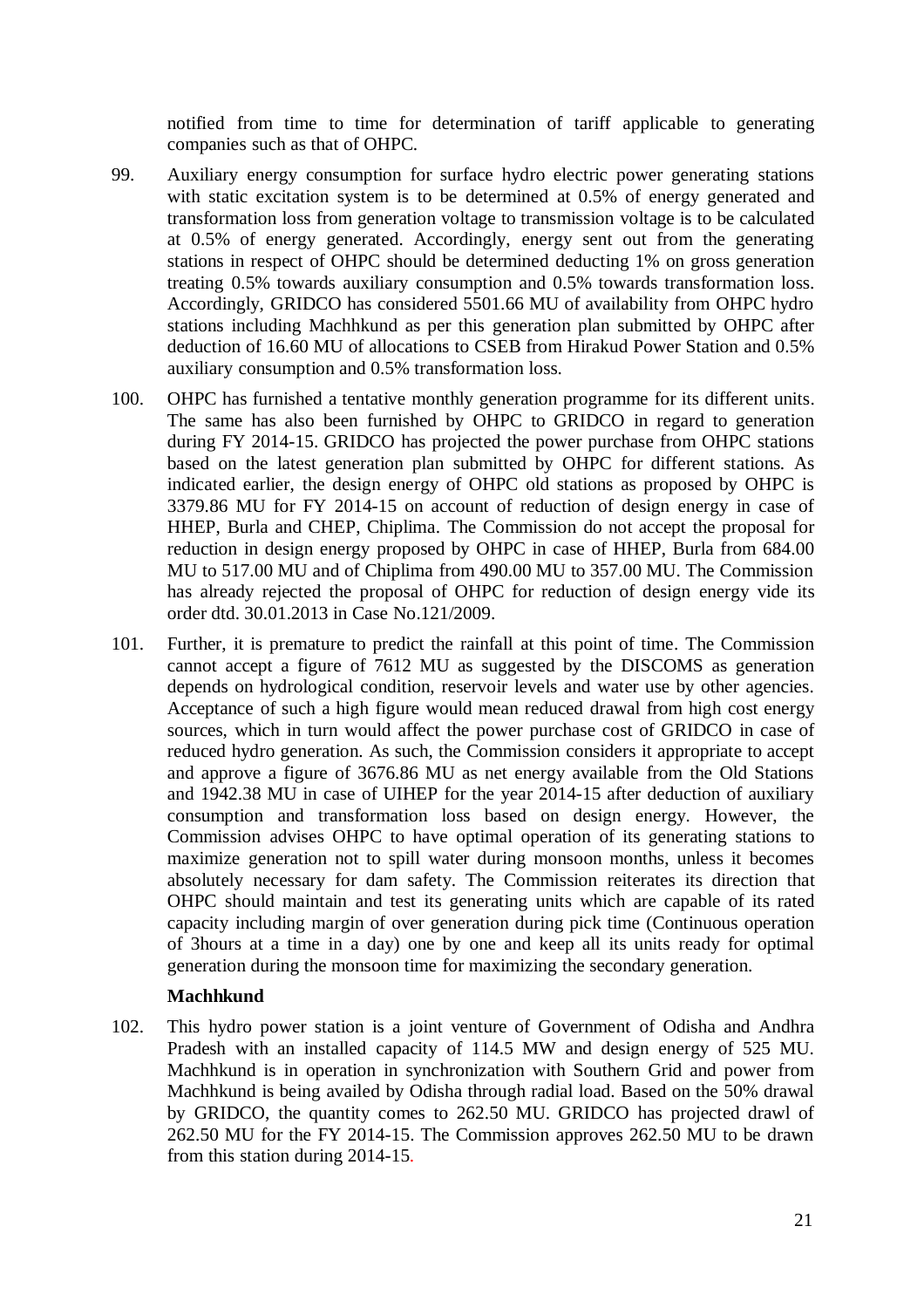notified from time to time for determination of tariff applicable to generating companies such as that of OHPC.

99. Auxiliary energy consumption for surface hydro electric power generating stations with static excitation system is to be determined at 0.5% of energy generated and transformation loss from generation voltage to transmission voltage is to be calculated at 0.5% of energy generated. Accordingly, energy sent out from the generating stations in respect of OHPC should be determined deducting 1% on gross generation treating 0.5% towards auxiliary consumption and 0.5% towards transformation loss. Accordingly, GRIDCO has considered 5501.66 MU of availability from OHPC hydro stations including Machhkund as per this generation plan submitted by OHPC after deduction of 16.60 MU of allocations to CSEB from Hirakud Power Station and 0.5% auxiliary consumption and 0.5% transformation loss.

100. OHPC has furnished a tentative monthly generation programme for its different units. The same has also been furnished by OHPC to GRIDCO in regard to generation during FY 2014-15. GRIDCO has projected the power purchase from OHPC stations based on the latest generation plan submitted by OHPC for different stations. As indicated earlier, the design energy of OHPC old stations as proposed by OHPC is 3379.86 MU for FY 2014-15 on account of reduction of design energy in case of HHEP, Burla and CHEP, Chiplima. The Commission do not accept the proposal for reduction in design energy proposed by OHPC in case of HHEP, Burla from 684.00 MU to 517.00 MU and of Chiplima from 490.00 MU to 357.00 MU. The Commission has already rejected the proposal of OHPC for reduction of design energy vide its order dtd. 30.01.2013 in Case No.121/2009.

101. Further, it is premature to predict the rainfall at this point of time. The Commission cannot accept a figure of 7612 MU as suggested by the DISCOMS as generation depends on hydrological condition, reservoir levels and water use by other agencies. Acceptance of such a high figure would mean reduced drawal from high cost energy sources, which in turn would affect the power purchase cost of GRIDCO in case of reduced hydro generation. As such, the Commission considers it appropriate to accept and approve a figure of 3676.86 MU as net energy available from the Old Stations and 1942.38 MU in case of UIHEP for the year 2014-15 after deduction of auxiliary consumption and transformation loss based on design energy. However, the Commission advises OHPC to have optimal operation of its generating stations to maximize generation not to spill water during monsoon months, unless it becomes absolutely necessary for dam safety. The Commission reiterates its direction that OHPC should maintain and test its generating units which are capable of its rated capacity including margin of over generation during pick time (Continuous operation of 3hours at a time in a day) one by one and keep all its units ready for optimal generation during the monsoon time for maximizing the secondary generation.

**Machhkund**

102. This hydro power station is a joint venture of Government of Odisha and Andhra Pradesh with an installed capacity of 114.5 MW and design energy of 525 MU. Machhkund is in operation in synchronization with Southern Grid and power from Machhkund is being availed by Odisha through radial load. Based on the 50% drawal by GRIDCO, the quantity comes to 262.50 MU. GRIDCO has projected drawl of 262.50 MU for the FY 2014-15. The Commission approves 262.50 MU to be drawn from this station during 2014-15.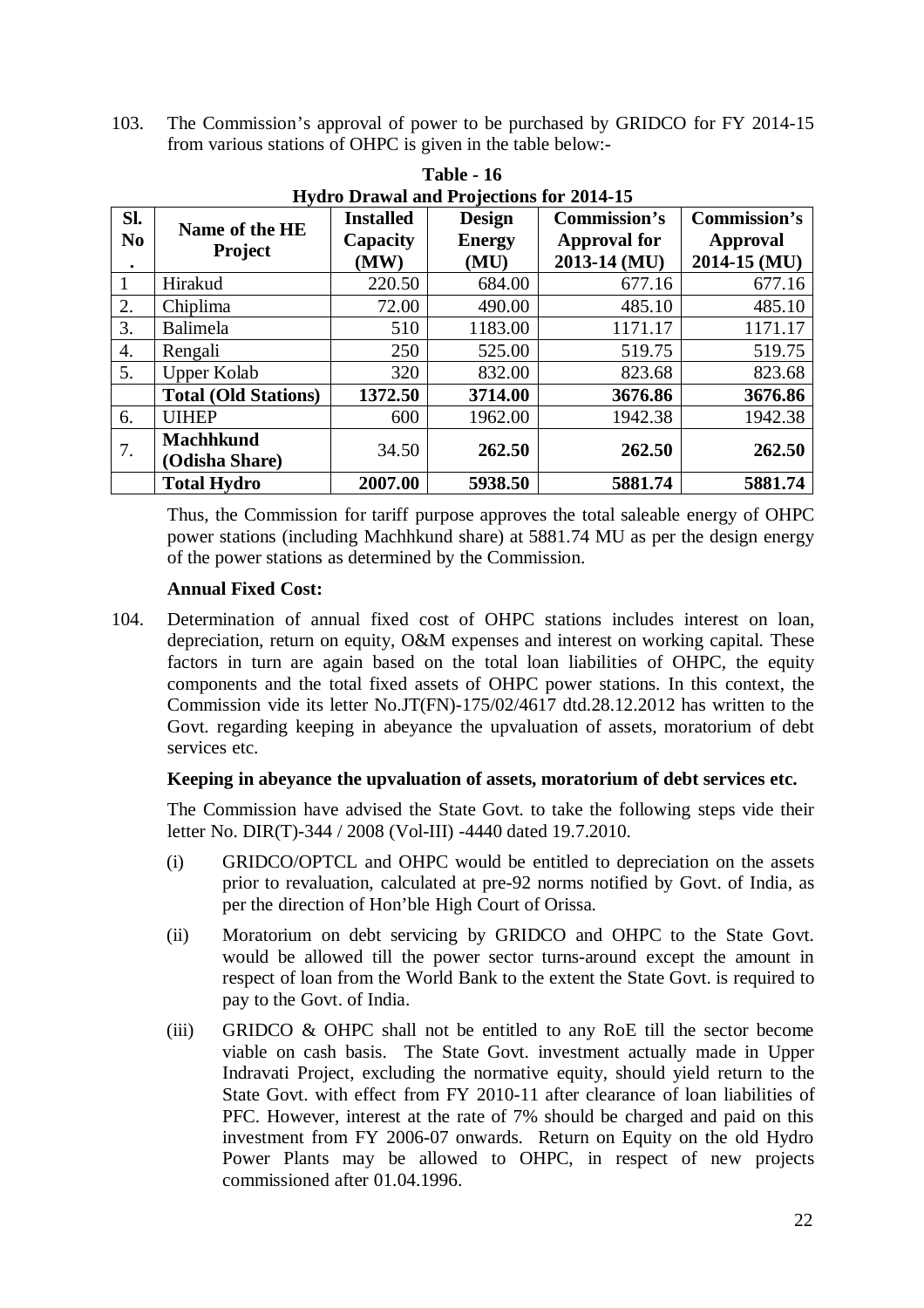103. The Commission's approval of power to be purchased by GRIDCO for FY 2014-15 from various stations of OHPC is given in the table below:-

**Table - 16**
**Hydro Drawal and Projections for 2014-15**

| Sl. No. | Name of the HE Project | Installed Capacity (MW) | Design Energy (MU) | Commission's Approval for 2013-14 (MU) | Commission's Approval 2014-15 (MU) |
|---|---|---|---|---|---|
| 1 | Hirakud | 220.50 | 684.00 | 677.16 | 677.16 |
| 2. | Chiplima | 72.00 | 490.00 | 485.10 | 485.10 |
| 3. | Balimela | 510 | 1183.00 | 1171.17 | 1171.17 |
| 4. | Rengali | 250 | 525.00 | 519.75 | 519.75 |
| 5. | Upper Kolab | 320 | 832.00 | 823.68 | 823.68 |
| | **Total (Old Stations)** | **1372.50** | **3714.00** | **3676.86** | **3676.86** |
| 6. | UIHEP | 600 | 1962.00 | 1942.38 | 1942.38 |
| 7. | **Machhkund (Odisha Share)** | 34.50 | **262.50** | **262.50** | **262.50** |
| | **Total Hydro** | **2007.00** | **5938.50** | **5881.74** | **5881.74** |

Thus, the Commission for tariff purpose approves the total saleable energy of OHPC power stations (including Machhkund share) at 5881.74 MU as per the design energy of the power stations as determined by the Commission.

**Annual Fixed Cost:**

104. Determination of annual fixed cost of OHPC stations includes interest on loan, depreciation, return on equity, O&M expenses and interest on working capital. These factors in turn are again based on the total loan liabilities of OHPC, the equity components and the total fixed assets of OHPC power stations. In this context, the Commission vide its letter No.JT(FN)-175/02/4617 dtd.28.12.2012 has written to the Govt. regarding keeping in abeyance the upvaluation of assets, moratorium of debt services etc.

**Keeping in abeyance the upvaluation of assets, moratorium of debt services etc.**

The Commission have advised the State Govt. to take the following steps vide their letter No. DIR(T)-344 / 2008 (Vol-III) -4440 dated 19.7.2010.

(i) GRIDCO/OPTCL and OHPC would be entitled to depreciation on the assets prior to revaluation, calculated at pre-92 norms notified by Govt. of India, as per the direction of Hon'ble High Court of Orissa.

(ii) Moratorium on debt servicing by GRIDCO and OHPC to the State Govt. would be allowed till the power sector turns-around except the amount in respect of loan from the World Bank to the extent the State Govt. is required to pay to the Govt. of India.

(iii) GRIDCO & OHPC shall not be entitled to any RoE till the sector become viable on cash basis. The State Govt. investment actually made in Upper Indravati Project, excluding the normative equity, should yield return to the State Govt. with effect from FY 2010-11 after clearance of loan liabilities of PFC. However, interest at the rate of 7% should be charged and paid on this investment from FY 2006-07 onwards. Return on Equity on the old Hydro Power Plants may be allowed to OHPC, in respect of new projects commissioned after 01.04.1996.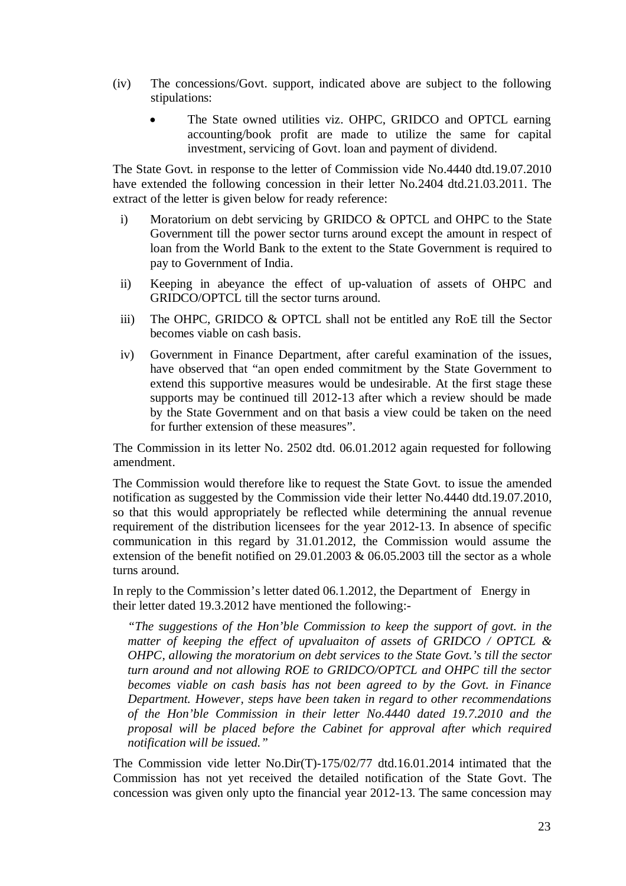(iv) The concessions/Govt. support, indicated above are subject to the following stipulations:

- The State owned utilities viz. OHPC, GRIDCO and OPTCL earning accounting/book profit are made to utilize the same for capital investment, servicing of Govt. loan and payment of dividend.

The State Govt. in response to the letter of Commission vide No.4440 dtd.19.07.2010 have extended the following concession in their letter No.2404 dtd.21.03.2011. The extract of the letter is given below for ready reference:

i) Moratorium on debt servicing by GRIDCO & OPTCL and OHPC to the State Government till the power sector turns around except the amount in respect of loan from the World Bank to the extent to the State Government is required to pay to Government of India.

ii) Keeping in abeyance the effect of up-valuation of assets of OHPC and GRIDCO/OPTCL till the sector turns around.

iii) The OHPC, GRIDCO & OPTCL shall not be entitled any RoE till the Sector becomes viable on cash basis.

iv) Government in Finance Department, after careful examination of the issues, have observed that "an open ended commitment by the State Government to extend this supportive measures would be undesirable. At the first stage these supports may be continued till 2012-13 after which a review should be made by the State Government and on that basis a view could be taken on the need for further extension of these measures".

The Commission in its letter No. 2502 dtd. 06.01.2012 again requested for following amendment.

The Commission would therefore like to request the State Govt. to issue the amended notification as suggested by the Commission vide their letter No.4440 dtd.19.07.2010, so that this would appropriately be reflected while determining the annual revenue requirement of the distribution licensees for the year 2012-13. In absence of specific communication in this regard by 31.01.2012, the Commission would assume the extension of the benefit notified on 29.01.2003 & 06.05.2003 till the sector as a whole turns around.

In reply to the Commission's letter dated 06.1.2012, the Department of Energy in their letter dated 19.3.2012 have mentioned the following:-

*"The suggestions of the Hon'ble Commission to keep the support of govt. in the matter of keeping the effect of upvaluaiton of assets of GRIDCO / OPTCL & OHPC, allowing the moratorium on debt services to the State Govt.'s till the sector turn around and not allowing ROE to GRIDCO/OPTCL and OHPC till the sector becomes viable on cash basis has not been agreed to by the Govt. in Finance Department. However, steps have been taken in regard to other recommendations of the Hon'ble Commission in their letter No.4440 dated 19.7.2010 and the proposal will be placed before the Cabinet for approval after which required notification will be issued."*

The Commission vide letter No.Dir(T)-175/02/77 dtd.16.01.2014 intimated that the Commission has not yet received the detailed notification of the State Govt. The concession was given only upto the financial year 2012-13. The same concession may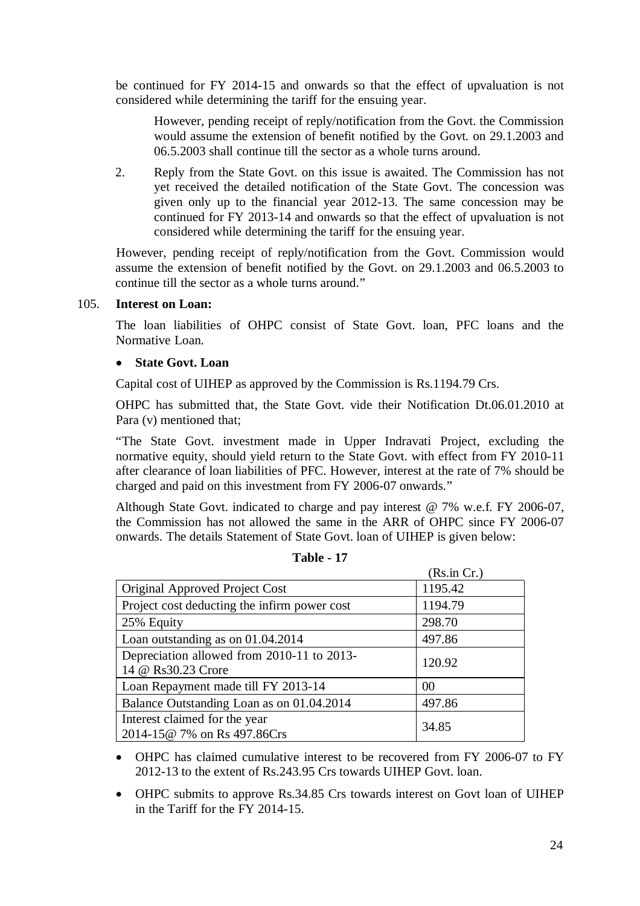be continued for FY 2014-15 and onwards so that the effect of upvaluation is not considered while determining the tariff for the ensuing year.

However, pending receipt of reply/notification from the Govt. the Commission would assume the extension of benefit notified by the Govt. on 29.1.2003 and 06.5.2003 shall continue till the sector as a whole turns around.

2. Reply from the State Govt. on this issue is awaited. The Commission has not yet received the detailed notification of the State Govt. The concession was given only up to the financial year 2012-13. The same concession may be continued for FY 2013-14 and onwards so that the effect of upvaluation is not considered while determining the tariff for the ensuing year.

However, pending receipt of reply/notification from the Govt. Commission would assume the extension of benefit notified by the Govt. on 29.1.2003 and 06.5.2003 to continue till the sector as a whole turns around."

105. **Interest on Loan:**

The loan liabilities of OHPC consist of State Govt. loan, PFC loans and the Normative Loan.

- **State Govt. Loan**

Capital cost of UIHEP as approved by the Commission is Rs.1194.79 Crs.

OHPC has submitted that, the State Govt. vide their Notification Dt.06.01.2010 at Para (v) mentioned that;

"The State Govt. investment made in Upper Indravati Project, excluding the normative equity, should yield return to the State Govt. with effect from FY 2010-11 after clearance of loan liabilities of PFC. However, interest at the rate of 7% should be charged and paid on this investment from FY 2006-07 onwards."

Although State Govt. indicated to charge and pay interest @ 7% w.e.f. FY 2006-07, the Commission has not allowed the same in the ARR of OHPC since FY 2006-07 onwards. The details Statement of State Govt. loan of UIHEP is given below:

**Table - 17**

(Rs.in Cr.)

| | |
|---|---|
| Original Approved Project Cost | 1195.42 |
| Project cost deducting the infirm power cost | 1194.79 |
| 25% Equity | 298.70 |
| Loan outstanding as on 01.04.2014 | 497.86 |
| Depreciation allowed from 2010-11 to 2013-14 @ Rs30.23 Crore | 120.92 |
| Loan Repayment made till FY 2013-14 | 00 |
| Balance Outstanding Loan as on 01.04.2014 | 497.86 |
| Interest claimed for the year 2014-15@ 7% on Rs 497.86Crs | 34.85 |

- OHPC has claimed cumulative interest to be recovered from FY 2006-07 to FY 2012-13 to the extent of Rs.243.95 Crs towards UIHEP Govt. loan.
- OHPC submits to approve Rs.34.85 Crs towards interest on Govt loan of UIHEP in the Tariff for the FY 2014-15.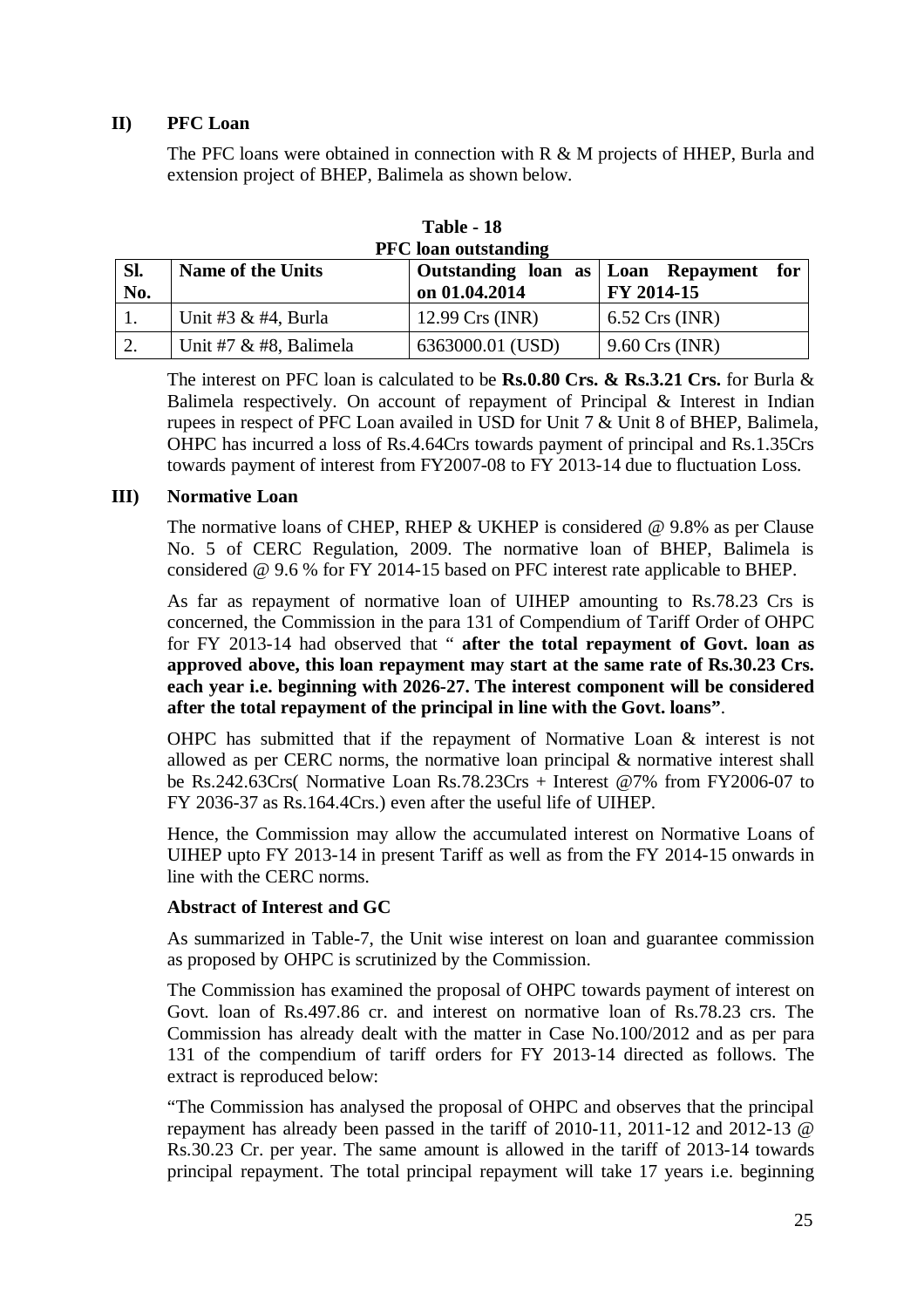## II) PFC Loan

The PFC loans were obtained in connection with R & M projects of HHEP, Burla and extension project of BHEP, Balimela as shown below.

**Table - 18**
**PFC loan outstanding**

| Sl. No. | Name of the Units | Outstanding loan as on 01.04.2014 | Loan Repayment for FY 2014-15 |
|---|---|---|---|
| 1. | Unit #3 & #4, Burla | 12.99 Crs (INR) | 6.52 Crs (INR) |
| 2. | Unit #7 & #8, Balimela | 6363000.01 (USD) | 9.60 Crs (INR) |

The interest on PFC loan is calculated to be **Rs.0.80 Crs. & Rs.3.21 Crs.** for Burla & Balimela respectively. On account of repayment of Principal & Interest in Indian rupees in respect of PFC Loan availed in USD for Unit 7 & Unit 8 of BHEP, Balimela, OHPC has incurred a loss of Rs.4.64Crs towards payment of principal and Rs.1.35Crs towards payment of interest from FY2007-08 to FY 2013-14 due to fluctuation Loss.

## III) Normative Loan

The normative loans of CHEP, RHEP & UKHEP is considered @ 9.8% as per Clause No. 5 of CERC Regulation, 2009. The normative loan of BHEP, Balimela is considered @ 9.6 % for FY 2014-15 based on PFC interest rate applicable to BHEP.

As far as repayment of normative loan of UIHEP amounting to Rs.78.23 Crs is concerned, the Commission in the para 131 of Compendium of Tariff Order of OHPC for FY 2013-14 had observed that " **after the total repayment of Govt. loan as approved above, this loan repayment may start at the same rate of Rs.30.23 Crs. each year i.e. beginning with 2026-27. The interest component will be considered after the total repayment of the principal in line with the Govt. loans"**.

OHPC has submitted that if the repayment of Normative Loan & interest is not allowed as per CERC norms, the normative loan principal & normative interest shall be Rs.242.63Crs( Normative Loan Rs.78.23Crs + Interest @7% from FY2006-07 to FY 2036-37 as Rs.164.4Crs.) even after the useful life of UIHEP.

Hence, the Commission may allow the accumulated interest on Normative Loans of UIHEP upto FY 2013-14 in present Tariff as well as from the FY 2014-15 onwards in line with the CERC norms.

**Abstract of Interest and GC**

As summarized in Table-7, the Unit wise interest on loan and guarantee commission as proposed by OHPC is scrutinized by the Commission.

The Commission has examined the proposal of OHPC towards payment of interest on Govt. loan of Rs.497.86 cr. and interest on normative loan of Rs.78.23 crs. The Commission has already dealt with the matter in Case No.100/2012 and as per para 131 of the compendium of tariff orders for FY 2013-14 directed as follows. The extract is reproduced below:

"The Commission has analysed the proposal of OHPC and observes that the principal repayment has already been passed in the tariff of 2010-11, 2011-12 and 2012-13 @ Rs.30.23 Cr. per year. The same amount is allowed in the tariff of 2013-14 towards principal repayment. The total principal repayment will take 17 years i.e. beginning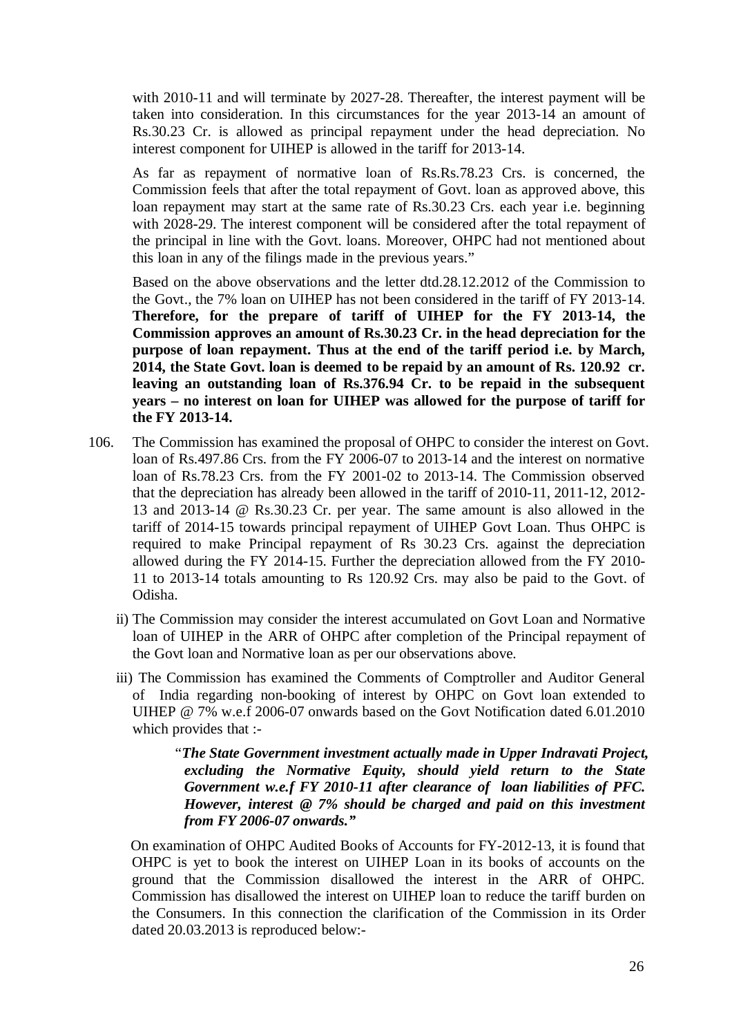with 2010-11 and will terminate by 2027-28. Thereafter, the interest payment will be taken into consideration. In this circumstances for the year 2013-14 an amount of Rs.30.23 Cr. is allowed as principal repayment under the head depreciation. No interest component for UIHEP is allowed in the tariff for 2013-14.

As far as repayment of normative loan of Rs.Rs.78.23 Crs. is concerned, the Commission feels that after the total repayment of Govt. loan as approved above, this loan repayment may start at the same rate of Rs.30.23 Crs. each year i.e. beginning with 2028-29. The interest component will be considered after the total repayment of the principal in line with the Govt. loans. Moreover, OHPC had not mentioned about this loan in any of the filings made in the previous years."

Based on the above observations and the letter dtd.28.12.2012 of the Commission to the Govt., the 7% loan on UIHEP has not been considered in the tariff of FY 2013-14. **Therefore, for the prepare of tariff of UIHEP for the FY 2013-14, the Commission approves an amount of Rs.30.23 Cr. in the head depreciation for the purpose of loan repayment. Thus at the end of the tariff period i.e. by March, 2014, the State Govt. loan is deemed to be repaid by an amount of Rs. 120.92 cr. leaving an outstanding loan of Rs.376.94 Cr. to be repaid in the subsequent years – no interest on loan for UIHEP was allowed for the purpose of tariff for the FY 2013-14.**

106. The Commission has examined the proposal of OHPC to consider the interest on Govt. loan of Rs.497.86 Crs. from the FY 2006-07 to 2013-14 and the interest on normative loan of Rs.78.23 Crs. from the FY 2001-02 to 2013-14. The Commission observed that the depreciation has already been allowed in the tariff of 2010-11, 2011-12, 2012-13 and 2013-14 @ Rs.30.23 Cr. per year. The same amount is also allowed in the tariff of 2014-15 towards principal repayment of UIHEP Govt Loan. Thus OHPC is required to make Principal repayment of Rs 30.23 Crs. against the depreciation allowed during the FY 2014-15. Further the depreciation allowed from the FY 2010-11 to 2013-14 totals amounting to Rs 120.92 Crs. may also be paid to the Govt. of Odisha.

ii) The Commission may consider the interest accumulated on Govt Loan and Normative loan of UIHEP in the ARR of OHPC after completion of the Principal repayment of the Govt loan and Normative loan as per our observations above.

iii) The Commission has examined the Comments of Comptroller and Auditor General of India regarding non-booking of interest by OHPC on Govt loan extended to UIHEP @ 7% w.e.f 2006-07 onwards based on the Govt Notification dated 6.01.2010 which provides that :-

> "***The State Government investment actually made in Upper Indravati Project, excluding the Normative Equity, should yield return to the State Government w.e.f FY 2010-11 after clearance of loan liabilities of PFC. However, interest @ 7% should be charged and paid on this investment from FY 2006-07 onwards."***

On examination of OHPC Audited Books of Accounts for FY-2012-13, it is found that OHPC is yet to book the interest on UIHEP Loan in its books of accounts on the ground that the Commission disallowed the interest in the ARR of OHPC. Commission has disallowed the interest on UIHEP loan to reduce the tariff burden on the Consumers. In this connection the clarification of the Commission in its Order dated 20.03.2013 is reproduced below:-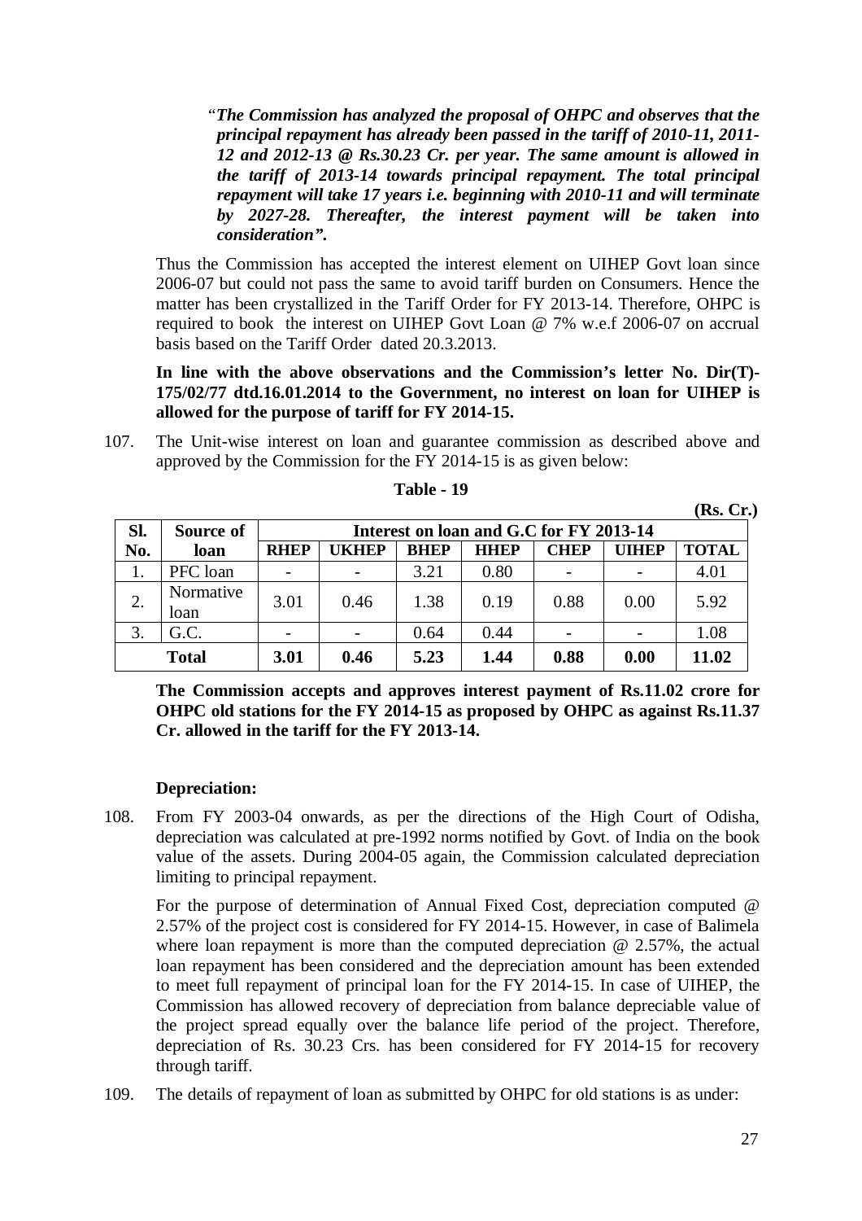"***The Commission has analyzed the proposal of OHPC and observes that the principal repayment has already been passed in the tariff of 2010-11, 2011-12 and 2012-13 @ Rs.30.23 Cr. per year. The same amount is allowed in the tariff of 2013-14 towards principal repayment. The total principal repayment will take 17 years i.e. beginning with 2010-11 and will terminate by 2027-28. Thereafter, the interest payment will be taken into consideration".***

Thus the Commission has accepted the interest element on UIHEP Govt loan since 2006-07 but could not pass the same to avoid tariff burden on Consumers. Hence the matter has been crystallized in the Tariff Order for FY 2013-14. Therefore, OHPC is required to book the interest on UIHEP Govt Loan @ 7% w.e.f 2006-07 on accrual basis based on the Tariff Order dated 20.3.2013.

**In line with the above observations and the Commission's letter No. Dir(T)-175/02/77 dtd.16.01.2014 to the Government, no interest on loan for UIHEP is allowed for the purpose of tariff for FY 2014-15.**

107. The Unit-wise interest on loan and guarantee commission as described above and approved by the Commission for the FY 2014-15 is as given below:

**Table - 19**

**(Rs. Cr.)**

| Sl. No. | Source of loan | Interest on loan and G.C for FY 2013-14 | | | | | | |
|---|---|---|---|---|---|---|---|---|
| | | **RHEP** | **UKHEP** | **BHEP** | **HHEP** | **CHEP** | **UIHEP** | **TOTAL** |
| 1. | PFC loan | - | - | 3.21 | 0.80 | - | - | 4.01 |
| 2. | Normative loan | 3.01 | 0.46 | 1.38 | 0.19 | 0.88 | 0.00 | 5.92 |
| 3. | G.C. | - | - | 0.64 | 0.44 | - | - | 1.08 |
| **Total** | | **3.01** | **0.46** | **5.23** | **1.44** | **0.88** | **0.00** | **11.02** |

**The Commission accepts and approves interest payment of Rs.11.02 crore for OHPC old stations for the FY 2014-15 as proposed by OHPC as against Rs.11.37 Cr. allowed in the tariff for the FY 2013-14.**

**Depreciation:**

108. From FY 2003-04 onwards, as per the directions of the High Court of Odisha, depreciation was calculated at pre-1992 norms notified by Govt. of India on the book value of the assets. During 2004-05 again, the Commission calculated depreciation limiting to principal repayment.

For the purpose of determination of Annual Fixed Cost, depreciation computed @ 2.57% of the project cost is considered for FY 2014-15. However, in case of Balimela where loan repayment is more than the computed depreciation @ 2.57%, the actual loan repayment has been considered and the depreciation amount has been extended to meet full repayment of principal loan for the FY 2014-15. In case of UIHEP, the Commission has allowed recovery of depreciation from balance depreciable value of the project spread equally over the balance life period of the project. Therefore, depreciation of Rs. 30.23 Crs. has been considered for FY 2014-15 for recovery through tariff.

109. The details of repayment of loan as submitted by OHPC for old stations is as under: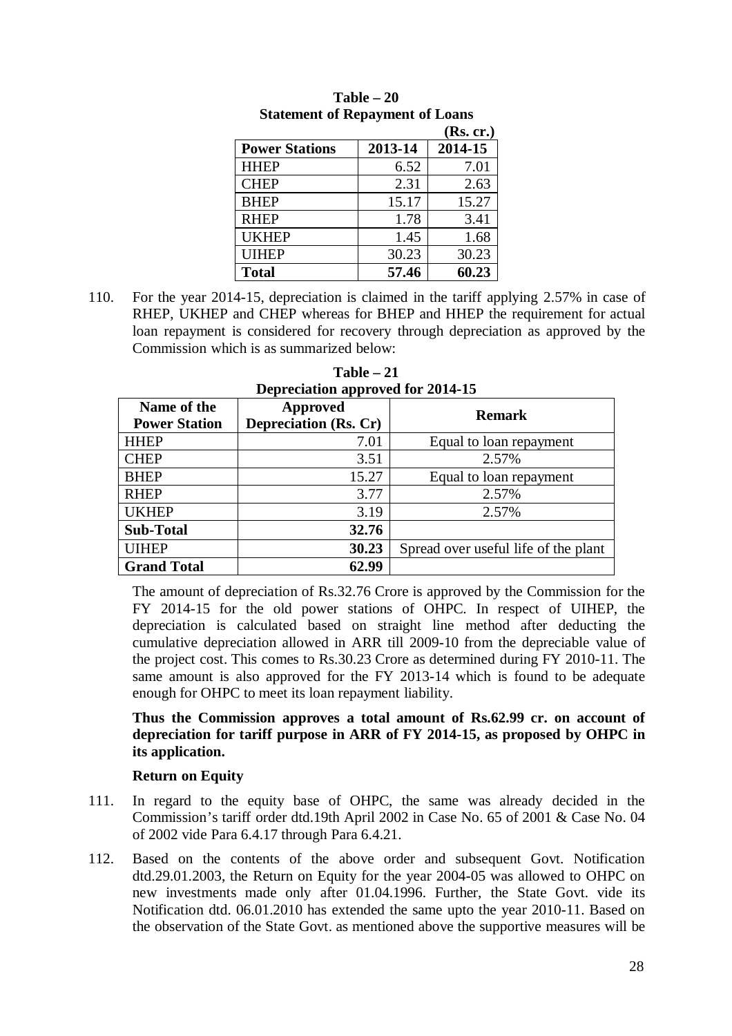**Table – 20**
**Statement of Repayment of Loans**

(Rs. cr.)

| Power Stations | 2013-14 | 2014-15 |
|---|---|---|
| HHEP | 6.52 | 7.01 |
| CHEP | 2.31 | 2.63 |
| BHEP | 15.17 | 15.27 |
| RHEP | 1.78 | 3.41 |
| UKHEP | 1.45 | 1.68 |
| UIHEP | 30.23 | 30.23 |
| **Total** | **57.46** | **60.23** |

110. For the year 2014-15, depreciation is claimed in the tariff applying 2.57% in case of RHEP, UKHEP and CHEP whereas for BHEP and HHEP the requirement for actual loan repayment is considered for recovery through depreciation as approved by the Commission which is as summarized below:

**Table – 21**
**Depreciation approved for 2014-15**

| Name of the Power Station | Approved Depreciation (Rs. Cr) | Remark |
|---|---|---|
| HHEP | 7.01 | Equal to loan repayment |
| CHEP | 3.51 | 2.57% |
| BHEP | 15.27 | Equal to loan repayment |
| RHEP | 3.77 | 2.57% |
| UKHEP | 3.19 | 2.57% |
| **Sub-Total** | **32.76** | |
| UIHEP | **30.23** | Spread over useful life of the plant |
| **Grand Total** | **62.99** | |

The amount of depreciation of Rs.32.76 Crore is approved by the Commission for the FY 2014-15 for the old power stations of OHPC. In respect of UIHEP, the depreciation is calculated based on straight line method after deducting the cumulative depreciation allowed in ARR till 2009-10 from the depreciable value of the project cost. This comes to Rs.30.23 Crore as determined during FY 2010-11. The same amount is also approved for the FY 2013-14 which is found to be adequate enough for OHPC to meet its loan repayment liability.

**Thus the Commission approves a total amount of Rs.62.99 cr. on account of depreciation for tariff purpose in ARR of FY 2014-15, as proposed by OHPC in its application.**

**Return on Equity**

111. In regard to the equity base of OHPC, the same was already decided in the Commission's tariff order dtd.19th April 2002 in Case No. 65 of 2001 & Case No. 04 of 2002 vide Para 6.4.17 through Para 6.4.21.

112. Based on the contents of the above order and subsequent Govt. Notification dtd.29.01.2003, the Return on Equity for the year 2004-05 was allowed to OHPC on new investments made only after 01.04.1996. Further, the State Govt. vide its Notification dtd. 06.01.2010 has extended the same upto the year 2010-11. Based on the observation of the State Govt. as mentioned above the supportive measures will be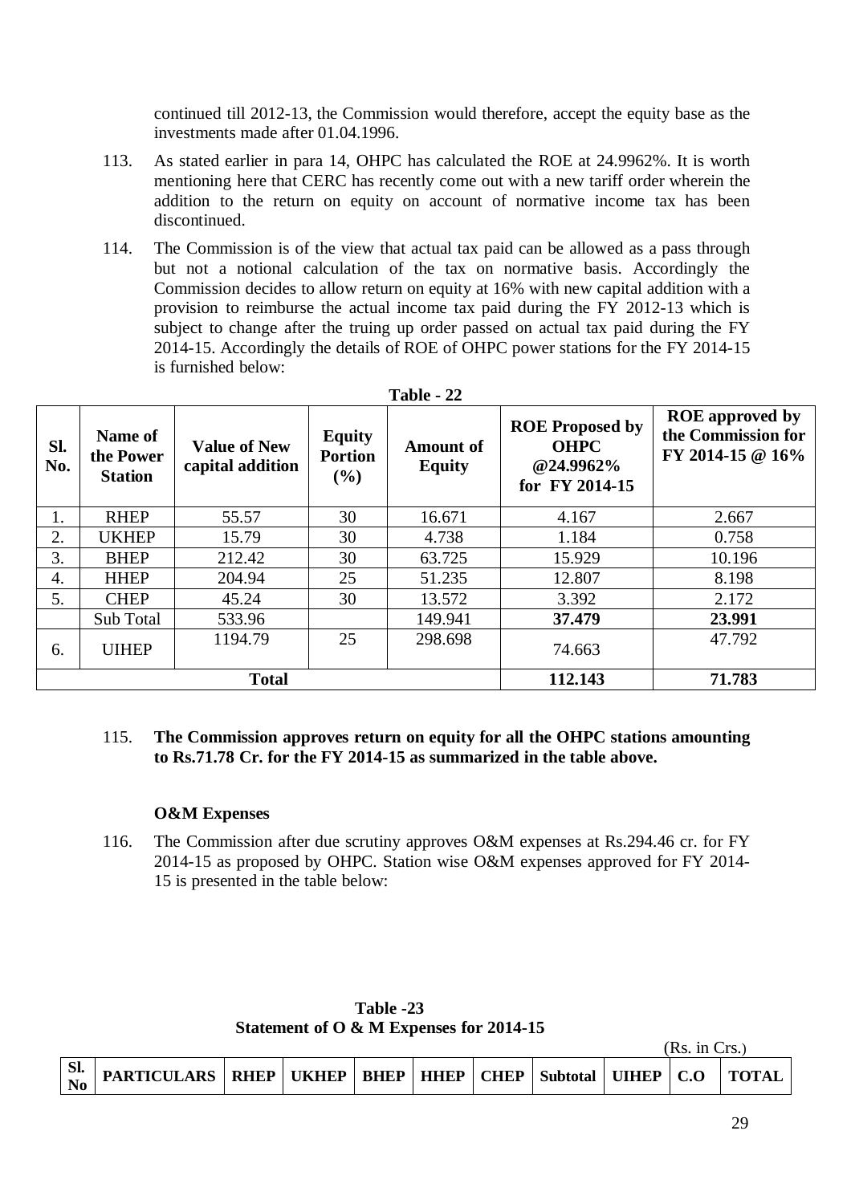continued till 2012-13, the Commission would therefore, accept the equity base as the investments made after 01.04.1996.

113. As stated earlier in para 14, OHPC has calculated the ROE at 24.9962%. It is worth mentioning here that CERC has recently come out with a new tariff order wherein the addition to the return on equity on account of normative income tax has been discontinued.

114. The Commission is of the view that actual tax paid can be allowed as a pass through but not a notional calculation of the tax on normative basis. Accordingly the Commission decides to allow return on equity at 16% with new capital addition with a provision to reimburse the actual income tax paid during the FY 2012-13 which is subject to change after the truing up order passed on actual tax paid during the FY 2014-15. Accordingly the details of ROE of OHPC power stations for the FY 2014-15 is furnished below:

**Table - 22**

| Sl. No. | Name of the Power Station | Value of New capital addition | Equity Portion (%) | Amount of Equity | ROE Proposed by OHPC @24.9962% for FY 2014-15 | ROE approved by the Commission for FY 2014-15 @ 16% |
|---|---|---|---|---|---|---|
| 1. | RHEP | 55.57 | 30 | 16.671 | 4.167 | 2.667 |
| 2. | UKHEP | 15.79 | 30 | 4.738 | 1.184 | 0.758 |
| 3. | BHEP | 212.42 | 30 | 63.725 | 15.929 | 10.196 |
| 4. | HHEP | 204.94 | 25 | 51.235 | 12.807 | 8.198 |
| 5. | CHEP | 45.24 | 30 | 13.572 | 3.392 | 2.172 |
| | Sub Total | 533.96 | | 149.941 | **37.479** | **23.991** |
| 6. | UIHEP | 1194.79 | 25 | 298.698 | 74.663 | 47.792 |
| **Total** | | | | | **112.143** | **71.783** |

115. **The Commission approves return on equity for all the OHPC stations amounting to Rs.71.78 Cr. for the FY 2014-15 as summarized in the table above.**

**O&M Expenses**

116. The Commission after due scrutiny approves O&M expenses at Rs.294.46 cr. for FY 2014-15 as proposed by OHPC. Station wise O&M expenses approved for FY 2014-15 is presented in the table below:

**Table -23**
**Statement of O & M Expenses for 2014-15**

(Rs. in Crs.)

| Sl. No | PARTICULARS | RHEP | UKHEP | BHEP | HHEP | CHEP | Subtotal | UIHEP | C.O | TOTAL |
|---|---|---|---|---|---|---|---|---|---|---|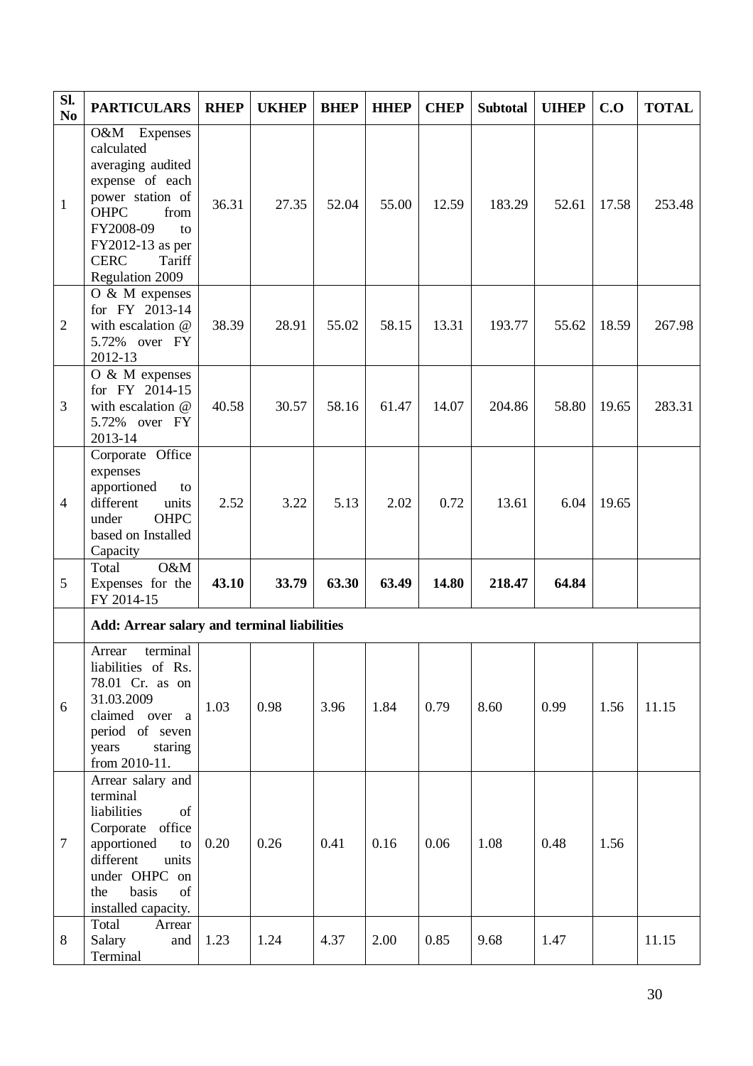| Sl. No | PARTICULARS | RHEP | UKHEP | BHEP | HHEP | CHEP | Subtotal | UIHEP | C.O | TOTAL |
|---|---|---|---|---|---|---|---|---|---|---|
| 1 | O&M Expenses calculated averaging audited expense of each power station of OHPC from FY2008-09 to FY2012-13 as per CERC Tariff Regulation 2009 | 36.31 | 27.35 | 52.04 | 55.00 | 12.59 | 183.29 | 52.61 | 17.58 | 253.48 |
| 2 | O & M expenses for FY 2013-14 with escalation @ 5.72% over FY 2012-13 | 38.39 | 28.91 | 55.02 | 58.15 | 13.31 | 193.77 | 55.62 | 18.59 | 267.98 |
| 3 | O & M expenses for FY 2014-15 with escalation @ 5.72% over FY 2013-14 | 40.58 | 30.57 | 58.16 | 61.47 | 14.07 | 204.86 | 58.80 | 19.65 | 283.31 |
| 4 | Corporate Office expenses apportioned to different units under OHPC based on Installed Capacity | 2.52 | 3.22 | 5.13 | 2.02 | 0.72 | 13.61 | 6.04 | 19.65 | |
| 5 | Total O&M Expenses for the FY 2014-15 | **43.10** | **33.79** | **63.30** | **63.49** | **14.80** | **218.47** | **64.84** | | |
| | **Add: Arrear salary and terminal liabilities** | | | | | | | | | |
| 6 | Arrear terminal liabilities of Rs. 78.01 Cr. as on 31.03.2009 claimed over a period of seven years staring from 2010-11. | 1.03 | 0.98 | 3.96 | 1.84 | 0.79 | 8.60 | 0.99 | 1.56 | 11.15 |
| 7 | Arrear salary and terminal liabilities of Corporate office apportioned to different units under OHPC on the basis of installed capacity. | 0.20 | 0.26 | 0.41 | 0.16 | 0.06 | 1.08 | 0.48 | 1.56 | |
| 8 | Total Arrear Salary and Terminal | 1.23 | 1.24 | 4.37 | 2.00 | 0.85 | 9.68 | 1.47 | | 11.15 |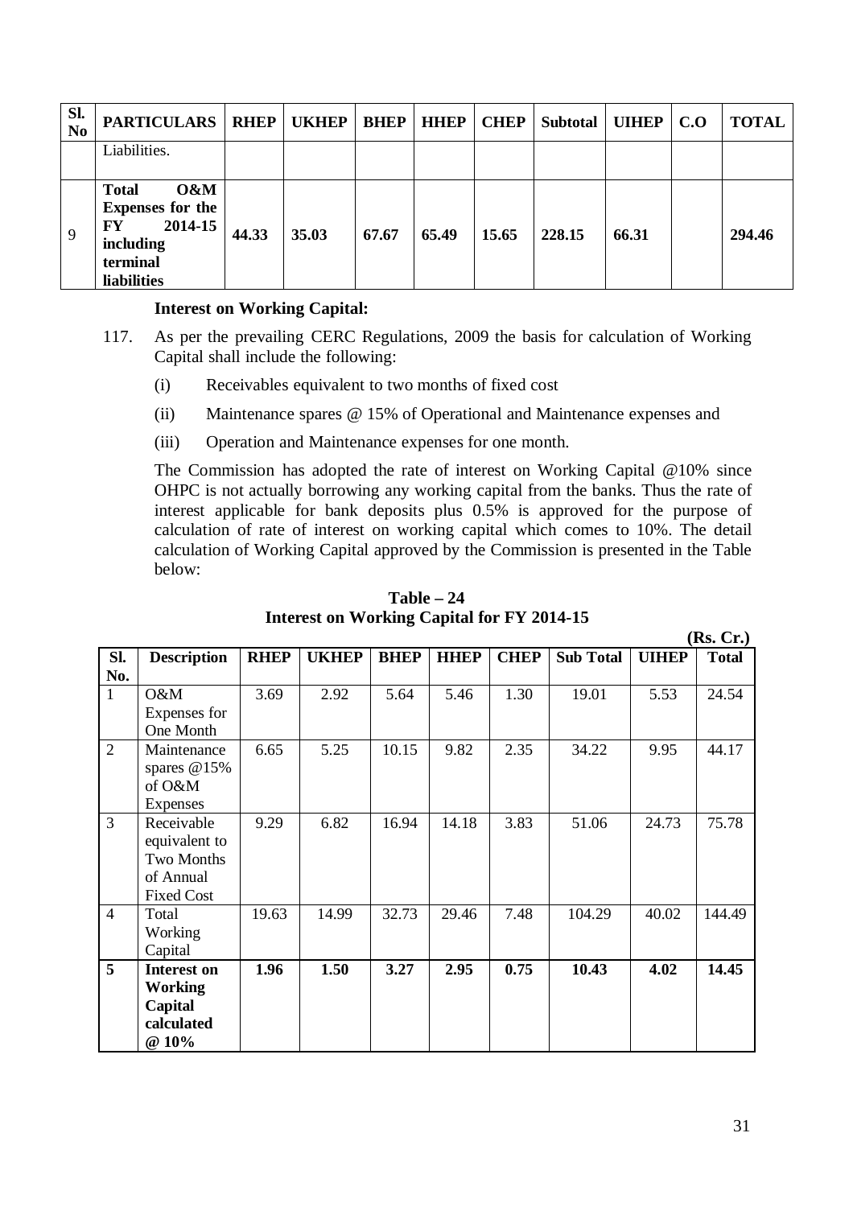| Sl. No | PARTICULARS | RHEP | UKHEP | BHEP | HHEP | CHEP | Subtotal | UIHEP | C.O | TOTAL |
|---|---|---|---|---|---|---|---|---|---|---|
| | Liabilities. | | | | | | | | | |
| 9 | **Total O&M Expenses for the FY 2014-15 including terminal liabilities** | **44.33** | **35.03** | **67.67** | **65.49** | **15.65** | **228.15** | **66.31** | | **294.46** |

**Interest on Working Capital:**

117. As per the prevailing CERC Regulations, 2009 the basis for calculation of Working Capital shall include the following:

   (i) Receivables equivalent to two months of fixed cost

   (ii) Maintenance spares @ 15% of Operational and Maintenance expenses and

   (iii) Operation and Maintenance expenses for one month.

   The Commission has adopted the rate of interest on Working Capital @10% since OHPC is not actually borrowing any working capital from the banks. Thus the rate of interest applicable for bank deposits plus 0.5% is approved for the purpose of calculation of rate of interest on working capital which comes to 10%. The detail calculation of Working Capital approved by the Commission is presented in the Table below:

**Table – 24**
**Interest on Working Capital for FY 2014-15**

**(Rs. Cr.)**

| Sl. No. | Description | RHEP | UKHEP | BHEP | HHEP | CHEP | Sub Total | UIHEP | Total |
|---|---|---|---|---|---|---|---|---|---|
| 1 | O&M Expenses for One Month | 3.69 | 2.92 | 5.64 | 5.46 | 1.30 | 19.01 | 5.53 | 24.54 |
| 2 | Maintenance spares @15% of O&M Expenses | 6.65 | 5.25 | 10.15 | 9.82 | 2.35 | 34.22 | 9.95 | 44.17 |
| 3 | Receivable equivalent to Two Months of Annual Fixed Cost | 9.29 | 6.82 | 16.94 | 14.18 | 3.83 | 51.06 | 24.73 | 75.78 |
| 4 | Total Working Capital | 19.63 | 14.99 | 32.73 | 29.46 | 7.48 | 104.29 | 40.02 | 144.49 |
| **5** | **Interest on Working Capital calculated @ 10%** | **1.96** | **1.50** | **3.27** | **2.95** | **0.75** | **10.43** | **4.02** | **14.45** |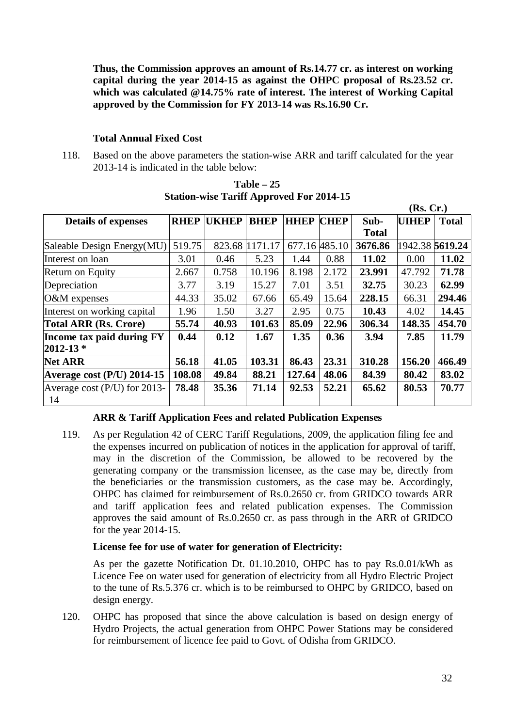**Thus, the Commission approves an amount of Rs.14.77 cr. as interest on working capital during the year 2014-15 as against the OHPC proposal of Rs.23.52 cr. which was calculated @14.75% rate of interest. The interest of Working Capital approved by the Commission for FY 2013-14 was Rs.16.90 Cr.**

**Total Annual Fixed Cost**

118. Based on the above parameters the station-wise ARR and tariff calculated for the year 2013-14 is indicated in the table below:

**Table – 25**
**Station-wise Tariff Approved For 2014-15**

**(Rs. Cr.)**

| Details of expenses | RHEP | UKHEP | BHEP | HHEP | CHEP | Sub-Total | UIHEP | Total |
|---|---|---|---|---|---|---|---|---|
| Saleable Design Energy(MU) | 519.75 | 823.68 | 1171.17 | 677.16 | 485.10 | **3676.86** | 1942.38 | **5619.24** |
| Interest on loan | 3.01 | 0.46 | 5.23 | 1.44 | 0.88 | **11.02** | 0.00 | **11.02** |
| Return on Equity | 2.667 | 0.758 | 10.196 | 8.198 | 2.172 | **23.991** | 47.792 | **71.78** |
| Depreciation | 3.77 | 3.19 | 15.27 | 7.01 | 3.51 | **32.75** | 30.23 | **62.99** |
| O&M expenses | 44.33 | 35.02 | 67.66 | 65.49 | 15.64 | **228.15** | 66.31 | **294.46** |
| Interest on working capital | 1.96 | 1.50 | 3.27 | 2.95 | 0.75 | **10.43** | 4.02 | **14.45** |
| **Total ARR (Rs. Crore)** | **55.74** | **40.93** | **101.63** | **85.09** | **22.96** | **306.34** | **148.35** | **454.70** |
| **Income tax paid during FY 2012-13 *** | **0.44** | **0.12** | **1.67** | **1.35** | **0.36** | **3.94** | **7.85** | **11.79** |
| **Net ARR** | **56.18** | **41.05** | **103.31** | **86.43** | **23.31** | **310.28** | **156.20** | **466.49** |
| **Average cost (P/U) 2014-15** | **108.08** | **49.84** | **88.21** | **127.64** | **48.06** | **84.39** | **80.42** | **83.02** |
| Average cost (P/U) for 2013-14 | **78.48** | **35.36** | **71.14** | **92.53** | **52.21** | **65.62** | **80.53** | **70.77** |

**ARR & Tariff Application Fees and related Publication Expenses**

119. As per Regulation 42 of CERC Tariff Regulations, 2009, the application filing fee and the expenses incurred on publication of notices in the application for approval of tariff, may in the discretion of the Commission, be allowed to be recovered by the generating company or the transmission licensee, as the case may be, directly from the beneficiaries or the transmission customers, as the case may be. Accordingly, OHPC has claimed for reimbursement of Rs.0.2650 cr. from GRIDCO towards ARR and tariff application fees and related publication expenses. The Commission approves the said amount of Rs.0.2650 cr. as pass through in the ARR of GRIDCO for the year 2014-15.

**License fee for use of water for generation of Electricity:**

As per the gazette Notification Dt. 01.10.2010, OHPC has to pay Rs.0.01/kWh as Licence Fee on water used for generation of electricity from all Hydro Electric Project to the tune of Rs.5.376 cr. which is to be reimbursed to OHPC by GRIDCO, based on design energy.

120. OHPC has proposed that since the above calculation is based on design energy of Hydro Projects, the actual generation from OHPC Power Stations may be considered for reimbursement of licence fee paid to Govt. of Odisha from GRIDCO.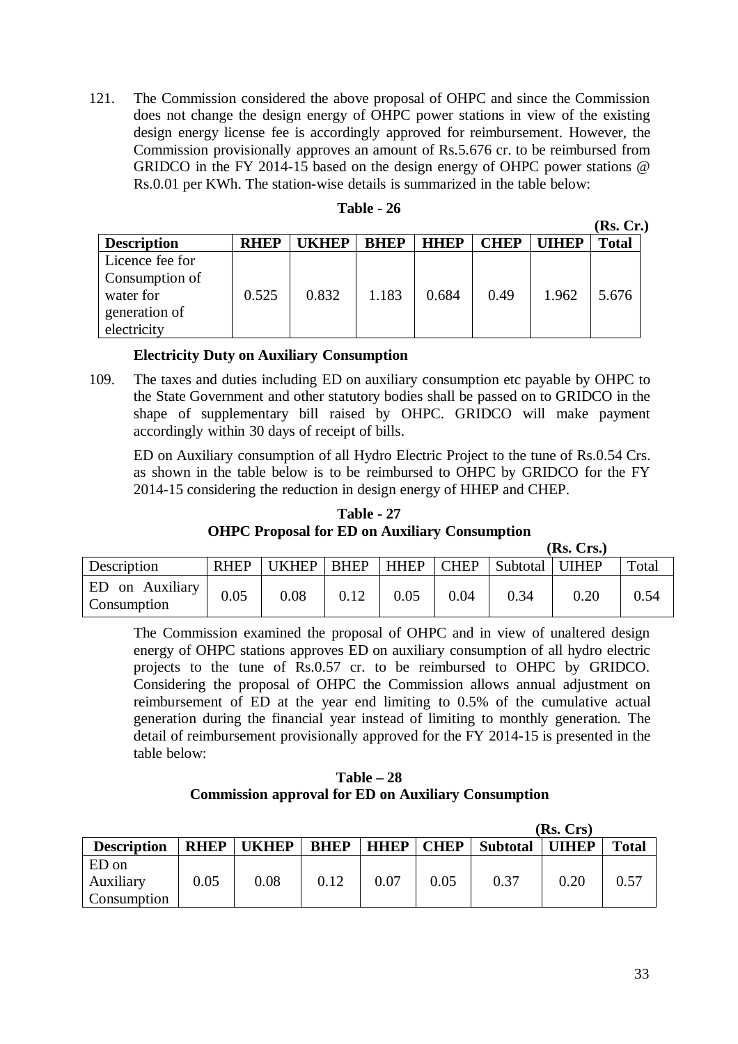121. The Commission considered the above proposal of OHPC and since the Commission does not change the design energy of OHPC power stations in view of the existing design energy license fee is accordingly approved for reimbursement. However, the Commission provisionally approves an amount of Rs.5.676 cr. to be reimbursed from GRIDCO in the FY 2014-15 based on the design energy of OHPC power stations @ Rs.0.01 per KWh. The station-wise details is summarized in the table below:

**Table - 26**

**(Rs. Cr.)**

| Description | RHEP | UKHEP | BHEP | HHEP | CHEP | UIHEP | Total |
|---|---|---|---|---|---|---|---|
| Licence fee for Consumption of water for generation of electricity | 0.525 | 0.832 | 1.183 | 0.684 | 0.49 | 1.962 | 5.676 |

**Electricity Duty on Auxiliary Consumption**

109. The taxes and duties including ED on auxiliary consumption etc payable by OHPC to the State Government and other statutory bodies shall be passed on to GRIDCO in the shape of supplementary bill raised by OHPC. GRIDCO will make payment accordingly within 30 days of receipt of bills.

ED on Auxiliary consumption of all Hydro Electric Project to the tune of Rs.0.54 Crs. as shown in the table below is to be reimbursed to OHPC by GRIDCO for the FY 2014-15 considering the reduction in design energy of HHEP and CHEP.

**Table - 27**
**OHPC Proposal for ED on Auxiliary Consumption**

**(Rs. Crs.)**

| Description | RHEP | UKHEP | BHEP | HHEP | CHEP | Subtotal | UIHEP | Total |
|---|---|---|---|---|---|---|---|---|
| ED on Auxiliary Consumption | 0.05 | 0.08 | 0.12 | 0.05 | 0.04 | 0.34 | 0.20 | 0.54 |

The Commission examined the proposal of OHPC and in view of unaltered design energy of OHPC stations approves ED on auxiliary consumption of all hydro electric projects to the tune of Rs.0.57 cr. to be reimbursed to OHPC by GRIDCO. Considering the proposal of OHPC the Commission allows annual adjustment on reimbursement of ED at the year end limiting to 0.5% of the cumulative actual generation during the financial year instead of limiting to monthly generation. The detail of reimbursement provisionally approved for the FY 2014-15 is presented in the table below:

**Table – 28**
**Commission approval for ED on Auxiliary Consumption**

**(Rs. Crs)**

| Description | RHEP | UKHEP | BHEP | HHEP | CHEP | Subtotal | UIHEP | Total |
|---|---|---|---|---|---|---|---|---|
| ED on Auxiliary Consumption | 0.05 | 0.08 | 0.12 | 0.07 | 0.05 | 0.37 | 0.20 | 0.57 |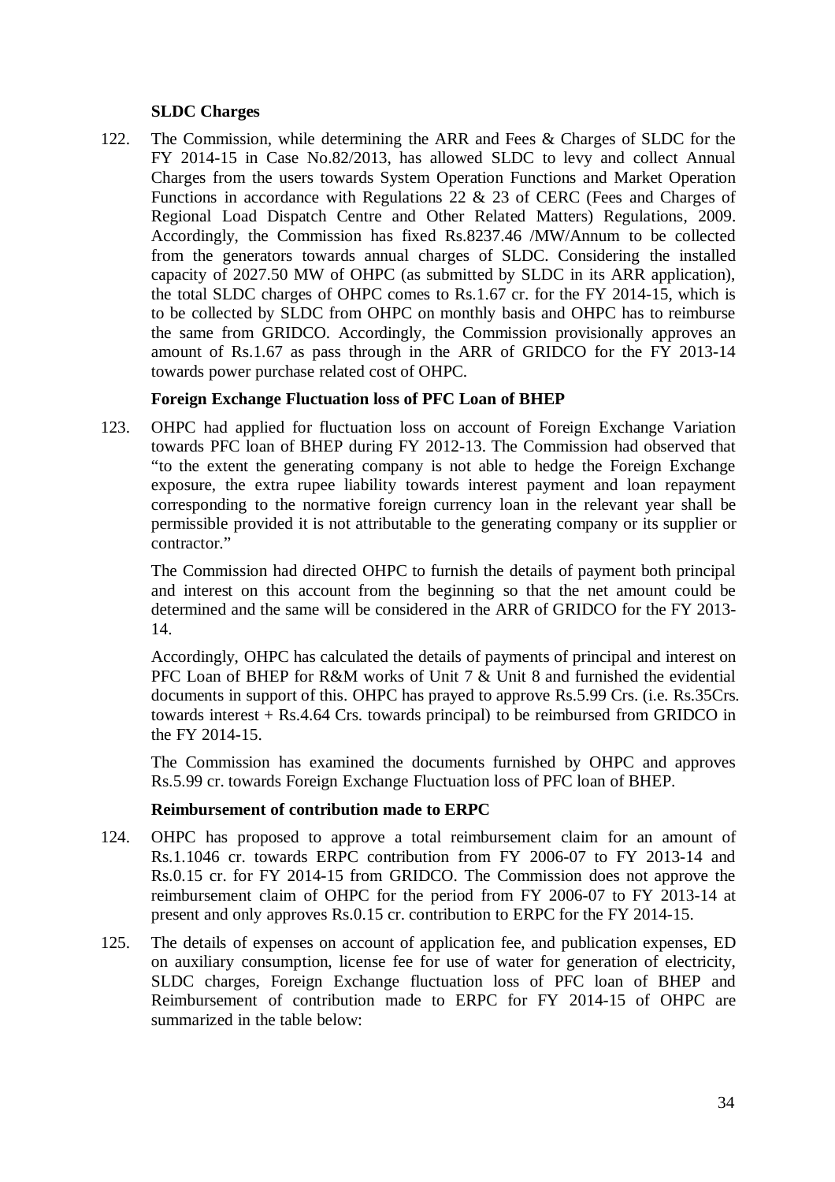**SLDC Charges**

122. The Commission, while determining the ARR and Fees & Charges of SLDC for the FY 2014-15 in Case No.82/2013, has allowed SLDC to levy and collect Annual Charges from the users towards System Operation Functions and Market Operation Functions in accordance with Regulations 22 & 23 of CERC (Fees and Charges of Regional Load Dispatch Centre and Other Related Matters) Regulations, 2009. Accordingly, the Commission has fixed Rs.8237.46 /MW/Annum to be collected from the generators towards annual charges of SLDC. Considering the installed capacity of 2027.50 MW of OHPC (as submitted by SLDC in its ARR application), the total SLDC charges of OHPC comes to Rs.1.67 cr. for the FY 2014-15, which is to be collected by SLDC from OHPC on monthly basis and OHPC has to reimburse the same from GRIDCO. Accordingly, the Commission provisionally approves an amount of Rs.1.67 as pass through in the ARR of GRIDCO for the FY 2013-14 towards power purchase related cost of OHPC.

**Foreign Exchange Fluctuation loss of PFC Loan of BHEP**

123. OHPC had applied for fluctuation loss on account of Foreign Exchange Variation towards PFC loan of BHEP during FY 2012-13. The Commission had observed that "to the extent the generating company is not able to hedge the Foreign Exchange exposure, the extra rupee liability towards interest payment and loan repayment corresponding to the normative foreign currency loan in the relevant year shall be permissible provided it is not attributable to the generating company or its supplier or contractor."

The Commission had directed OHPC to furnish the details of payment both principal and interest on this account from the beginning so that the net amount could be determined and the same will be considered in the ARR of GRIDCO for the FY 2013-14.

Accordingly, OHPC has calculated the details of payments of principal and interest on PFC Loan of BHEP for R&M works of Unit 7 & Unit 8 and furnished the evidential documents in support of this. OHPC has prayed to approve Rs.5.99 Crs. (i.e. Rs.35Crs. towards interest + Rs.4.64 Crs. towards principal) to be reimbursed from GRIDCO in the FY 2014-15.

The Commission has examined the documents furnished by OHPC and approves Rs.5.99 cr. towards Foreign Exchange Fluctuation loss of PFC loan of BHEP.

**Reimbursement of contribution made to ERPC**

124. OHPC has proposed to approve a total reimbursement claim for an amount of Rs.1.1046 cr. towards ERPC contribution from FY 2006-07 to FY 2013-14 and Rs.0.15 cr. for FY 2014-15 from GRIDCO. The Commission does not approve the reimbursement claim of OHPC for the period from FY 2006-07 to FY 2013-14 at present and only approves Rs.0.15 cr. contribution to ERPC for the FY 2014-15.

125. The details of expenses on account of application fee, and publication expenses, ED on auxiliary consumption, license fee for use of water for generation of electricity, SLDC charges, Foreign Exchange fluctuation loss of PFC loan of BHEP and Reimbursement of contribution made to ERPC for FY 2014-15 of OHPC are summarized in the table below: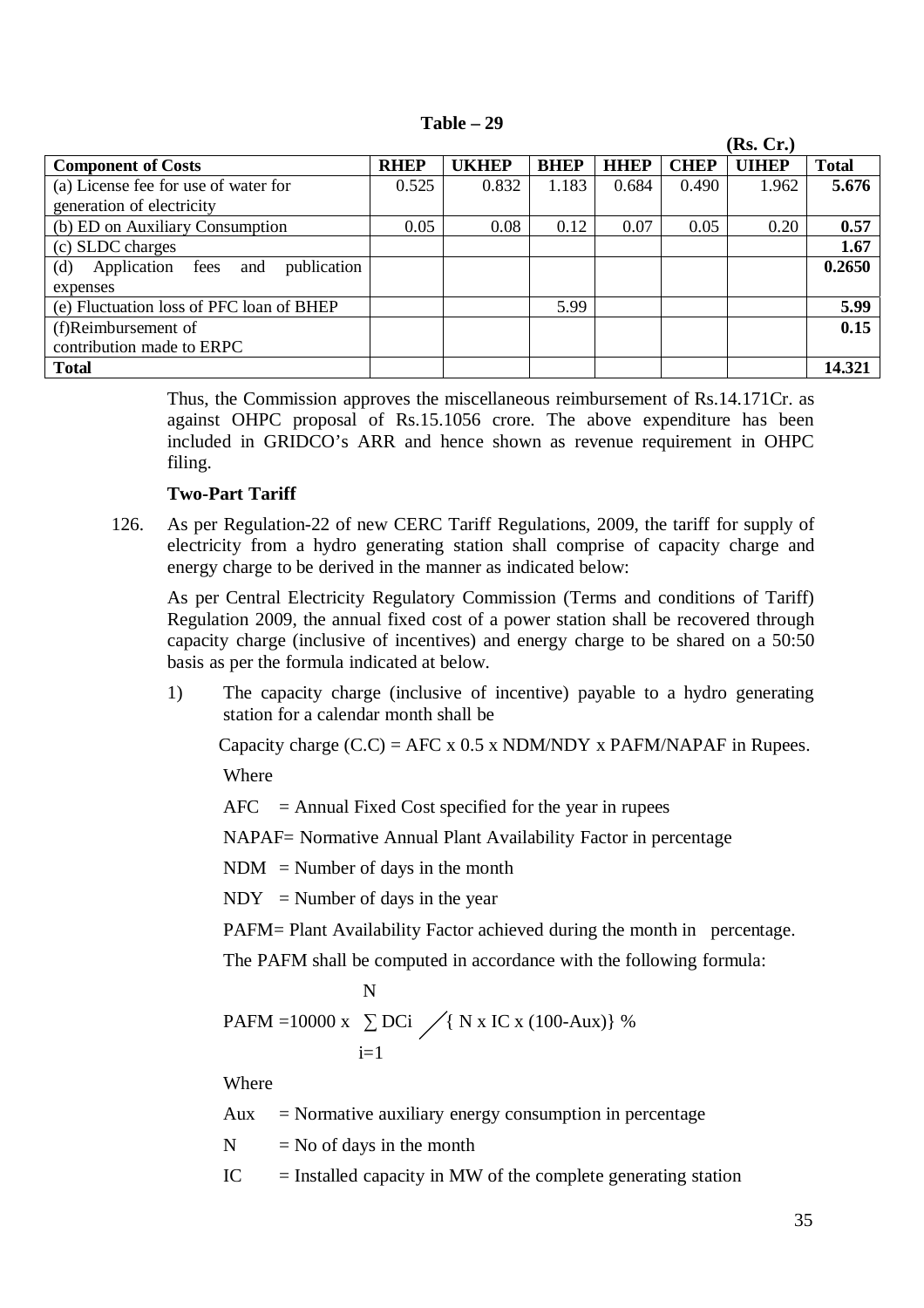**Table – 29**

(Rs. Cr.)

| Component of Costs | RHEP | UKHEP | BHEP | HHEP | CHEP | UIHEP | Total |
|---|---|---|---|---|---|---|---|
| (a) License fee for use of water for generation of electricity | 0.525 | 0.832 | 1.183 | 0.684 | 0.490 | 1.962 | **5.676** |
| (b) ED on Auxiliary Consumption | 0.05 | 0.08 | 0.12 | 0.07 | 0.05 | 0.20 | **0.57** |
| (c) SLDC charges | | | | | | | **1.67** |
| (d) Application fees and publication expenses | | | | | | | **0.2650** |
| (e) Fluctuation loss of PFC loan of BHEP | | | 5.99 | | | | **5.99** |
| (f)Reimbursement of contribution made to ERPC | | | | | | | **0.15** |
| **Total** | | | | | | | **14.321** |

Thus, the Commission approves the miscellaneous reimbursement of Rs.14.171Cr. as against OHPC proposal of Rs.15.1056 crore. The above expenditure has been included in GRIDCO's ARR and hence shown as revenue requirement in OHPC filing.

**Two-Part Tariff**

126. As per Regulation-22 of new CERC Tariff Regulations, 2009, the tariff for supply of electricity from a hydro generating station shall comprise of capacity charge and energy charge to be derived in the manner as indicated below:

As per Central Electricity Regulatory Commission (Terms and conditions of Tariff) Regulation 2009, the annual fixed cost of a power station shall be recovered through capacity charge (inclusive of incentives) and energy charge to be shared on a 50:50 basis as per the formula indicated at below.

1) The capacity charge (inclusive of incentive) payable to a hydro generating station for a calendar month shall be

Capacity charge (C.C) = AFC x 0.5 x NDM/NDY x PAFM/NAPAF in Rupees.

Where

AFC = Annual Fixed Cost specified for the year in rupees

NAPAF= Normative Annual Plant Availability Factor in percentage

NDM = Number of days in the month

NDY = Number of days in the year

PAFM= Plant Availability Factor achieved during the month in percentage.

The PAFM shall be computed in accordance with the following formula:

$$PAFM = 10000 \times \sum_{i=1}^{N} DCi \Big/ \{ N \times IC \times (100 - Aux)\} \%$$

Where

Aux = Normative auxiliary energy consumption in percentage

N = No of days in the month

IC = Installed capacity in MW of the complete generating station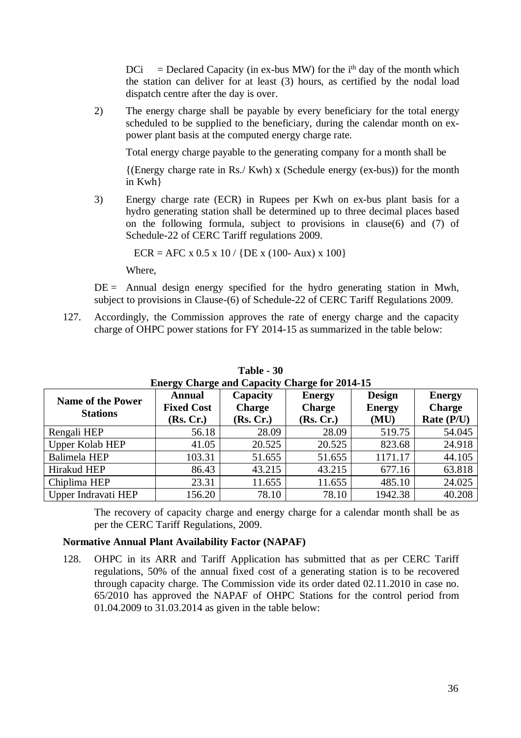$DC_i$ = Declared Capacity (in ex-bus MW) for the $i^{th}$ day of the month which the station can deliver for at least (3) hours, as certified by the nodal load dispatch centre after the day is over.

2) The energy charge shall be payable by every beneficiary for the total energy scheduled to be supplied to the beneficiary, during the calendar month on ex-power plant basis at the computed energy charge rate.

   Total energy charge payable to the generating company for a month shall be

   {(Energy charge rate in Rs./ Kwh) x (Schedule energy (ex-bus)) for the month in Kwh}

3) Energy charge rate (ECR) in Rupees per Kwh on ex-bus plant basis for a hydro generating station shall be determined up to three decimal places based on the following formula, subject to provisions in clause(6) and (7) of Schedule-22 of CERC Tariff regulations 2009.

   $$ECR = AFC \times 0.5 \times 10 / \{DE \times (100- Aux) \times 100\}$$

   Where,

DE = Annual design energy specified for the hydro generating station in Mwh, subject to provisions in Clause-(6) of Schedule-22 of CERC Tariff Regulations 2009.

127. Accordingly, the Commission approves the rate of energy charge and the capacity charge of OHPC power stations for FY 2014-15 as summarized in the table below:

**Table - 30**
**Energy Charge and Capacity Charge for 2014-15**

| Name of the Power Stations | Annual Fixed Cost (Rs. Cr.) | Capacity Charge (Rs. Cr.) | Energy Charge (Rs. Cr.) | Design Energy (MU) | Energy Charge Rate (P/U) |
|---|---|---|---|---|---|
| Rengali HEP | 56.18 | 28.09 | 28.09 | 519.75 | 54.045 |
| Upper Kolab HEP | 41.05 | 20.525 | 20.525 | 823.68 | 24.918 |
| Balimela HEP | 103.31 | 51.655 | 51.655 | 1171.17 | 44.105 |
| Hirakud HEP | 86.43 | 43.215 | 43.215 | 677.16 | 63.818 |
| Chiplima HEP | 23.31 | 11.655 | 11.655 | 485.10 | 24.025 |
| Upper Indravati HEP | 156.20 | 78.10 | 78.10 | 1942.38 | 40.208 |

The recovery of capacity charge and energy charge for a calendar month shall be as per the CERC Tariff Regulations, 2009.

**Normative Annual Plant Availability Factor (NAPAF)**

128. OHPC in its ARR and Tariff Application has submitted that as per CERC Tariff regulations, 50% of the annual fixed cost of a generating station is to be recovered through capacity charge. The Commission vide its order dated 02.11.2010 in case no. 65/2010 has approved the NAPAF of OHPC Stations for the control period from 01.04.2009 to 31.03.2014 as given in the table below: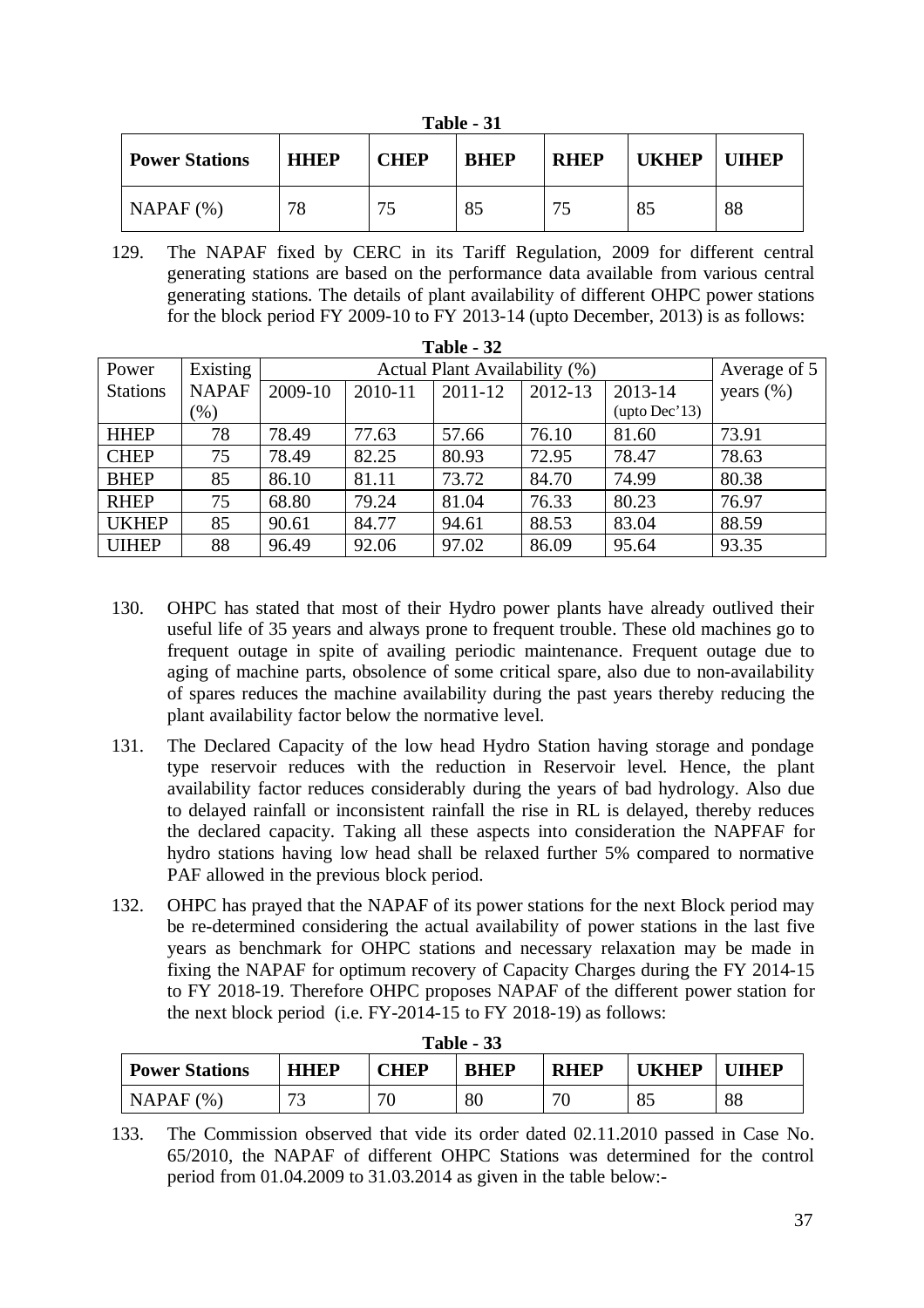**Table - 31**

| Power Stations | HHEP | CHEP | BHEP | RHEP | UKHEP | UIHEP |
|---|---|---|---|---|---|---|
| NAPAF (%) | 78 | 75 | 85 | 75 | 85 | 88 |

129. The NAPAF fixed by CERC in its Tariff Regulation, 2009 for different central generating stations are based on the performance data available from various central generating stations. The details of plant availability of different OHPC power stations for the block period FY 2009-10 to FY 2013-14 (upto December, 2013) is as follows:

**Table - 32**

| Power Stations | Existing NAPAF (%) | Actual Plant Availability (%) | | | | | Average of 5 years (%) |
|---|---|---|---|---|---|---|---|
| | | 2009-10 | 2010-11 | 2011-12 | 2012-13 | 2013-14 (upto Dec'13) | |
| HHEP | 78 | 78.49 | 77.63 | 57.66 | 76.10 | 81.60 | 73.91 |
| CHEP | 75 | 78.49 | 82.25 | 80.93 | 72.95 | 78.47 | 78.63 |
| BHEP | 85 | 86.10 | 81.11 | 73.72 | 84.70 | 74.99 | 80.38 |
| RHEP | 75 | 68.80 | 79.24 | 81.04 | 76.33 | 80.23 | 76.97 |
| UKHEP | 85 | 90.61 | 84.77 | 94.61 | 88.53 | 83.04 | 88.59 |
| UIHEP | 88 | 96.49 | 92.06 | 97.02 | 86.09 | 95.64 | 93.35 |

130. OHPC has stated that most of their Hydro power plants have already outlived their useful life of 35 years and always prone to frequent trouble. These old machines go to frequent outage in spite of availing periodic maintenance. Frequent outage due to aging of machine parts, obsolence of some critical spare, also due to non-availability of spares reduces the machine availability during the past years thereby reducing the plant availability factor below the normative level.

131. The Declared Capacity of the low head Hydro Station having storage and pondage type reservoir reduces with the reduction in Reservoir level. Hence, the plant availability factor reduces considerably during the years of bad hydrology. Also due to delayed rainfall or inconsistent rainfall the rise in RL is delayed, thereby reduces the declared capacity. Taking all these aspects into consideration the NAPFAF for hydro stations having low head shall be relaxed further 5% compared to normative PAF allowed in the previous block period.

132. OHPC has prayed that the NAPAF of its power stations for the next Block period may be re-determined considering the actual availability of power stations in the last five years as benchmark for OHPC stations and necessary relaxation may be made in fixing the NAPAF for optimum recovery of Capacity Charges during the FY 2014-15 to FY 2018-19. Therefore OHPC proposes NAPAF of the different power station for the next block period (i.e. FY-2014-15 to FY 2018-19) as follows:

**Table - 33**

| Power Stations | HHEP | CHEP | BHEP | RHEP | UKHEP | UIHEP |
|---|---|---|---|---|---|---|
| NAPAF (%) | 73 | 70 | 80 | 70 | 85 | 88 |

133. The Commission observed that vide its order dated 02.11.2010 passed in Case No. 65/2010, the NAPAF of different OHPC Stations was determined for the control period from 01.04.2009 to 31.03.2014 as given in the table below:-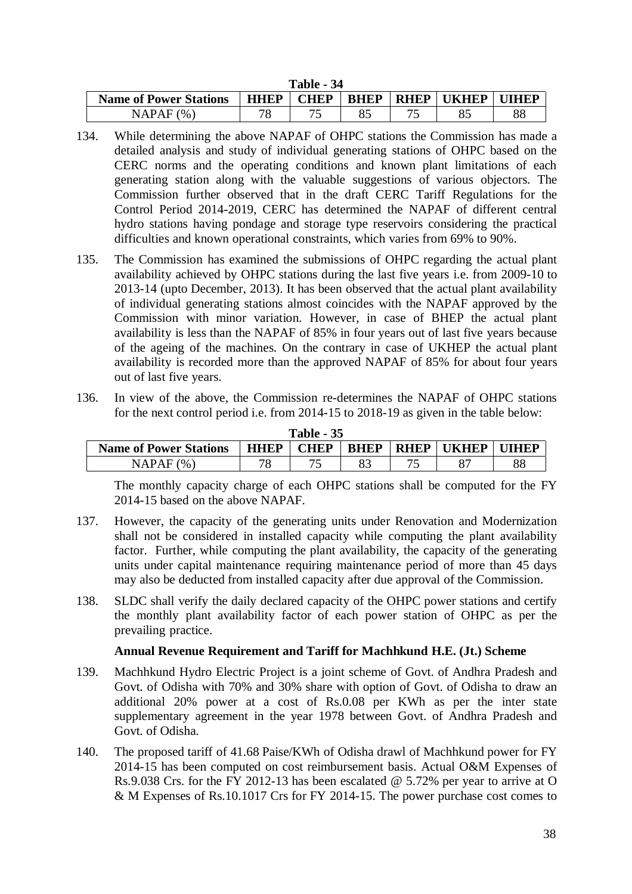**Table - 34**

| Name of Power Stations | HHEP | CHEP | BHEP | RHEP | UKHEP | UIHEP |
|---|---|---|---|---|---|---|
| NAPAF (%) | 78 | 75 | 85 | 75 | 85 | 88 |

134. While determining the above NAPAF of OHPC stations the Commission has made a detailed analysis and study of individual generating stations of OHPC based on the CERC norms and the operating conditions and known plant limitations of each generating station along with the valuable suggestions of various objectors. The Commission further observed that in the draft CERC Tariff Regulations for the Control Period 2014-2019, CERC has determined the NAPAF of different central hydro stations having pondage and storage type reservoirs considering the practical difficulties and known operational constraints, which varies from 69% to 90%.

135. The Commission has examined the submissions of OHPC regarding the actual plant availability achieved by OHPC stations during the last five years i.e. from 2009-10 to 2013-14 (upto December, 2013). It has been observed that the actual plant availability of individual generating stations almost coincides with the NAPAF approved by the Commission with minor variation. However, in case of BHEP the actual plant availability is less than the NAPAF of 85% in four years out of last five years because of the ageing of the machines. On the contrary in case of UKHEP the actual plant availability is recorded more than the approved NAPAF of 85% for about four years out of last five years.

136. In view of the above, the Commission re-determines the NAPAF of OHPC stations for the next control period i.e. from 2014-15 to 2018-19 as given in the table below:

**Table - 35**

| Name of Power Stations | HHEP | CHEP | BHEP | RHEP | UKHEP | UIHEP |
|---|---|---|---|---|---|---|
| NAPAF (%) | 78 | 75 | 83 | 75 | 87 | 88 |

The monthly capacity charge of each OHPC stations shall be computed for the FY 2014-15 based on the above NAPAF.

137. However, the capacity of the generating units under Renovation and Modernization shall not be considered in installed capacity while computing the plant availability factor. Further, while computing the plant availability, the capacity of the generating units under capital maintenance requiring maintenance period of more than 45 days may also be deducted from installed capacity after due approval of the Commission.

138. SLDC shall verify the daily declared capacity of the OHPC power stations and certify the monthly plant availability factor of each power station of OHPC as per the prevailing practice.

**Annual Revenue Requirement and Tariff for Machhkund H.E. (Jt.) Scheme**

139. Machhkund Hydro Electric Project is a joint scheme of Govt. of Andhra Pradesh and Govt. of Odisha with 70% and 30% share with option of Govt. of Odisha to draw an additional 20% power at a cost of Rs.0.08 per KWh as per the inter state supplementary agreement in the year 1978 between Govt. of Andhra Pradesh and Govt. of Odisha.

140. The proposed tariff of 41.68 Paise/KWh of Odisha drawl of Machhkund power for FY 2014-15 has been computed on cost reimbursement basis. Actual O&M Expenses of Rs.9.038 Crs. for the FY 2012-13 has been escalated @ 5.72% per year to arrive at O & M Expenses of Rs.10.1017 Crs for FY 2014-15. The power purchase cost comes to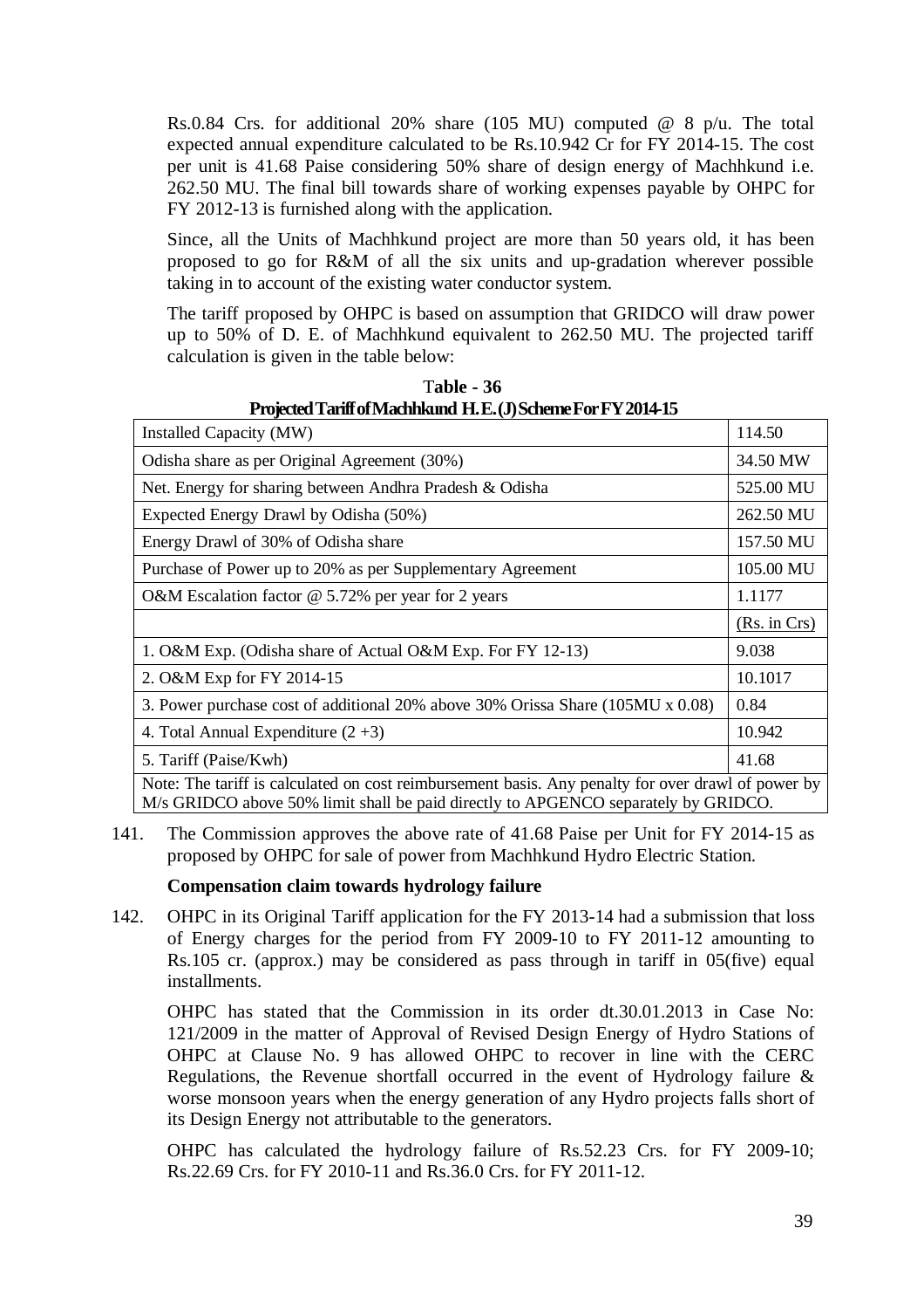Rs.0.84 Crs. for additional 20% share (105 MU) computed @ 8 p/u. The total expected annual expenditure calculated to be Rs.10.942 Cr for FY 2014-15. The cost per unit is 41.68 Paise considering 50% share of design energy of Machhkund i.e. 262.50 MU. The final bill towards share of working expenses payable by OHPC for FY 2012-13 is furnished along with the application.

Since, all the Units of Machhkund project are more than 50 years old, it has been proposed to go for R&M of all the six units and up-gradation wherever possible taking in to account of the existing water conductor system.

The tariff proposed by OHPC is based on assumption that GRIDCO will draw power up to 50% of D. E. of Machhkund equivalent to 262.50 MU. The projected tariff calculation is given in the table below:

**Table - 36**
**Projected Tariff of Machhkund H.E.(J) Scheme For FY 2014-15**

| | |
|---|---|
| Installed Capacity (MW) | 114.50 |
| Odisha share as per Original Agreement (30%) | 34.50 MW |
| Net. Energy for sharing between Andhra Pradesh & Odisha | 525.00 MU |
| Expected Energy Drawl by Odisha (50%) | 262.50 MU |
| Energy Drawl of 30% of Odisha share | 157.50 MU |
| Purchase of Power up to 20% as per Supplementary Agreement | 105.00 MU |
| O&M Escalation factor @ 5.72% per year for 2 years | 1.1177 |
| | (Rs. in Crs) |
| 1. O&M Exp. (Odisha share of Actual O&M Exp. For FY 12-13) | 9.038 |
| 2. O&M Exp for FY 2014-15 | 10.1017 |
| 3. Power purchase cost of additional 20% above 30% Orissa Share (105MU x 0.08) | 0.84 |
| 4. Total Annual Expenditure (2 +3) | 10.942 |
| 5. Tariff (Paise/Kwh) | 41.68 |
| Note: The tariff is calculated on cost reimbursement basis. Any penalty for over drawl of power by M/s GRIDCO above 50% limit shall be paid directly to APGENCO separately by GRIDCO. | |

141. The Commission approves the above rate of 41.68 Paise per Unit for FY 2014-15 as proposed by OHPC for sale of power from Machhkund Hydro Electric Station.

**Compensation claim towards hydrology failure**

142. OHPC in its Original Tariff application for the FY 2013-14 had a submission that loss of Energy charges for the period from FY 2009-10 to FY 2011-12 amounting to Rs.105 cr. (approx.) may be considered as pass through in tariff in 05(five) equal installments.

OHPC has stated that the Commission in its order dt.30.01.2013 in Case No: 121/2009 in the matter of Approval of Revised Design Energy of Hydro Stations of OHPC at Clause No. 9 has allowed OHPC to recover in line with the CERC Regulations, the Revenue shortfall occurred in the event of Hydrology failure & worse monsoon years when the energy generation of any Hydro projects falls short of its Design Energy not attributable to the generators.

OHPC has calculated the hydrology failure of Rs.52.23 Crs. for FY 2009-10; Rs.22.69 Crs. for FY 2010-11 and Rs.36.0 Crs. for FY 2011-12.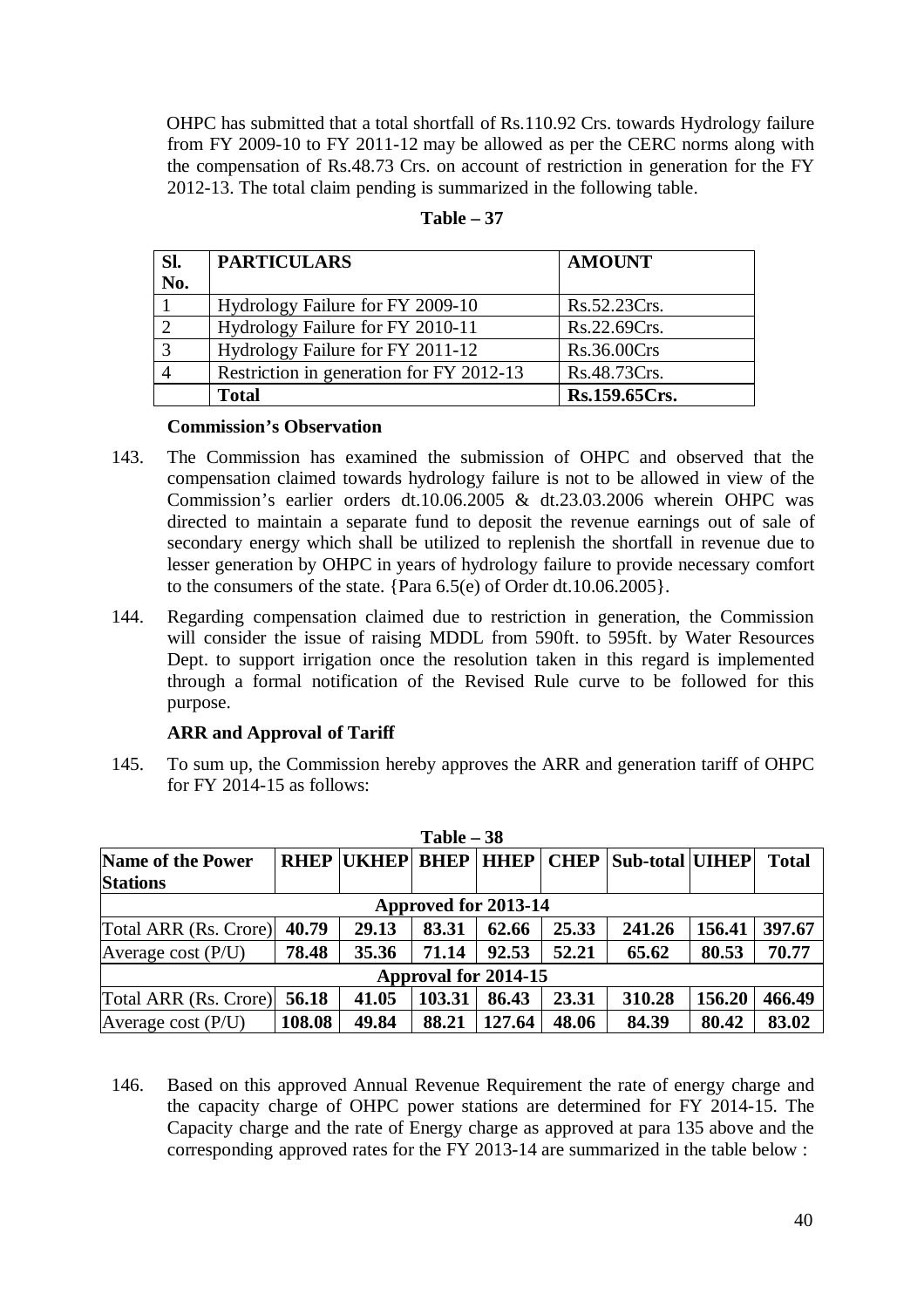OHPC has submitted that a total shortfall of Rs.110.92 Crs. towards Hydrology failure from FY 2009-10 to FY 2011-12 may be allowed as per the CERC norms along with the compensation of Rs.48.73 Crs. on account of restriction in generation for the FY 2012-13. The total claim pending is summarized in the following table.

**Table – 37**

| Sl. No. | PARTICULARS | AMOUNT |
|---|---|---|
| 1 | Hydrology Failure for FY 2009-10 | Rs.52.23Crs. |
| 2 | Hydrology Failure for FY 2010-11 | Rs.22.69Crs. |
| 3 | Hydrology Failure for FY 2011-12 | Rs.36.00Crs |
| 4 | Restriction in generation for FY 2012-13 | Rs.48.73Crs. |
| | **Total** | **Rs.159.65Crs.** |

**Commission's Observation**

143. The Commission has examined the submission of OHPC and observed that the compensation claimed towards hydrology failure is not to be allowed in view of the Commission's earlier orders dt.10.06.2005 & dt.23.03.2006 wherein OHPC was directed to maintain a separate fund to deposit the revenue earnings out of sale of secondary energy which shall be utilized to replenish the shortfall in revenue due to lesser generation by OHPC in years of hydrology failure to provide necessary comfort to the consumers of the state. {Para 6.5(e) of Order dt.10.06.2005}.

144. Regarding compensation claimed due to restriction in generation, the Commission will consider the issue of raising MDDL from 590ft. to 595ft. by Water Resources Dept. to support irrigation once the resolution taken in this regard is implemented through a formal notification of the Revised Rule curve to be followed for this purpose.

**ARR and Approval of Tariff**

145. To sum up, the Commission hereby approves the ARR and generation tariff of OHPC for FY 2014-15 as follows:

**Table – 38**

| Name of the Power Stations | RHEP | UKHEP | BHEP | HHEP | CHEP | Sub-total | UIHEP | Total |
|---|---|---|---|---|---|---|---|---|
| **Approved for 2013-14** | | | | | | | | |
| Total ARR (Rs. Crore) | **40.79** | **29.13** | **83.31** | **62.66** | **25.33** | **241.26** | **156.41** | **397.67** |
| Average cost (P/U) | **78.48** | **35.36** | **71.14** | **92.53** | **52.21** | **65.62** | **80.53** | **70.77** |
| **Approval for 2014-15** | | | | | | | | |
| Total ARR (Rs. Crore) | **56.18** | **41.05** | **103.31** | **86.43** | **23.31** | **310.28** | **156.20** | **466.49** |
| Average cost (P/U) | **108.08** | **49.84** | **88.21** | **127.64** | **48.06** | **84.39** | **80.42** | **83.02** |

146. Based on this approved Annual Revenue Requirement the rate of energy charge and the capacity charge of OHPC power stations are determined for FY 2014-15. The Capacity charge and the rate of Energy charge as approved at para 135 above and the corresponding approved rates for the FY 2013-14 are summarized in the table below :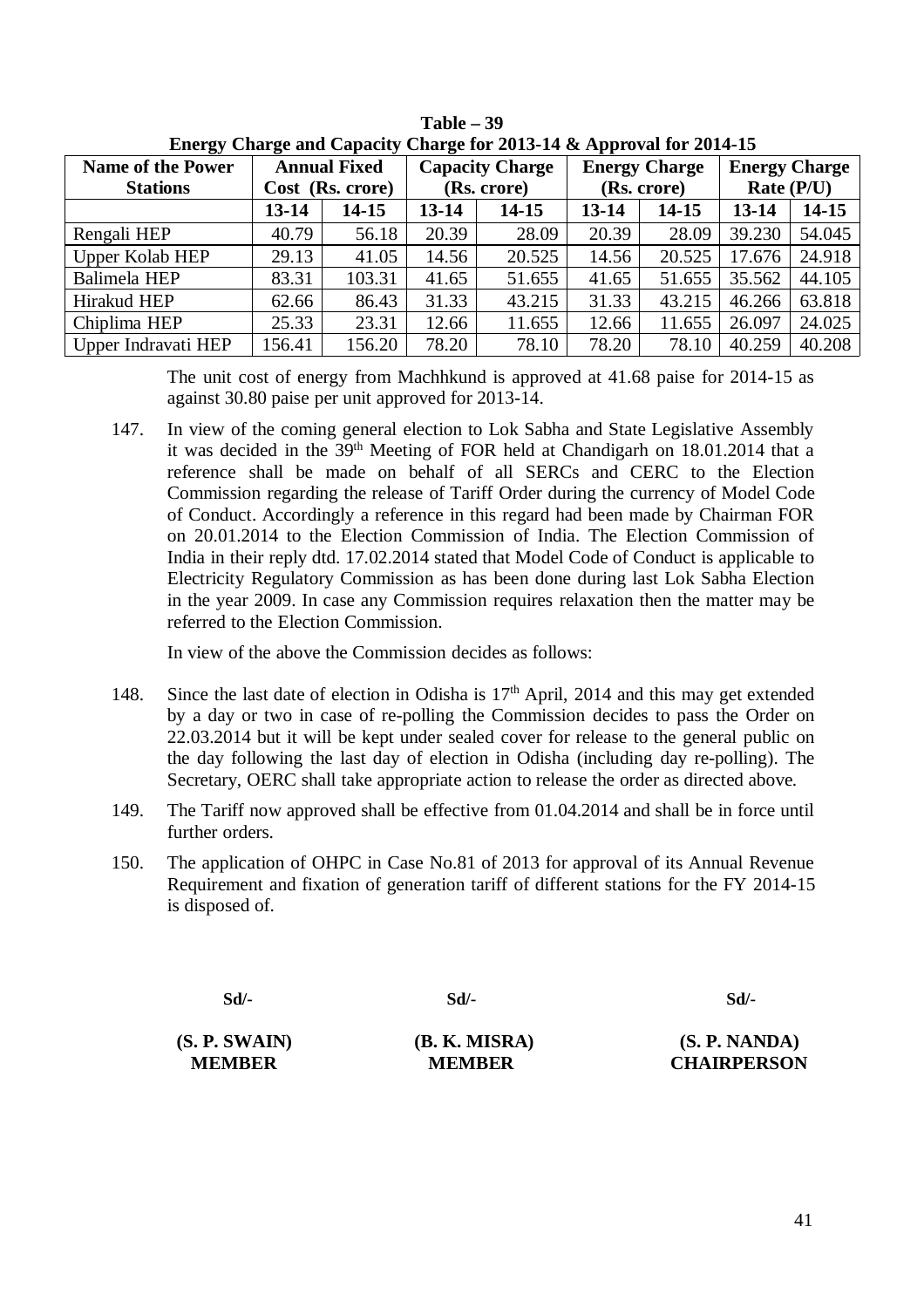**Table – 39**
**Energy Charge and Capacity Charge for 2013-14 & Approval for 2014-15**

| Name of the Power Stations | Annual Fixed Cost (Rs. crore) | | Capacity Charge (Rs. crore) | | Energy Charge (Rs. crore) | | Energy Charge Rate (P/U) | |
|---|---|---|---|---|---|---|---|---|
| | 13-14 | 14-15 | 13-14 | 14-15 | 13-14 | 14-15 | 13-14 | 14-15 |
| Rengali HEP | 40.79 | 56.18 | 20.39 | 28.09 | 20.39 | 28.09 | 39.230 | 54.045 |
| Upper Kolab HEP | 29.13 | 41.05 | 14.56 | 20.525 | 14.56 | 20.525 | 17.676 | 24.918 |
| Balimela HEP | 83.31 | 103.31 | 41.65 | 51.655 | 41.65 | 51.655 | 35.562 | 44.105 |
| Hirakud HEP | 62.66 | 86.43 | 31.33 | 43.215 | 31.33 | 43.215 | 46.266 | 63.818 |
| Chiplima HEP | 25.33 | 23.31 | 12.66 | 11.655 | 12.66 | 11.655 | 26.097 | 24.025 |
| Upper Indravati HEP | 156.41 | 156.20 | 78.20 | 78.10 | 78.20 | 78.10 | 40.259 | 40.208 |

The unit cost of energy from Machhkund is approved at 41.68 paise for 2014-15 as against 30.80 paise per unit approved for 2013-14.

147. In view of the coming general election to Lok Sabha and State Legislative Assembly it was decided in the 39th Meeting of FOR held at Chandigarh on 18.01.2014 that a reference shall be made on behalf of all SERCs and CERC to the Election Commission regarding the release of Tariff Order during the currency of Model Code of Conduct. Accordingly a reference in this regard had been made by Chairman FOR on 20.01.2014 to the Election Commission of India. The Election Commission of India in their reply dtd. 17.02.2014 stated that Model Code of Conduct is applicable to Electricity Regulatory Commission as has been done during last Lok Sabha Election in the year 2009. In case any Commission requires relaxation then the matter may be referred to the Election Commission.

In view of the above the Commission decides as follows:

148. Since the last date of election in Odisha is 17th April, 2014 and this may get extended by a day or two in case of re-polling the Commission decides to pass the Order on 22.03.2014 but it will be kept under sealed cover for release to the general public on the day following the last day of election in Odisha (including day re-polling). The Secretary, OERC shall take appropriate action to release the order as directed above.

149. The Tariff now approved shall be effective from 01.04.2014 and shall be in force until further orders.

150. The application of OHPC in Case No.81 of 2013 for approval of its Annual Revenue Requirement and fixation of generation tariff of different stations for the FY 2014-15 is disposed of.

| Sd/- | Sd/- | Sd/- |
|---|---|---|
| **(S. P. SWAIN)** **MEMBER** | **(B. K. MISRA)** **MEMBER** | **(S. P. NANDA)** **CHAIRPERSON** |